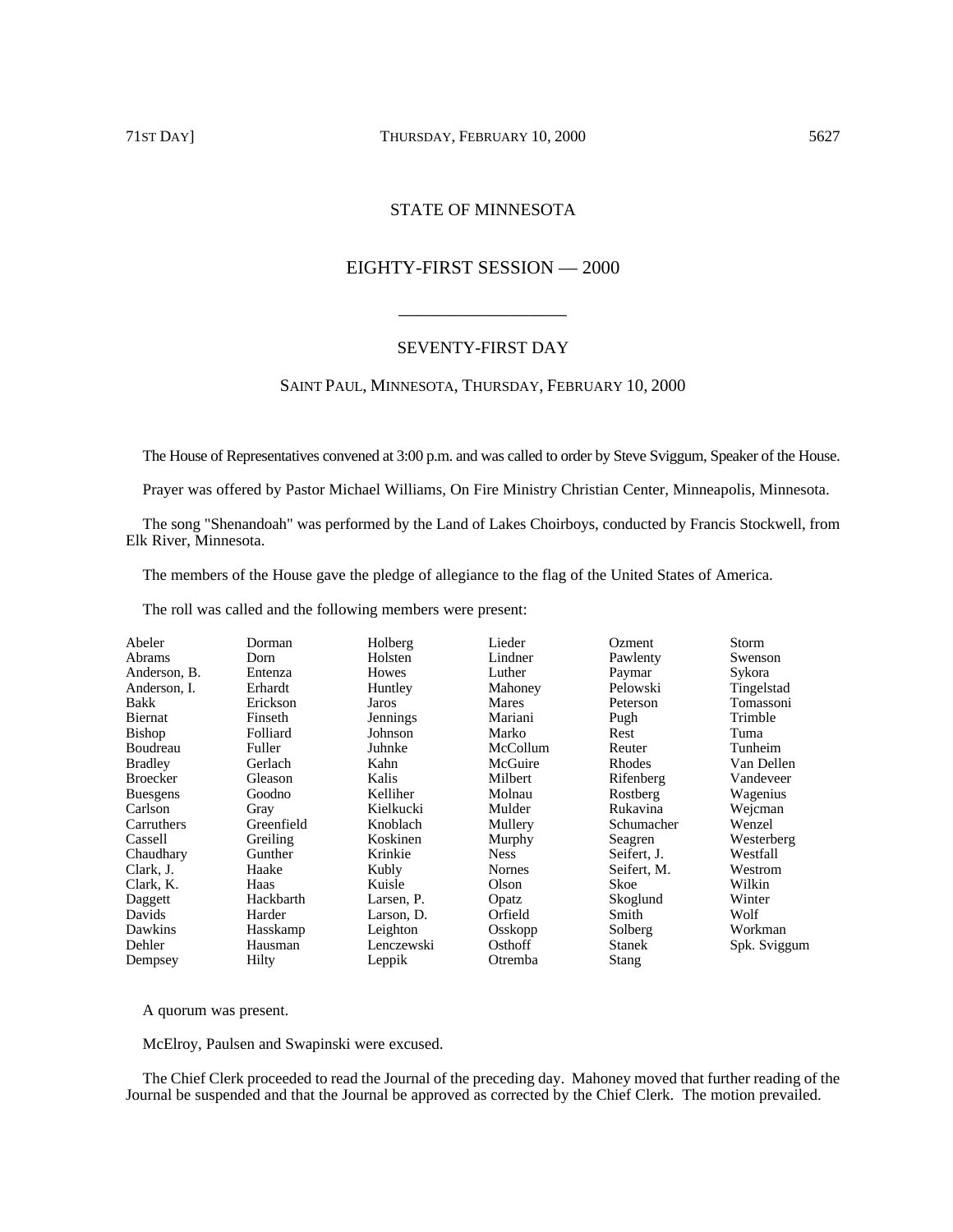# STATE OF MINNESOTA

## EIGHTY-FIRST SESSION — 2000

---

## SEVENTY-FIRST DAY

### SAINT PAUL, MINNESOTA, THURSDAY, FEBRUARY 10, 2000

The House of Representatives convened at 3:00 p.m. and was called to order by Steve Sviggum, Speaker of the House.

Prayer was offered by Pastor Michael Williams, On Fire Ministry Christian Center, Minneapolis, Minnesota.

The song "Shenandoah" was performed by the Land of Lakes Choirboys, conducted by Francis Stockwell, from Elk River, Minnesota.

The members of the House gave the pledge of allegiance to the flag of the United States of America.

The roll was called and the following members were present:

| | | | | | |
|---|---|---|---|---|---|
| Abeler | Dorman | Holberg | Lieder | Ozment | Storm |
| Abrams | Dorn | Holsten | Lindner | Pawlenty | Swenson |
| Anderson, B. | Entenza | Howes | Luther | Paymar | Sykora |
| Anderson, I. | Erhardt | Huntley | Mahoney | Pelowski | Tingelstad |
| Bakk | Erickson | Jaros | Mares | Peterson | Tomassoni |
| Biernat | Finseth | Jennings | Mariani | Pugh | Trimble |
| Bishop | Folliard | Johnson | Marko | Rest | Tuma |
| Boudreau | Fuller | Juhnke | McCollum | Reuter | Tunheim |
| Bradley | Gerlach | Kahn | McGuire | Rhodes | Van Dellen |
| Broecker | Gleason | Kalis | Milbert | Rifenberg | Vandeveer |
| Buesgens | Goodno | Kelliher | Molnau | Rostberg | Wagenius |
| Carlson | Gray | Kielkucki | Mulder | Rukavina | Wejcman |
| Carruthers | Greenfield | Knoblach | Mullery | Schumacher | Wenzel |
| Cassell | Greiling | Koskinen | Murphy | Seagren | Westerberg |
| Chaudhary | Gunther | Krinkie | Ness | Seifert, J. | Westfall |
| Clark, J. | Haake | Kubly | Nornes | Seifert, M. | Westrom |
| Clark, K. | Haas | Kuisle | Olson | Skoe | Wilkin |
| Daggett | Hackbarth | Larsen, P. | Opatz | Skoglund | Winter |
| Davids | Harder | Larson, D. | Orfield | Smith | Wolf |
| Dawkins | Hasskamp | Leighton | Osskopp | Solberg | Workman |
| Dehler | Hausman | Lenczewski | Osthoff | Stanek | Spk. Sviggum |
| Dempsey | Hilty | Leppik | Otremba | Stang | |

A quorum was present.

McElroy, Paulsen and Swapinski were excused.

The Chief Clerk proceeded to read the Journal of the preceding day. Mahoney moved that further reading of the Journal be suspended and that the Journal be approved as corrected by the Chief Clerk. The motion prevailed.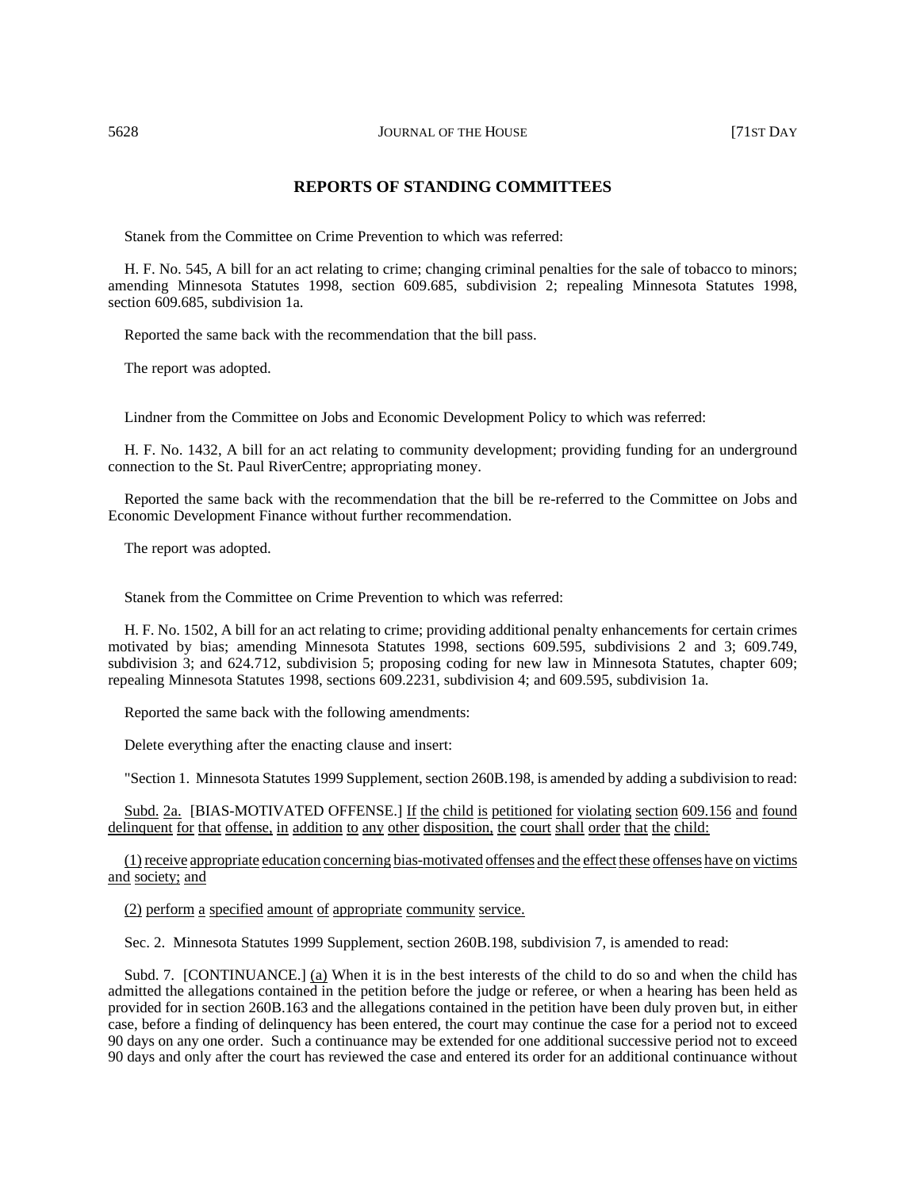## REPORTS OF STANDING COMMITTEES

Stanek from the Committee on Crime Prevention to which was referred:

H. F. No. 545, A bill for an act relating to crime; changing criminal penalties for the sale of tobacco to minors; amending Minnesota Statutes 1998, section 609.685, subdivision 2; repealing Minnesota Statutes 1998, section 609.685, subdivision 1a.

Reported the same back with the recommendation that the bill pass.

The report was adopted.

Lindner from the Committee on Jobs and Economic Development Policy to which was referred:

H. F. No. 1432, A bill for an act relating to community development; providing funding for an underground connection to the St. Paul RiverCentre; appropriating money.

Reported the same back with the recommendation that the bill be re-referred to the Committee on Jobs and Economic Development Finance without further recommendation.

The report was adopted.

Stanek from the Committee on Crime Prevention to which was referred:

H. F. No. 1502, A bill for an act relating to crime; providing additional penalty enhancements for certain crimes motivated by bias; amending Minnesota Statutes 1998, sections 609.595, subdivisions 2 and 3; 609.749, subdivision 3; and 624.712, subdivision 5; proposing coding for new law in Minnesota Statutes, chapter 609; repealing Minnesota Statutes 1998, sections 609.2231, subdivision 4; and 609.595, subdivision 1a.

Reported the same back with the following amendments:

Delete everything after the enacting clause and insert:

"Section 1. Minnesota Statutes 1999 Supplement, section 260B.198, is amended by adding a subdivision to read:

Subd. 2a. [BIAS-MOTIVATED OFFENSE.] If the child is petitioned for violating section 609.156 and found delinquent for that offense, in addition to any other disposition, the court shall order that the child:

(1) receive appropriate education concerning bias-motivated offenses and the effect these offenses have on victims and society; and

(2) perform a specified amount of appropriate community service.

Sec. 2. Minnesota Statutes 1999 Supplement, section 260B.198, subdivision 7, is amended to read:

Subd. 7. [CONTINUANCE.] (a) When it is in the best interests of the child to do so and when the child has admitted the allegations contained in the petition before the judge or referee, or when a hearing has been held as provided for in section 260B.163 and the allegations contained in the petition have been duly proven but, in either case, before a finding of delinquency has been entered, the court may continue the case for a period not to exceed 90 days on any one order. Such a continuance may be extended for one additional successive period not to exceed 90 days and only after the court has reviewed the case and entered its order for an additional continuance without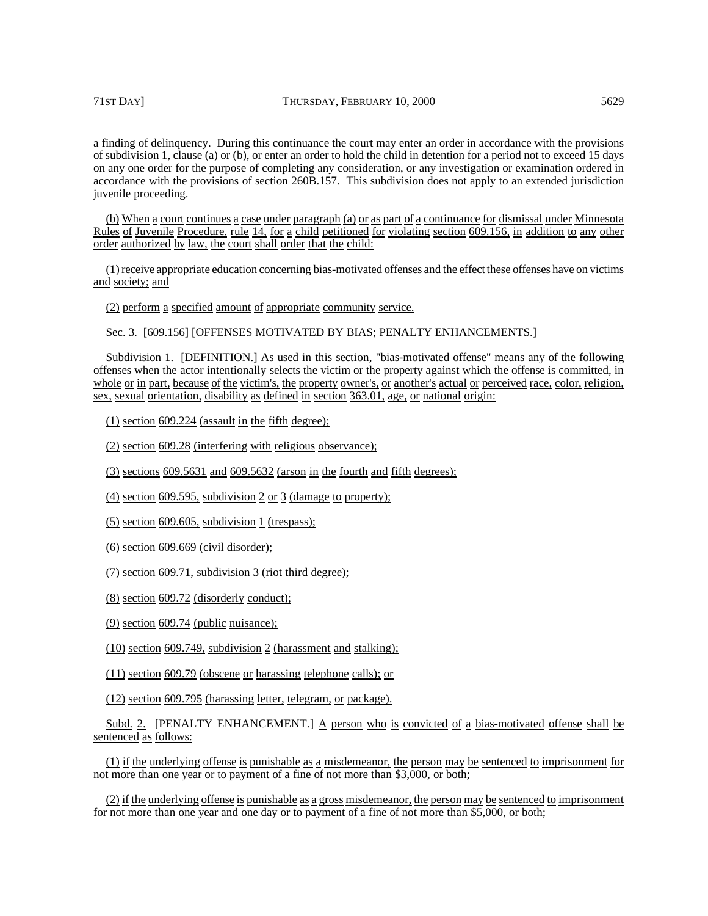a finding of delinquency. During this continuance the court may enter an order in accordance with the provisions of subdivision 1, clause (a) or (b), or enter an order to hold the child in detention for a period not to exceed 15 days on any one order for the purpose of completing any consideration, or any investigation or examination ordered in accordance with the provisions of section 260B.157. This subdivision does not apply to an extended jurisdiction juvenile proceeding.

(b) When a court continues a case under paragraph (a) or as part of a continuance for dismissal under Minnesota Rules of Juvenile Procedure, rule 14, for a child petitioned for violating section 609.156, in addition to any other order authorized by law, the court shall order that the child:

(1) receive appropriate education concerning bias-motivated offenses and the effect these offenses have on victims and society; and

(2) perform a specified amount of appropriate community service.

Sec. 3. [609.156] [OFFENSES MOTIVATED BY BIAS; PENALTY ENHANCEMENTS.]

Subdivision 1. [DEFINITION.] As used in this section, "bias-motivated offense" means any of the following offenses when the actor intentionally selects the victim or the property against which the offense is committed, in whole or in part, because of the victim's, the property owner's, or another's actual or perceived race, color, religion, sex, sexual orientation, disability as defined in section 363.01, age, or national origin:

(1) section 609.224 (assault in the fifth degree);

(2) section 609.28 (interfering with religious observance);

(3) sections 609.5631 and 609.5632 (arson in the fourth and fifth degrees);

(4) section 609.595, subdivision 2 or 3 (damage to property);

(5) section 609.605, subdivision 1 (trespass);

(6) section 609.669 (civil disorder);

(7) section 609.71, subdivision 3 (riot third degree);

(8) section 609.72 (disorderly conduct);

(9) section 609.74 (public nuisance);

(10) section 609.749, subdivision 2 (harassment and stalking);

(11) section 609.79 (obscene or harassing telephone calls); or

(12) section 609.795 (harassing letter, telegram, or package).

Subd. 2. [PENALTY ENHANCEMENT.] A person who is convicted of a bias-motivated offense shall be sentenced as follows:

(1) if the underlying offense is punishable as a misdemeanor, the person may be sentenced to imprisonment for not more than one year or to payment of a fine of not more than $3,000, or both;

(2) if the underlying offense is punishable as a gross misdemeanor, the person may be sentenced to imprisonment for not more than one year and one day or to payment of a fine of not more than $5,000, or both;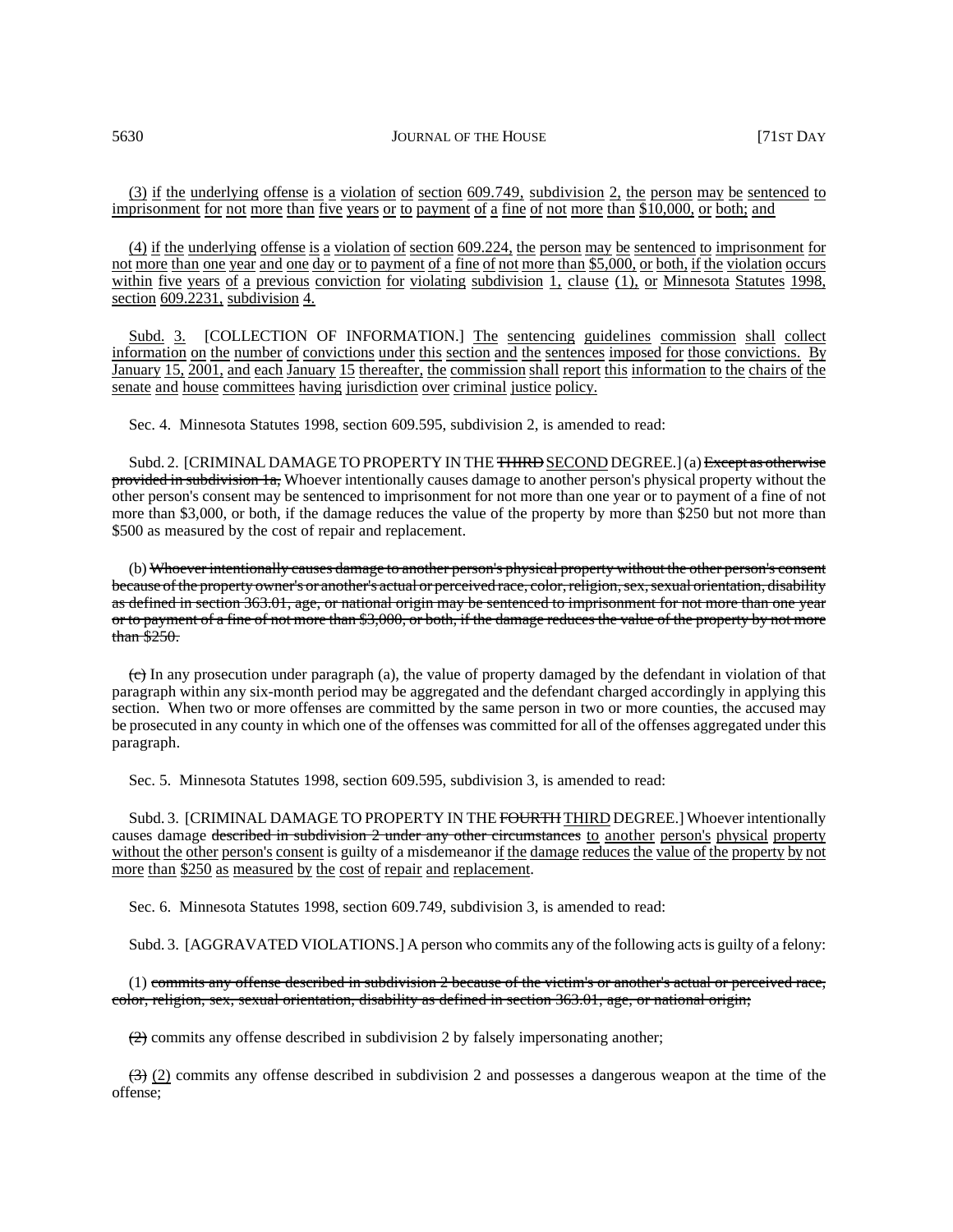(3) if the underlying offense is a violation of section 609.749, subdivision 2, the person may be sentenced to imprisonment for not more than five years or to payment of a fine of not more than $10,000, or both; and

(4) if the underlying offense is a violation of section 609.224, the person may be sentenced to imprisonment for not more than one year and one day or to payment of a fine of not more than $5,000, or both, if the violation occurs within five years of a previous conviction for violating subdivision 1, clause (1), or Minnesota Statutes 1998, section 609.2231, subdivision 4.

Subd. 3. [COLLECTION OF INFORMATION.] The sentencing guidelines commission shall collect information on the number of convictions under this section and the sentences imposed for those convictions. By January 15, 2001, and each January 15 thereafter, the commission shall report this information to the chairs of the senate and house committees having jurisdiction over criminal justice policy.

Sec. 4. Minnesota Statutes 1998, section 609.595, subdivision 2, is amended to read:

Subd. 2. [CRIMINAL DAMAGE TO PROPERTY IN THE ~~THIRD~~ SECOND DEGREE.] (a) ~~Except as otherwise provided in subdivision 1a,~~ Whoever intentionally causes damage to another person's physical property without the other person's consent may be sentenced to imprisonment for not more than one year or to payment of a fine of not more than $3,000, or both, if the damage reduces the value of the property by more than $250 but not more than $500 as measured by the cost of repair and replacement.

(b) ~~Whoever intentionally causes damage to another person's physical property without the other person's consent because of the property owner's or another's actual or perceived race, color, religion, sex, sexual orientation, disability as defined in section 363.01, age, or national origin may be sentenced to imprisonment for not more than one year or to payment of a fine of not more than $3,000, or both, if the damage reduces the value of the property by not more than $250.~~

~~(c)~~ In any prosecution under paragraph (a), the value of property damaged by the defendant in violation of that paragraph within any six-month period may be aggregated and the defendant charged accordingly in applying this section. When two or more offenses are committed by the same person in two or more counties, the accused may be prosecuted in any county in which one of the offenses was committed for all of the offenses aggregated under this paragraph.

Sec. 5. Minnesota Statutes 1998, section 609.595, subdivision 3, is amended to read:

Subd. 3. [CRIMINAL DAMAGE TO PROPERTY IN THE ~~FOURTH~~ THIRD DEGREE.] Whoever intentionally causes damage ~~described in subdivision 2 under any other circumstances~~ to another person's physical property without the other person's consent is guilty of a misdemeanor if the damage reduces the value of the property by not more than $250 as measured by the cost of repair and replacement.

Sec. 6. Minnesota Statutes 1998, section 609.749, subdivision 3, is amended to read:

Subd. 3. [AGGRAVATED VIOLATIONS.] A person who commits any of the following acts is guilty of a felony:

(1) ~~commits any offense described in subdivision 2 because of the victim's or another's actual or perceived race, color, religion, sex, sexual orientation, disability as defined in section 363.01, age, or national origin;~~

~~(2)~~ commits any offense described in subdivision 2 by falsely impersonating another;

~~(3)~~ (2) commits any offense described in subdivision 2 and possesses a dangerous weapon at the time of the offense;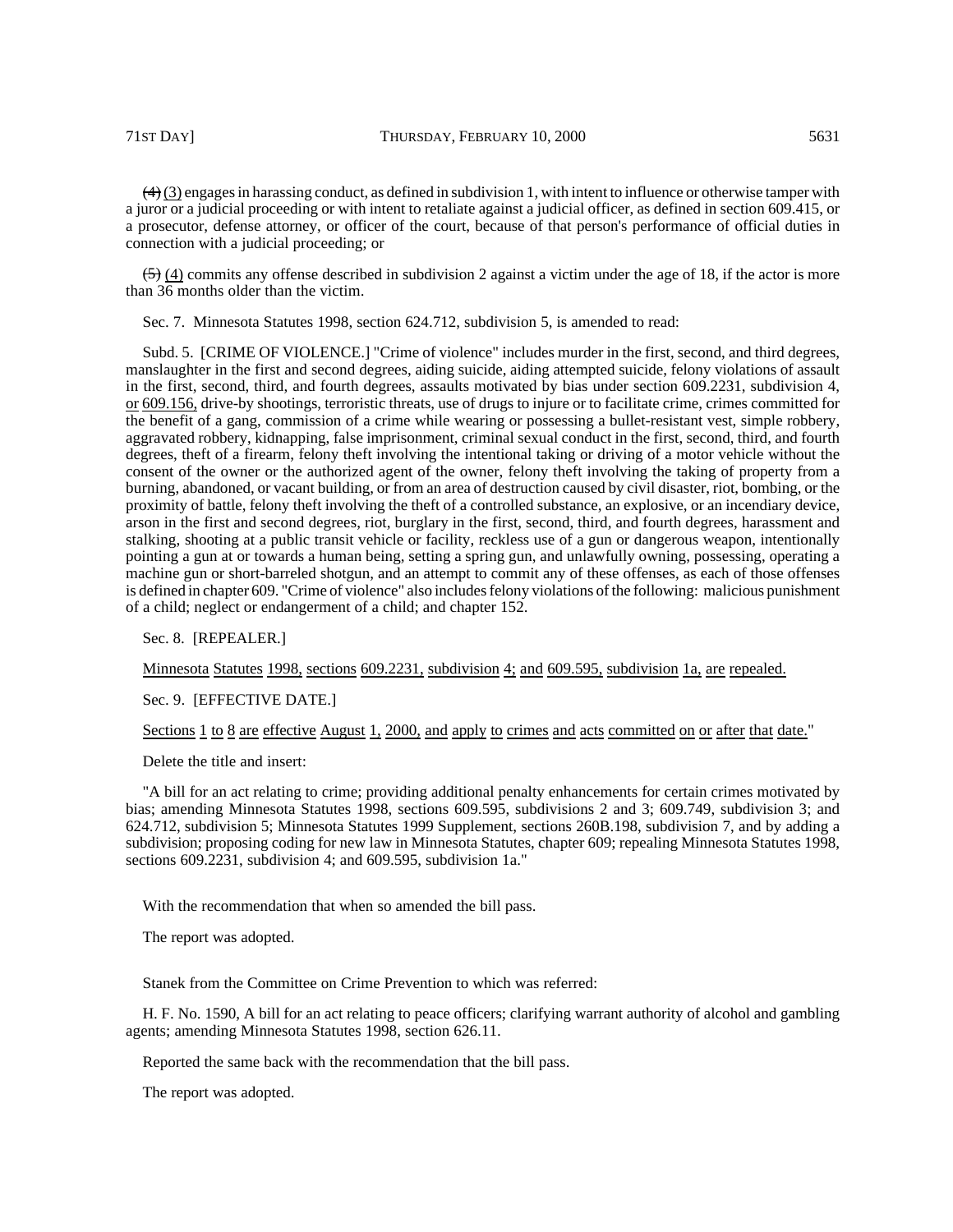~~(4)~~ (3) engages in harassing conduct, as defined in subdivision 1, with intent to influence or otherwise tamper with a juror or a judicial proceeding or with intent to retaliate against a judicial officer, as defined in section 609.415, or a prosecutor, defense attorney, or officer of the court, because of that person's performance of official duties in connection with a judicial proceeding; or

~~(5)~~ (4) commits any offense described in subdivision 2 against a victim under the age of 18, if the actor is more than 36 months older than the victim.

Sec. 7. Minnesota Statutes 1998, section 624.712, subdivision 5, is amended to read:

Subd. 5. [CRIME OF VIOLENCE.] "Crime of violence" includes murder in the first, second, and third degrees, manslaughter in the first and second degrees, aiding suicide, aiding attempted suicide, felony violations of assault in the first, second, third, and fourth degrees, assaults motivated by bias under section 609.2231, subdivision 4, or 609.156, drive-by shootings, terroristic threats, use of drugs to injure or to facilitate crime, crimes committed for the benefit of a gang, commission of a crime while wearing or possessing a bullet-resistant vest, simple robbery, aggravated robbery, kidnapping, false imprisonment, criminal sexual conduct in the first, second, third, and fourth degrees, theft of a firearm, felony theft involving the intentional taking or driving of a motor vehicle without the consent of the owner or the authorized agent of the owner, felony theft involving the taking of property from a burning, abandoned, or vacant building, or from an area of destruction caused by civil disaster, riot, bombing, or the proximity of battle, felony theft involving the theft of a controlled substance, an explosive, or an incendiary device, arson in the first and second degrees, riot, burglary in the first, second, third, and fourth degrees, harassment and stalking, shooting at a public transit vehicle or facility, reckless use of a gun or dangerous weapon, intentionally pointing a gun at or towards a human being, setting a spring gun, and unlawfully owning, possessing, operating a machine gun or short-barreled shotgun, and an attempt to commit any of these offenses, as each of those offenses is defined in chapter 609. "Crime of violence" also includes felony violations of the following: malicious punishment of a child; neglect or endangerment of a child; and chapter 152.

Sec. 8. [REPEALER.]

Minnesota Statutes 1998, sections 609.2231, subdivision 4; and 609.595, subdivision 1a, are repealed.

Sec. 9. [EFFECTIVE DATE.]

Sections 1 to 8 are effective August 1, 2000, and apply to crimes and acts committed on or after that date."

Delete the title and insert:

"A bill for an act relating to crime; providing additional penalty enhancements for certain crimes motivated by bias; amending Minnesota Statutes 1998, sections 609.595, subdivisions 2 and 3; 609.749, subdivision 3; and 624.712, subdivision 5; Minnesota Statutes 1999 Supplement, sections 260B.198, subdivision 7, and by adding a subdivision; proposing coding for new law in Minnesota Statutes, chapter 609; repealing Minnesota Statutes 1998, sections 609.2231, subdivision 4; and 609.595, subdivision 1a."

With the recommendation that when so amended the bill pass.

The report was adopted.

Stanek from the Committee on Crime Prevention to which was referred:

H. F. No. 1590, A bill for an act relating to peace officers; clarifying warrant authority of alcohol and gambling agents; amending Minnesota Statutes 1998, section 626.11.

Reported the same back with the recommendation that the bill pass.

The report was adopted.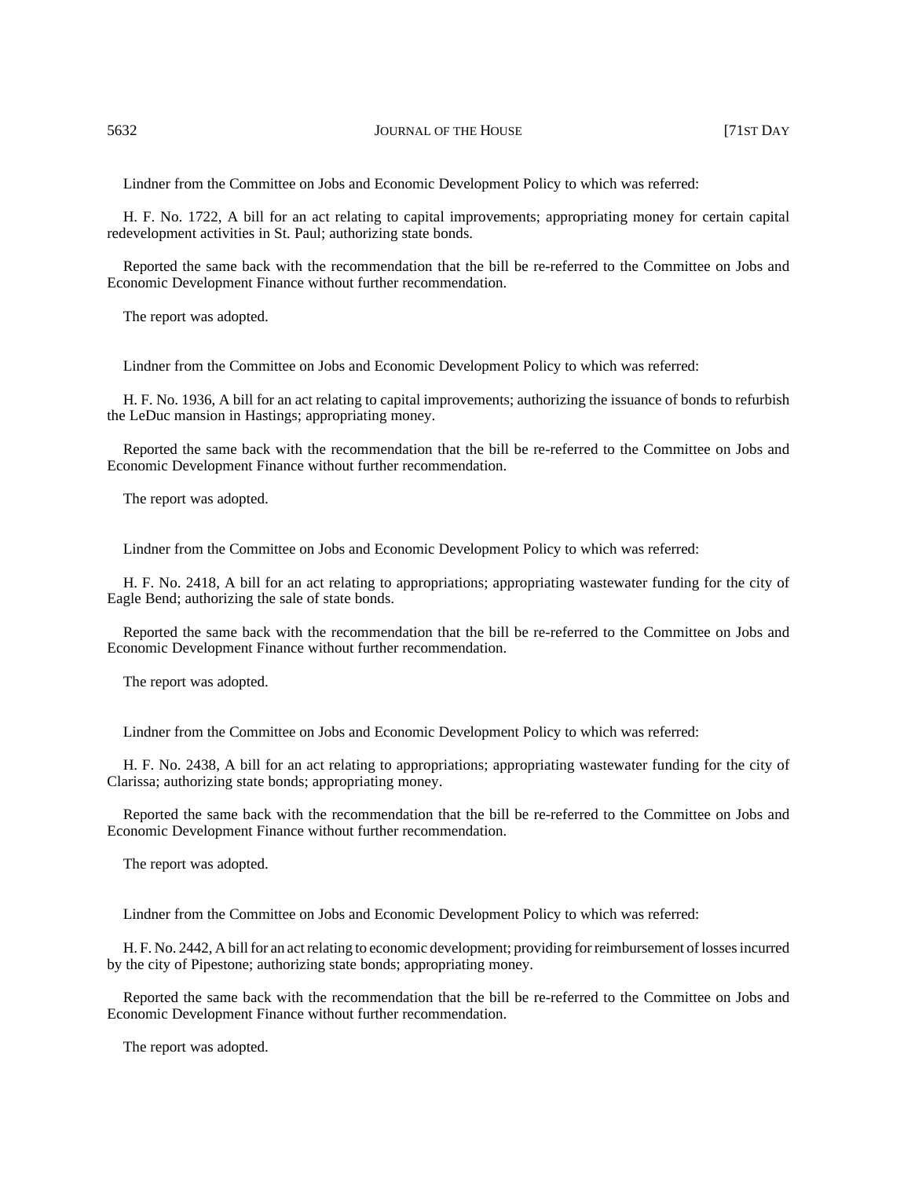Lindner from the Committee on Jobs and Economic Development Policy to which was referred:

H. F. No. 1722, A bill for an act relating to capital improvements; appropriating money for certain capital redevelopment activities in St. Paul; authorizing state bonds.

Reported the same back with the recommendation that the bill be re-referred to the Committee on Jobs and Economic Development Finance without further recommendation.

The report was adopted.

Lindner from the Committee on Jobs and Economic Development Policy to which was referred:

H. F. No. 1936, A bill for an act relating to capital improvements; authorizing the issuance of bonds to refurbish the LeDuc mansion in Hastings; appropriating money.

Reported the same back with the recommendation that the bill be re-referred to the Committee on Jobs and Economic Development Finance without further recommendation.

The report was adopted.

Lindner from the Committee on Jobs and Economic Development Policy to which was referred:

H. F. No. 2418, A bill for an act relating to appropriations; appropriating wastewater funding for the city of Eagle Bend; authorizing the sale of state bonds.

Reported the same back with the recommendation that the bill be re-referred to the Committee on Jobs and Economic Development Finance without further recommendation.

The report was adopted.

Lindner from the Committee on Jobs and Economic Development Policy to which was referred:

H. F. No. 2438, A bill for an act relating to appropriations; appropriating wastewater funding for the city of Clarissa; authorizing state bonds; appropriating money.

Reported the same back with the recommendation that the bill be re-referred to the Committee on Jobs and Economic Development Finance without further recommendation.

The report was adopted.

Lindner from the Committee on Jobs and Economic Development Policy to which was referred:

H. F. No. 2442, A bill for an act relating to economic development; providing for reimbursement of losses incurred by the city of Pipestone; authorizing state bonds; appropriating money.

Reported the same back with the recommendation that the bill be re-referred to the Committee on Jobs and Economic Development Finance without further recommendation.

The report was adopted.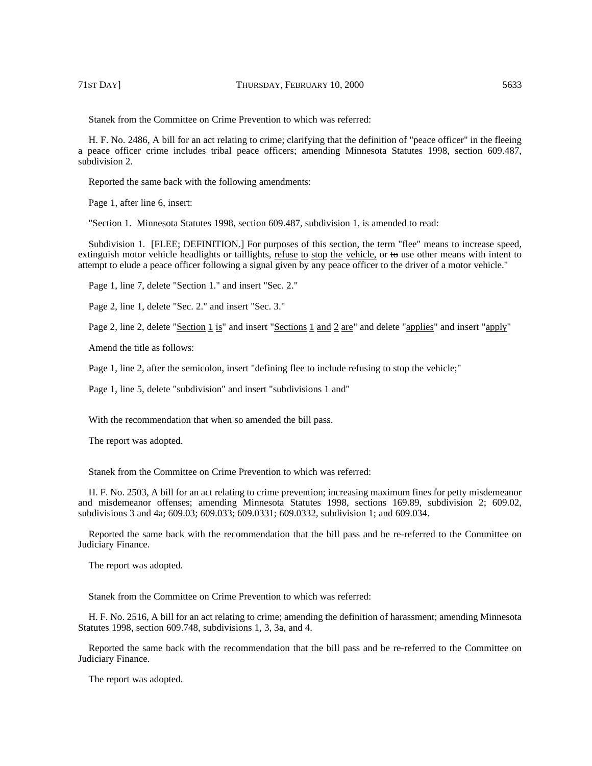Stanek from the Committee on Crime Prevention to which was referred:

H. F. No. 2486, A bill for an act relating to crime; clarifying that the definition of "peace officer" in the fleeing a peace officer crime includes tribal peace officers; amending Minnesota Statutes 1998, section 609.487, subdivision 2.

Reported the same back with the following amendments:

Page 1, after line 6, insert:

"Section 1. Minnesota Statutes 1998, section 609.487, subdivision 1, is amended to read:

Subdivision 1. [FLEE; DEFINITION.] For purposes of this section, the term "flee" means to increase speed, extinguish motor vehicle headlights or taillights, <u>refuse to stop the vehicle,</u> or ~~to~~ use other means with intent to attempt to elude a peace officer following a signal given by any peace officer to the driver of a motor vehicle."

Page 1, line 7, delete "Section 1." and insert "Sec. 2."

Page 2, line 1, delete "Sec. 2." and insert "Sec. 3."

Page 2, line 2, delete "<u>Section 1 is</u>" and insert "<u>Sections 1 and 2 are</u>" and delete "<u>applies</u>" and insert "<u>apply</u>"

Amend the title as follows:

Page 1, line 2, after the semicolon, insert "defining flee to include refusing to stop the vehicle;"

Page 1, line 5, delete "subdivision" and insert "subdivisions 1 and"

With the recommendation that when so amended the bill pass.

The report was adopted.

Stanek from the Committee on Crime Prevention to which was referred:

H. F. No. 2503, A bill for an act relating to crime prevention; increasing maximum fines for petty misdemeanor and misdemeanor offenses; amending Minnesota Statutes 1998, sections 169.89, subdivision 2; 609.02, subdivisions 3 and 4a; 609.03; 609.033; 609.0331; 609.0332, subdivision 1; and 609.034.

Reported the same back with the recommendation that the bill pass and be re-referred to the Committee on Judiciary Finance.

The report was adopted.

Stanek from the Committee on Crime Prevention to which was referred:

H. F. No. 2516, A bill for an act relating to crime; amending the definition of harassment; amending Minnesota Statutes 1998, section 609.748, subdivisions 1, 3, 3a, and 4.

Reported the same back with the recommendation that the bill pass and be re-referred to the Committee on Judiciary Finance.

The report was adopted.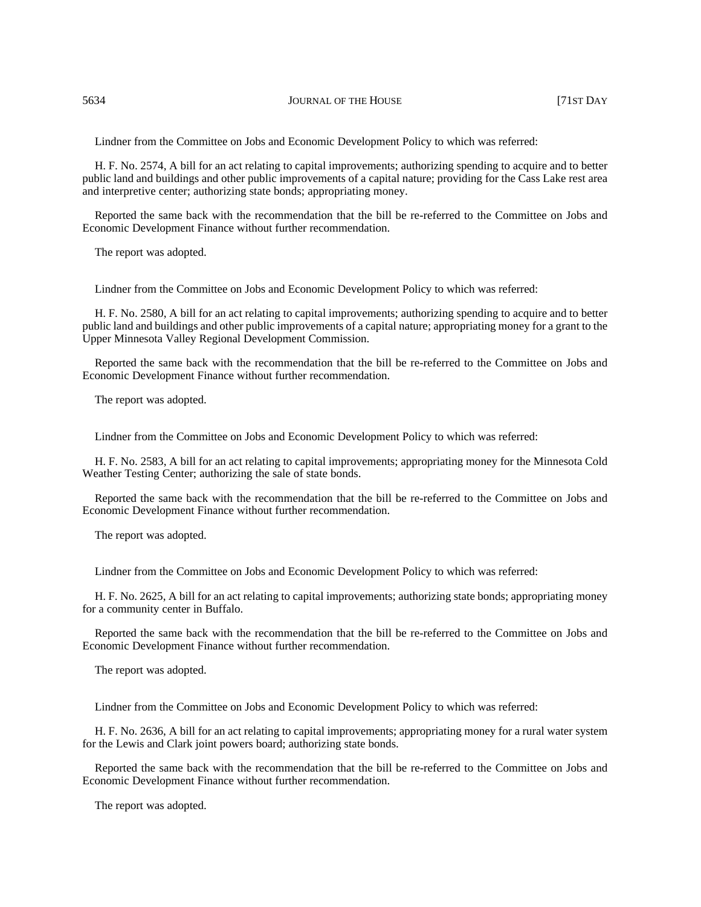Lindner from the Committee on Jobs and Economic Development Policy to which was referred:

H. F. No. 2574, A bill for an act relating to capital improvements; authorizing spending to acquire and to better public land and buildings and other public improvements of a capital nature; providing for the Cass Lake rest area and interpretive center; authorizing state bonds; appropriating money.

Reported the same back with the recommendation that the bill be re-referred to the Committee on Jobs and Economic Development Finance without further recommendation.

The report was adopted.

Lindner from the Committee on Jobs and Economic Development Policy to which was referred:

H. F. No. 2580, A bill for an act relating to capital improvements; authorizing spending to acquire and to better public land and buildings and other public improvements of a capital nature; appropriating money for a grant to the Upper Minnesota Valley Regional Development Commission.

Reported the same back with the recommendation that the bill be re-referred to the Committee on Jobs and Economic Development Finance without further recommendation.

The report was adopted.

Lindner from the Committee on Jobs and Economic Development Policy to which was referred:

H. F. No. 2583, A bill for an act relating to capital improvements; appropriating money for the Minnesota Cold Weather Testing Center; authorizing the sale of state bonds.

Reported the same back with the recommendation that the bill be re-referred to the Committee on Jobs and Economic Development Finance without further recommendation.

The report was adopted.

Lindner from the Committee on Jobs and Economic Development Policy to which was referred:

H. F. No. 2625, A bill for an act relating to capital improvements; authorizing state bonds; appropriating money for a community center in Buffalo.

Reported the same back with the recommendation that the bill be re-referred to the Committee on Jobs and Economic Development Finance without further recommendation.

The report was adopted.

Lindner from the Committee on Jobs and Economic Development Policy to which was referred:

H. F. No. 2636, A bill for an act relating to capital improvements; appropriating money for a rural water system for the Lewis and Clark joint powers board; authorizing state bonds.

Reported the same back with the recommendation that the bill be re-referred to the Committee on Jobs and Economic Development Finance without further recommendation.

The report was adopted.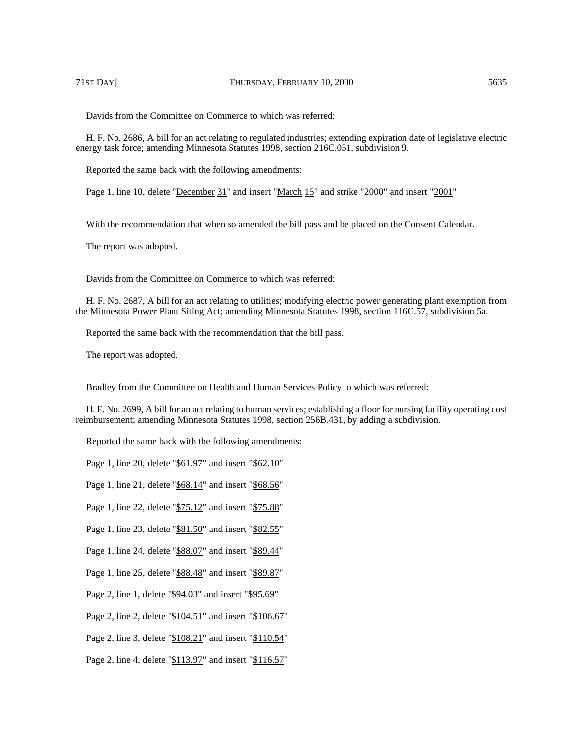Davids from the Committee on Commerce to which was referred:

H. F. No. 2686, A bill for an act relating to regulated industries; extending expiration date of legislative electric energy task force; amending Minnesota Statutes 1998, section 216C.051, subdivision 9.

Reported the same back with the following amendments:

Page 1, line 10, delete "December 31" and insert "March 15" and strike "2000" and insert "2001"

With the recommendation that when so amended the bill pass and be placed on the Consent Calendar.

The report was adopted.

Davids from the Committee on Commerce to which was referred:

H. F. No. 2687, A bill for an act relating to utilities; modifying electric power generating plant exemption from the Minnesota Power Plant Siting Act; amending Minnesota Statutes 1998, section 116C.57, subdivision 5a.

Reported the same back with the recommendation that the bill pass.

The report was adopted.

Bradley from the Committee on Health and Human Services Policy to which was referred:

H. F. No. 2699, A bill for an act relating to human services; establishing a floor for nursing facility operating cost reimbursement; amending Minnesota Statutes 1998, section 256B.431, by adding a subdivision.

Reported the same back with the following amendments:

Page 1, line 20, delete "$61.97" and insert "$62.10"

Page 1, line 21, delete "$68.14" and insert "$68.56"

Page 1, line 22, delete "$75.12" and insert "$75.88"

Page 1, line 23, delete "$81.50" and insert "$82.55"

Page 1, line 24, delete "$88.07" and insert "$89.44"

Page 1, line 25, delete "$88.48" and insert "$89.87"

Page 2, line 1, delete "$94.03" and insert "$95.69"

Page 2, line 2, delete "$104.51" and insert "$106.67"

Page 2, line 3, delete "$108.21" and insert "$110.54"

Page 2, line 4, delete "$113.97" and insert "$116.57"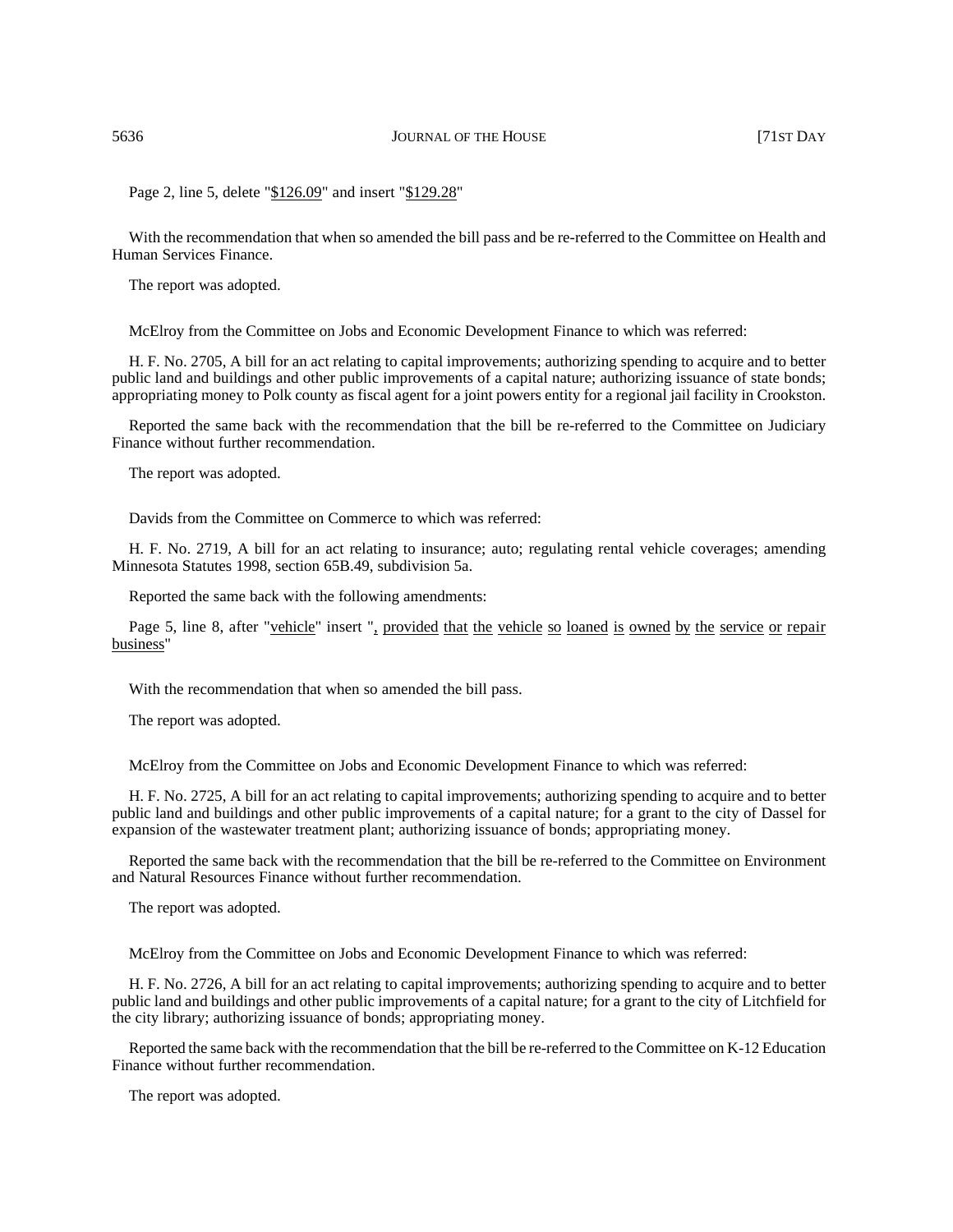Page 2, line 5, delete "$126.09" and insert "$129.28"

With the recommendation that when so amended the bill pass and be re-referred to the Committee on Health and Human Services Finance.

The report was adopted.

McElroy from the Committee on Jobs and Economic Development Finance to which was referred:

H. F. No. 2705, A bill for an act relating to capital improvements; authorizing spending to acquire and to better public land and buildings and other public improvements of a capital nature; authorizing issuance of state bonds; appropriating money to Polk county as fiscal agent for a joint powers entity for a regional jail facility in Crookston.

Reported the same back with the recommendation that the bill be re-referred to the Committee on Judiciary Finance without further recommendation.

The report was adopted.

Davids from the Committee on Commerce to which was referred:

H. F. No. 2719, A bill for an act relating to insurance; auto; regulating rental vehicle coverages; amending Minnesota Statutes 1998, section 65B.49, subdivision 5a.

Reported the same back with the following amendments:

Page 5, line 8, after "vehicle" insert ", provided that the vehicle so loaned is owned by the service or repair business"

With the recommendation that when so amended the bill pass.

The report was adopted.

McElroy from the Committee on Jobs and Economic Development Finance to which was referred:

H. F. No. 2725, A bill for an act relating to capital improvements; authorizing spending to acquire and to better public land and buildings and other public improvements of a capital nature; for a grant to the city of Dassel for expansion of the wastewater treatment plant; authorizing issuance of bonds; appropriating money.

Reported the same back with the recommendation that the bill be re-referred to the Committee on Environment and Natural Resources Finance without further recommendation.

The report was adopted.

McElroy from the Committee on Jobs and Economic Development Finance to which was referred:

H. F. No. 2726, A bill for an act relating to capital improvements; authorizing spending to acquire and to better public land and buildings and other public improvements of a capital nature; for a grant to the city of Litchfield for the city library; authorizing issuance of bonds; appropriating money.

Reported the same back with the recommendation that the bill be re-referred to the Committee on K-12 Education Finance without further recommendation.

The report was adopted.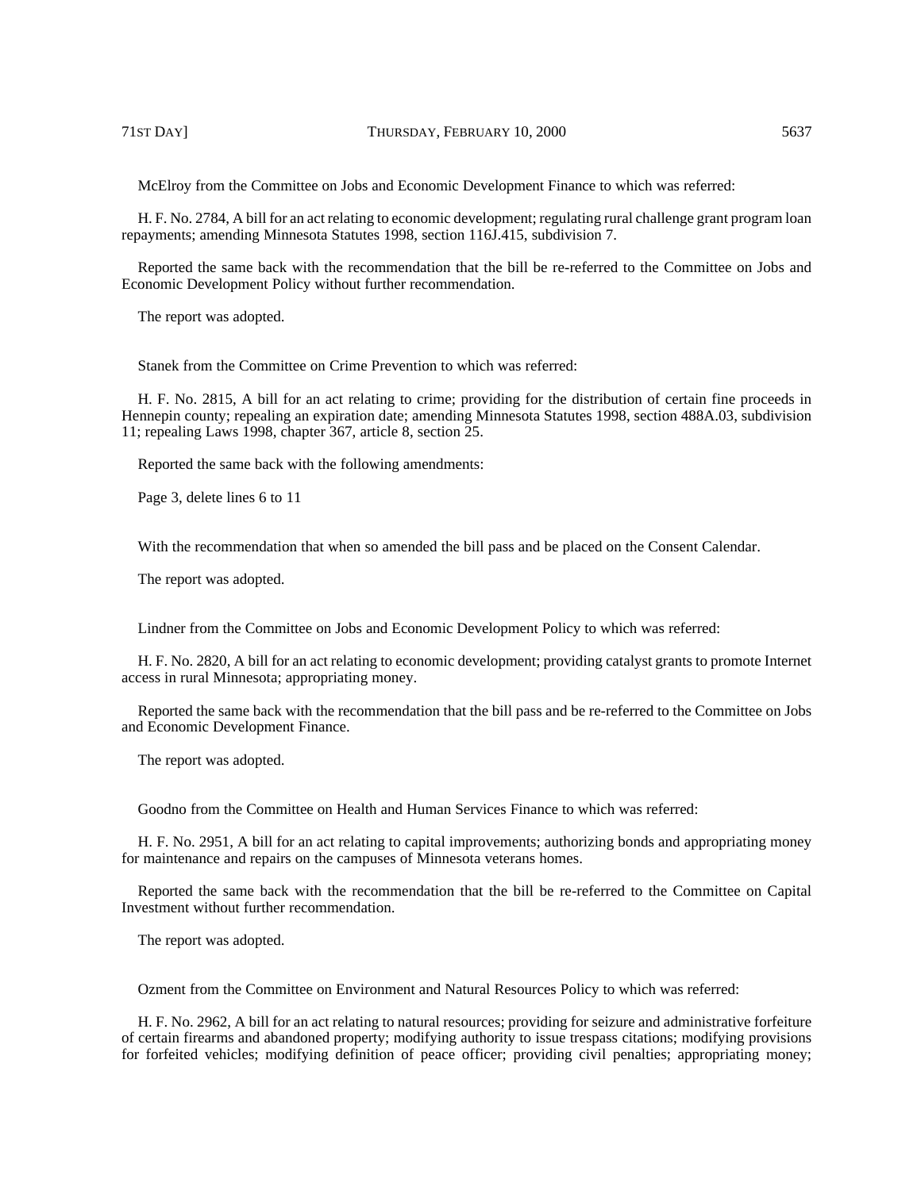McElroy from the Committee on Jobs and Economic Development Finance to which was referred:

H. F. No. 2784, A bill for an act relating to economic development; regulating rural challenge grant program loan repayments; amending Minnesota Statutes 1998, section 116J.415, subdivision 7.

Reported the same back with the recommendation that the bill be re-referred to the Committee on Jobs and Economic Development Policy without further recommendation.

The report was adopted.

Stanek from the Committee on Crime Prevention to which was referred:

H. F. No. 2815, A bill for an act relating to crime; providing for the distribution of certain fine proceeds in Hennepin county; repealing an expiration date; amending Minnesota Statutes 1998, section 488A.03, subdivision 11; repealing Laws 1998, chapter 367, article 8, section 25.

Reported the same back with the following amendments:

Page 3, delete lines 6 to 11

With the recommendation that when so amended the bill pass and be placed on the Consent Calendar.

The report was adopted.

Lindner from the Committee on Jobs and Economic Development Policy to which was referred:

H. F. No. 2820, A bill for an act relating to economic development; providing catalyst grants to promote Internet access in rural Minnesota; appropriating money.

Reported the same back with the recommendation that the bill pass and be re-referred to the Committee on Jobs and Economic Development Finance.

The report was adopted.

Goodno from the Committee on Health and Human Services Finance to which was referred:

H. F. No. 2951, A bill for an act relating to capital improvements; authorizing bonds and appropriating money for maintenance and repairs on the campuses of Minnesota veterans homes.

Reported the same back with the recommendation that the bill be re-referred to the Committee on Capital Investment without further recommendation.

The report was adopted.

Ozment from the Committee on Environment and Natural Resources Policy to which was referred:

H. F. No. 2962, A bill for an act relating to natural resources; providing for seizure and administrative forfeiture of certain firearms and abandoned property; modifying authority to issue trespass citations; modifying provisions for forfeited vehicles; modifying definition of peace officer; providing civil penalties; appropriating money;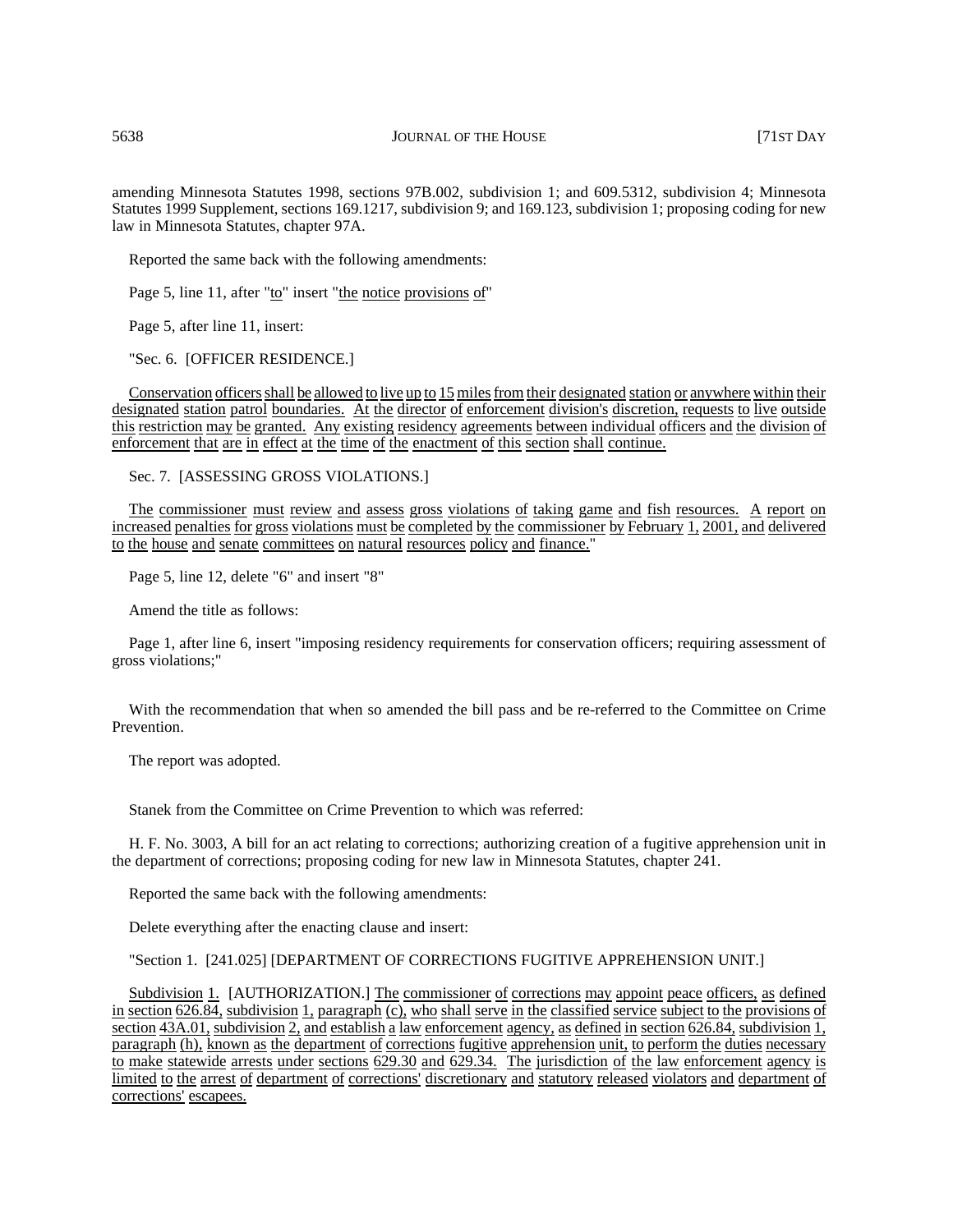amending Minnesota Statutes 1998, sections 97B.002, subdivision 1; and 609.5312, subdivision 4; Minnesota Statutes 1999 Supplement, sections 169.1217, subdivision 9; and 169.123, subdivision 1; proposing coding for new law in Minnesota Statutes, chapter 97A.

Reported the same back with the following amendments:

Page 5, line 11, after "to" insert "the notice provisions of"

Page 5, after line 11, insert:

"Sec. 6. [OFFICER RESIDENCE.]

Conservation officers shall be allowed to live up to 15 miles from their designated station or anywhere within their designated station patrol boundaries. At the director of enforcement division's discretion, requests to live outside this restriction may be granted. Any existing residency agreements between individual officers and the division of enforcement that are in effect at the time of the enactment of this section shall continue.

Sec. 7. [ASSESSING GROSS VIOLATIONS.]

The commissioner must review and assess gross violations of taking game and fish resources. A report on increased penalties for gross violations must be completed by the commissioner by February 1, 2001, and delivered to the house and senate committees on natural resources policy and finance."

Page 5, line 12, delete "6" and insert "8"

Amend the title as follows:

Page 1, after line 6, insert "imposing residency requirements for conservation officers; requiring assessment of gross violations;"

With the recommendation that when so amended the bill pass and be re-referred to the Committee on Crime Prevention.

The report was adopted.

Stanek from the Committee on Crime Prevention to which was referred:

H. F. No. 3003, A bill for an act relating to corrections; authorizing creation of a fugitive apprehension unit in the department of corrections; proposing coding for new law in Minnesota Statutes, chapter 241.

Reported the same back with the following amendments:

Delete everything after the enacting clause and insert:

"Section 1. [241.025] [DEPARTMENT OF CORRECTIONS FUGITIVE APPREHENSION UNIT.]

Subdivision 1. [AUTHORIZATION.] The commissioner of corrections may appoint peace officers, as defined in section 626.84, subdivision 1, paragraph (c), who shall serve in the classified service subject to the provisions of section 43A.01, subdivision 2, and establish a law enforcement agency, as defined in section 626.84, subdivision 1, paragraph (h), known as the department of corrections fugitive apprehension unit, to perform the duties necessary to make statewide arrests under sections 629.30 and 629.34. The jurisdiction of the law enforcement agency is limited to the arrest of department of corrections' discretionary and statutory released violators and department of corrections' escapees.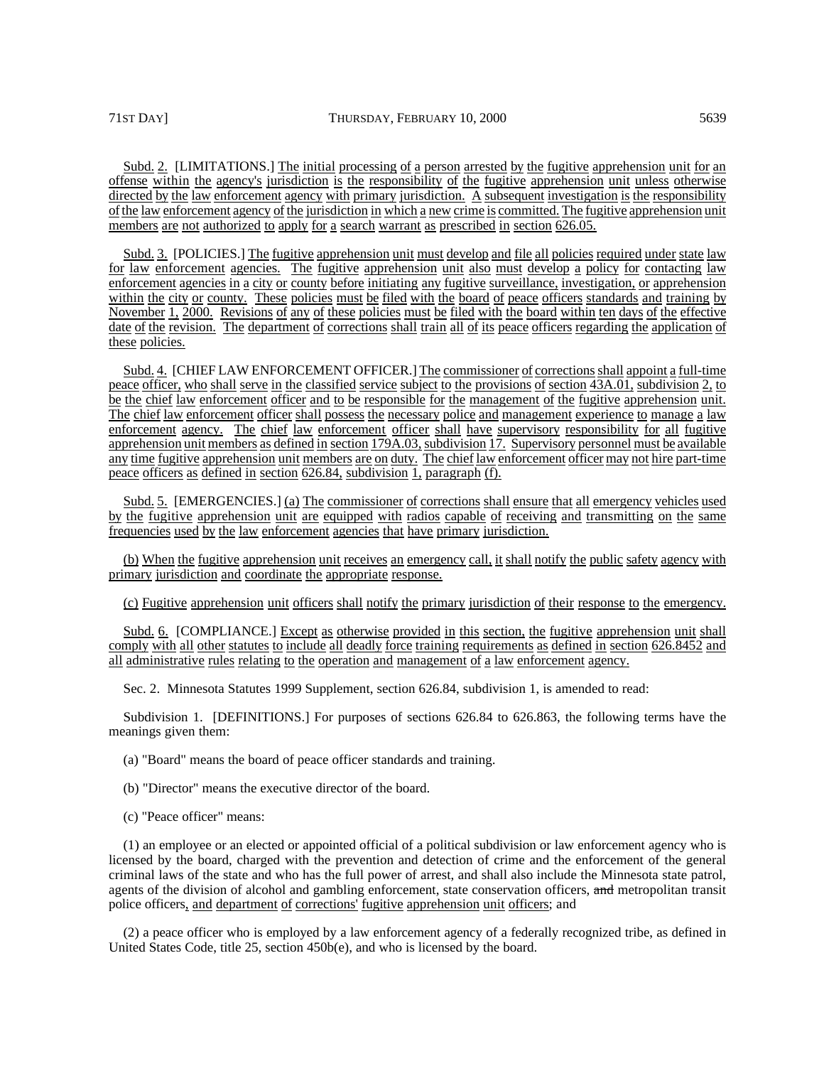Subd. 2. [LIMITATIONS.] The initial processing of a person arrested by the fugitive apprehension unit for an offense within the agency's jurisdiction is the responsibility of the fugitive apprehension unit unless otherwise directed by the law enforcement agency with primary jurisdiction. A subsequent investigation is the responsibility of the law enforcement agency of the jurisdiction in which a new crime is committed. The fugitive apprehension unit members are not authorized to apply for a search warrant as prescribed in section 626.05.

Subd. 3. [POLICIES.] The fugitive apprehension unit must develop and file all policies required under state law for law enforcement agencies. The fugitive apprehension unit also must develop a policy for contacting law enforcement agencies in a city or county before initiating any fugitive surveillance, investigation, or apprehension within the city or county. These policies must be filed with the board of peace officers standards and training by November 1, 2000. Revisions of any of these policies must be filed with the board within ten days of the effective date of the revision. The department of corrections shall train all of its peace officers regarding the application of these policies.

Subd. 4. [CHIEF LAW ENFORCEMENT OFFICER.] The commissioner of corrections shall appoint a full-time peace officer, who shall serve in the classified service subject to the provisions of section 43A.01, subdivision 2, to be the chief law enforcement officer and to be responsible for the management of the fugitive apprehension unit. The chief law enforcement officer shall possess the necessary police and management experience to manage a law enforcement agency. The chief law enforcement officer shall have supervisory responsibility for all fugitive apprehension unit members as defined in section 179A.03, subdivision 17. Supervisory personnel must be available any time fugitive apprehension unit members are on duty. The chief law enforcement officer may not hire part-time peace officers as defined in section 626.84, subdivision 1, paragraph (f).

Subd. 5. [EMERGENCIES.] (a) The commissioner of corrections shall ensure that all emergency vehicles used by the fugitive apprehension unit are equipped with radios capable of receiving and transmitting on the same frequencies used by the law enforcement agencies that have primary jurisdiction.

(b) When the fugitive apprehension unit receives an emergency call, it shall notify the public safety agency with primary jurisdiction and coordinate the appropriate response.

(c) Fugitive apprehension unit officers shall notify the primary jurisdiction of their response to the emergency.

Subd. 6. [COMPLIANCE.] Except as otherwise provided in this section, the fugitive apprehension unit shall comply with all other statutes to include all deadly force training requirements as defined in section 626.8452 and all administrative rules relating to the operation and management of a law enforcement agency.

Sec. 2. Minnesota Statutes 1999 Supplement, section 626.84, subdivision 1, is amended to read:

Subdivision 1. [DEFINITIONS.] For purposes of sections 626.84 to 626.863, the following terms have the meanings given them:

(a) "Board" means the board of peace officer standards and training.

(b) "Director" means the executive director of the board.

(c) "Peace officer" means:

(1) an employee or an elected or appointed official of a political subdivision or law enforcement agency who is licensed by the board, charged with the prevention and detection of crime and the enforcement of the general criminal laws of the state and who has the full power of arrest, and shall also include the Minnesota state patrol, agents of the division of alcohol and gambling enforcement, state conservation officers, ~~and~~ metropolitan transit police officers, and department of corrections' fugitive apprehension unit officers; and

(2) a peace officer who is employed by a law enforcement agency of a federally recognized tribe, as defined in United States Code, title 25, section 450b(e), and who is licensed by the board.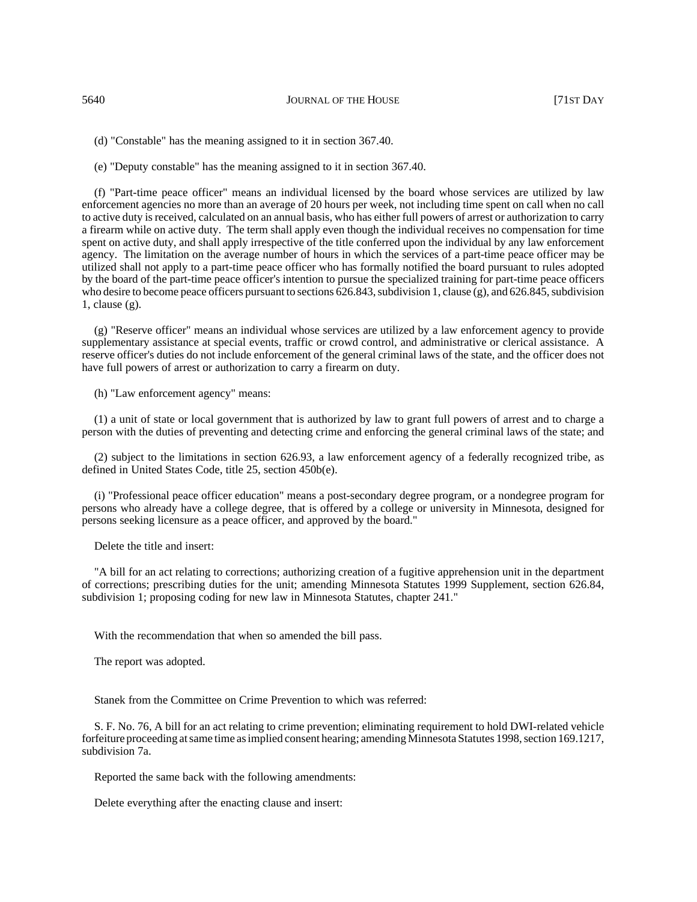(d) "Constable" has the meaning assigned to it in section 367.40.

(e) "Deputy constable" has the meaning assigned to it in section 367.40.

(f) "Part-time peace officer" means an individual licensed by the board whose services are utilized by law enforcement agencies no more than an average of 20 hours per week, not including time spent on call when no call to active duty is received, calculated on an annual basis, who has either full powers of arrest or authorization to carry a firearm while on active duty. The term shall apply even though the individual receives no compensation for time spent on active duty, and shall apply irrespective of the title conferred upon the individual by any law enforcement agency. The limitation on the average number of hours in which the services of a part-time peace officer may be utilized shall not apply to a part-time peace officer who has formally notified the board pursuant to rules adopted by the board of the part-time peace officer's intention to pursue the specialized training for part-time peace officers who desire to become peace officers pursuant to sections 626.843, subdivision 1, clause (g), and 626.845, subdivision 1, clause (g).

(g) "Reserve officer" means an individual whose services are utilized by a law enforcement agency to provide supplementary assistance at special events, traffic or crowd control, and administrative or clerical assistance. A reserve officer's duties do not include enforcement of the general criminal laws of the state, and the officer does not have full powers of arrest or authorization to carry a firearm on duty.

(h) "Law enforcement agency" means:

(1) a unit of state or local government that is authorized by law to grant full powers of arrest and to charge a person with the duties of preventing and detecting crime and enforcing the general criminal laws of the state; and

(2) subject to the limitations in section 626.93, a law enforcement agency of a federally recognized tribe, as defined in United States Code, title 25, section 450b(e).

(i) "Professional peace officer education" means a post-secondary degree program, or a nondegree program for persons who already have a college degree, that is offered by a college or university in Minnesota, designed for persons seeking licensure as a peace officer, and approved by the board."

Delete the title and insert:

"A bill for an act relating to corrections; authorizing creation of a fugitive apprehension unit in the department of corrections; prescribing duties for the unit; amending Minnesota Statutes 1999 Supplement, section 626.84, subdivision 1; proposing coding for new law in Minnesota Statutes, chapter 241."

With the recommendation that when so amended the bill pass.

The report was adopted.

Stanek from the Committee on Crime Prevention to which was referred:

S. F. No. 76, A bill for an act relating to crime prevention; eliminating requirement to hold DWI-related vehicle forfeiture proceeding at same time as implied consent hearing; amending Minnesota Statutes 1998, section 169.1217, subdivision 7a.

Reported the same back with the following amendments:

Delete everything after the enacting clause and insert: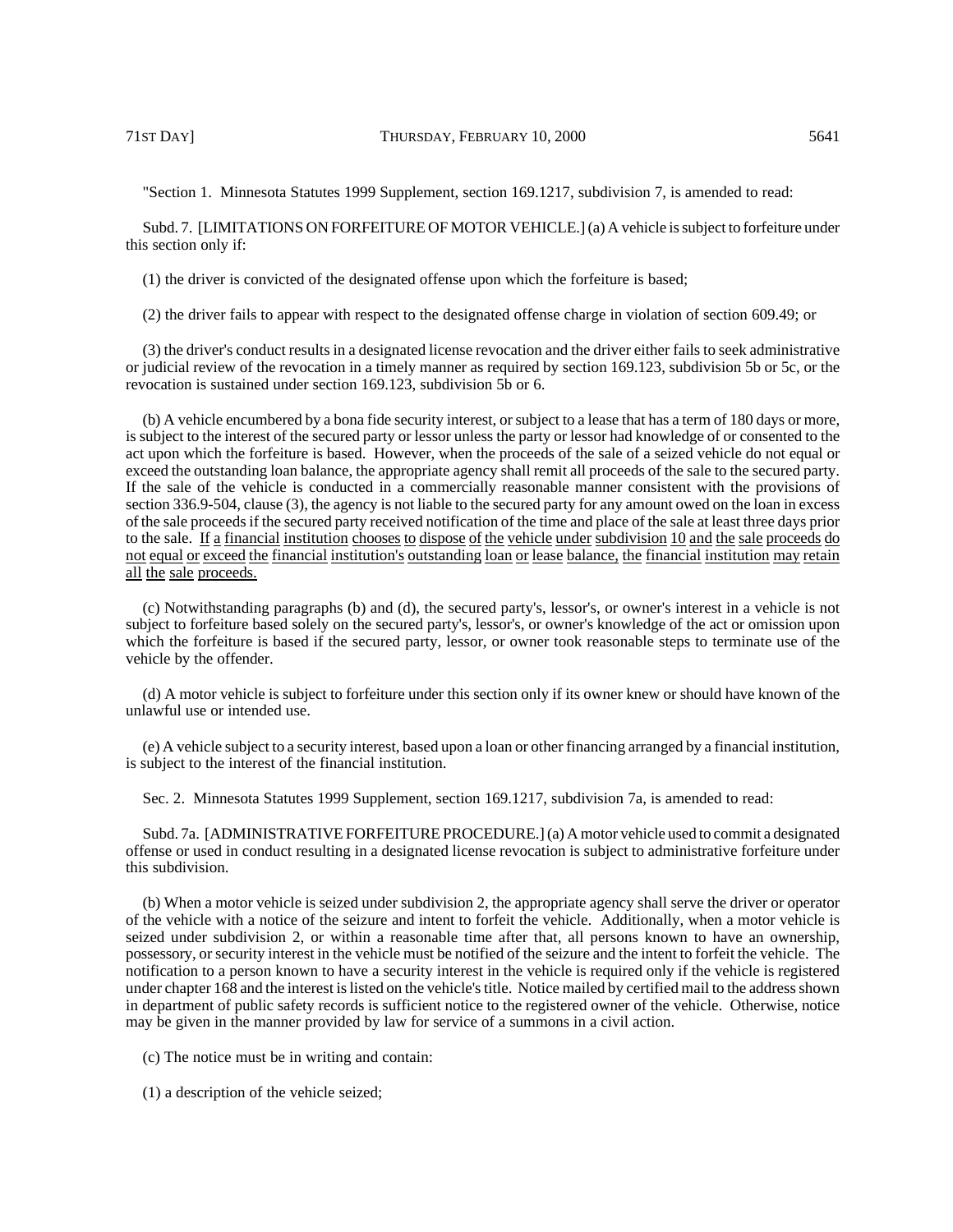"Section 1. Minnesota Statutes 1999 Supplement, section 169.1217, subdivision 7, is amended to read:

Subd. 7. [LIMITATIONS ON FORFEITURE OF MOTOR VEHICLE.] (a) A vehicle is subject to forfeiture under this section only if:

(1) the driver is convicted of the designated offense upon which the forfeiture is based;

(2) the driver fails to appear with respect to the designated offense charge in violation of section 609.49; or

(3) the driver's conduct results in a designated license revocation and the driver either fails to seek administrative or judicial review of the revocation in a timely manner as required by section 169.123, subdivision 5b or 5c, or the revocation is sustained under section 169.123, subdivision 5b or 6.

(b) A vehicle encumbered by a bona fide security interest, or subject to a lease that has a term of 180 days or more, is subject to the interest of the secured party or lessor unless the party or lessor had knowledge of or consented to the act upon which the forfeiture is based. However, when the proceeds of the sale of a seized vehicle do not equal or exceed the outstanding loan balance, the appropriate agency shall remit all proceeds of the sale to the secured party. If the sale of the vehicle is conducted in a commercially reasonable manner consistent with the provisions of section 336.9-504, clause (3), the agency is not liable to the secured party for any amount owed on the loan in excess of the sale proceeds if the secured party received notification of the time and place of the sale at least three days prior to the sale. <u>If a financial institution chooses to dispose of the vehicle under subdivision 10 and the sale proceeds do not equal or exceed the financial institution's outstanding loan or lease balance, the financial institution may retain all the sale proceeds.</u>

(c) Notwithstanding paragraphs (b) and (d), the secured party's, lessor's, or owner's interest in a vehicle is not subject to forfeiture based solely on the secured party's, lessor's, or owner's knowledge of the act or omission upon which the forfeiture is based if the secured party, lessor, or owner took reasonable steps to terminate use of the vehicle by the offender.

(d) A motor vehicle is subject to forfeiture under this section only if its owner knew or should have known of the unlawful use or intended use.

(e) A vehicle subject to a security interest, based upon a loan or other financing arranged by a financial institution, is subject to the interest of the financial institution.

Sec. 2. Minnesota Statutes 1999 Supplement, section 169.1217, subdivision 7a, is amended to read:

Subd. 7a. [ADMINISTRATIVE FORFEITURE PROCEDURE.] (a) A motor vehicle used to commit a designated offense or used in conduct resulting in a designated license revocation is subject to administrative forfeiture under this subdivision.

(b) When a motor vehicle is seized under subdivision 2, the appropriate agency shall serve the driver or operator of the vehicle with a notice of the seizure and intent to forfeit the vehicle. Additionally, when a motor vehicle is seized under subdivision 2, or within a reasonable time after that, all persons known to have an ownership, possessory, or security interest in the vehicle must be notified of the seizure and the intent to forfeit the vehicle. The notification to a person known to have a security interest in the vehicle is required only if the vehicle is registered under chapter 168 and the interest is listed on the vehicle's title. Notice mailed by certified mail to the address shown in department of public safety records is sufficient notice to the registered owner of the vehicle. Otherwise, notice may be given in the manner provided by law for service of a summons in a civil action.

(c) The notice must be in writing and contain:

(1) a description of the vehicle seized;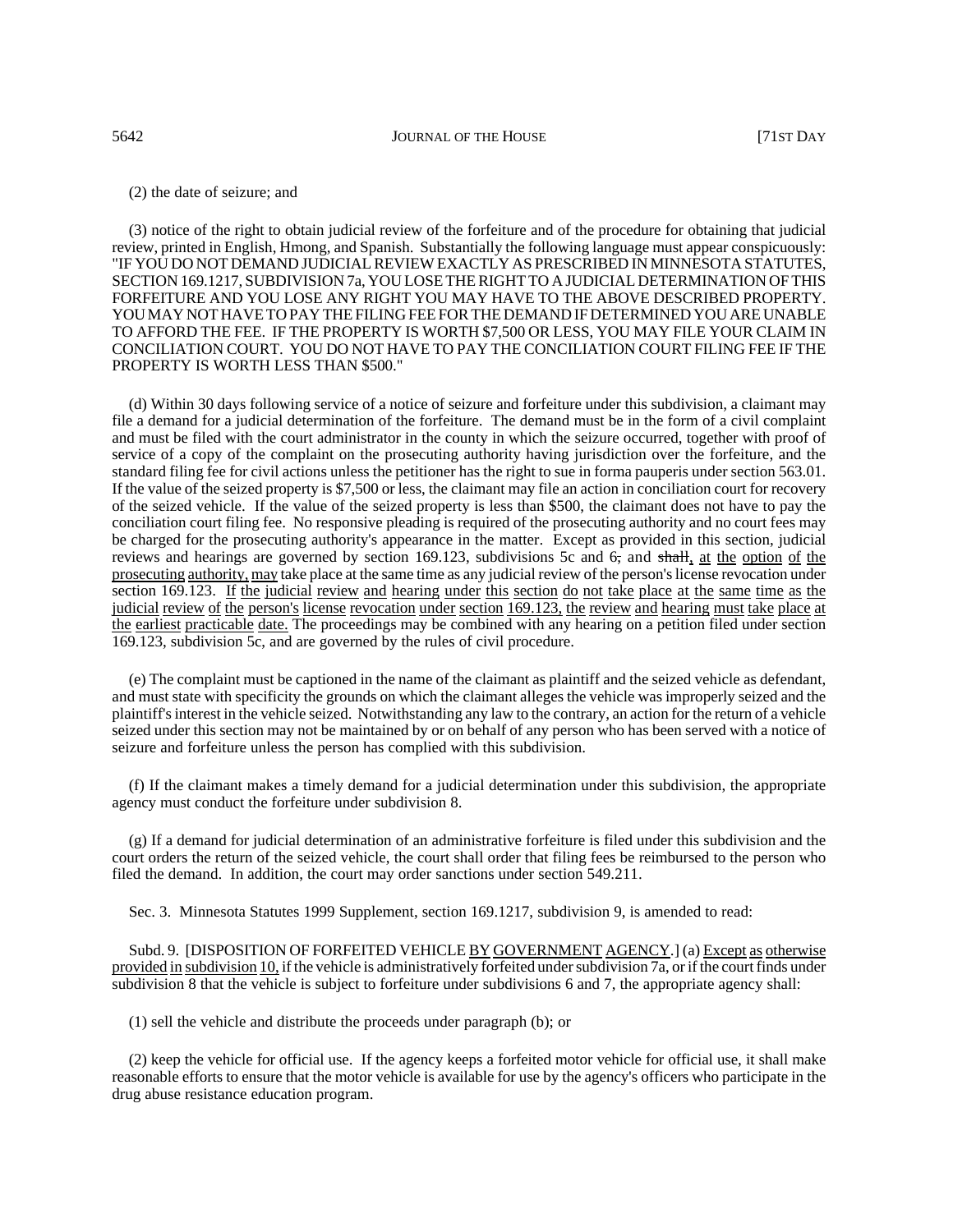(2) the date of seizure; and

(3) notice of the right to obtain judicial review of the forfeiture and of the procedure for obtaining that judicial review, printed in English, Hmong, and Spanish. Substantially the following language must appear conspicuously: "IF YOU DO NOT DEMAND JUDICIAL REVIEW EXACTLY AS PRESCRIBED IN MINNESOTA STATUTES, SECTION 169.1217, SUBDIVISION 7a, YOU LOSE THE RIGHT TO A JUDICIAL DETERMINATION OF THIS FORFEITURE AND YOU LOSE ANY RIGHT YOU MAY HAVE TO THE ABOVE DESCRIBED PROPERTY. YOU MAY NOT HAVE TO PAY THE FILING FEE FOR THE DEMAND IF DETERMINED YOU ARE UNABLE TO AFFORD THE FEE. IF THE PROPERTY IS WORTH $7,500 OR LESS, YOU MAY FILE YOUR CLAIM IN CONCILIATION COURT. YOU DO NOT HAVE TO PAY THE CONCILIATION COURT FILING FEE IF THE PROPERTY IS WORTH LESS THAN $500."

(d) Within 30 days following service of a notice of seizure and forfeiture under this subdivision, a claimant may file a demand for a judicial determination of the forfeiture. The demand must be in the form of a civil complaint and must be filed with the court administrator in the county in which the seizure occurred, together with proof of service of a copy of the complaint on the prosecuting authority having jurisdiction over the forfeiture, and the standard filing fee for civil actions unless the petitioner has the right to sue in forma pauperis under section 563.01. If the value of the seized property is $7,500 or less, the claimant may file an action in conciliation court for recovery of the seized vehicle. If the value of the seized property is less than $500, the claimant does not have to pay the conciliation court filing fee. No responsive pleading is required of the prosecuting authority and no court fees may be charged for the prosecuting authority's appearance in the matter. Except as provided in this section, judicial reviews and hearings are governed by section 169.123, subdivisions 5c and 6, and ~~shall~~, at the option of the prosecuting authority, may take place at the same time as any judicial review of the person's license revocation under section 169.123. If the judicial review and hearing under this section do not take place at the same time as the judicial review of the person's license revocation under section 169.123, the review and hearing must take place at the earliest practicable date. The proceedings may be combined with any hearing on a petition filed under section 169.123, subdivision 5c, and are governed by the rules of civil procedure.

(e) The complaint must be captioned in the name of the claimant as plaintiff and the seized vehicle as defendant, and must state with specificity the grounds on which the claimant alleges the vehicle was improperly seized and the plaintiff's interest in the vehicle seized. Notwithstanding any law to the contrary, an action for the return of a vehicle seized under this section may not be maintained by or on behalf of any person who has been served with a notice of seizure and forfeiture unless the person has complied with this subdivision.

(f) If the claimant makes a timely demand for a judicial determination under this subdivision, the appropriate agency must conduct the forfeiture under subdivision 8.

(g) If a demand for judicial determination of an administrative forfeiture is filed under this subdivision and the court orders the return of the seized vehicle, the court shall order that filing fees be reimbursed to the person who filed the demand. In addition, the court may order sanctions under section 549.211.

Sec. 3. Minnesota Statutes 1999 Supplement, section 169.1217, subdivision 9, is amended to read:

Subd. 9. [DISPOSITION OF FORFEITED VEHICLE BY GOVERNMENT AGENCY.] (a) Except as otherwise provided in subdivision 10, if the vehicle is administratively forfeited under subdivision 7a, or if the court finds under subdivision 8 that the vehicle is subject to forfeiture under subdivisions 6 and 7, the appropriate agency shall:

(1) sell the vehicle and distribute the proceeds under paragraph (b); or

(2) keep the vehicle for official use. If the agency keeps a forfeited motor vehicle for official use, it shall make reasonable efforts to ensure that the motor vehicle is available for use by the agency's officers who participate in the drug abuse resistance education program.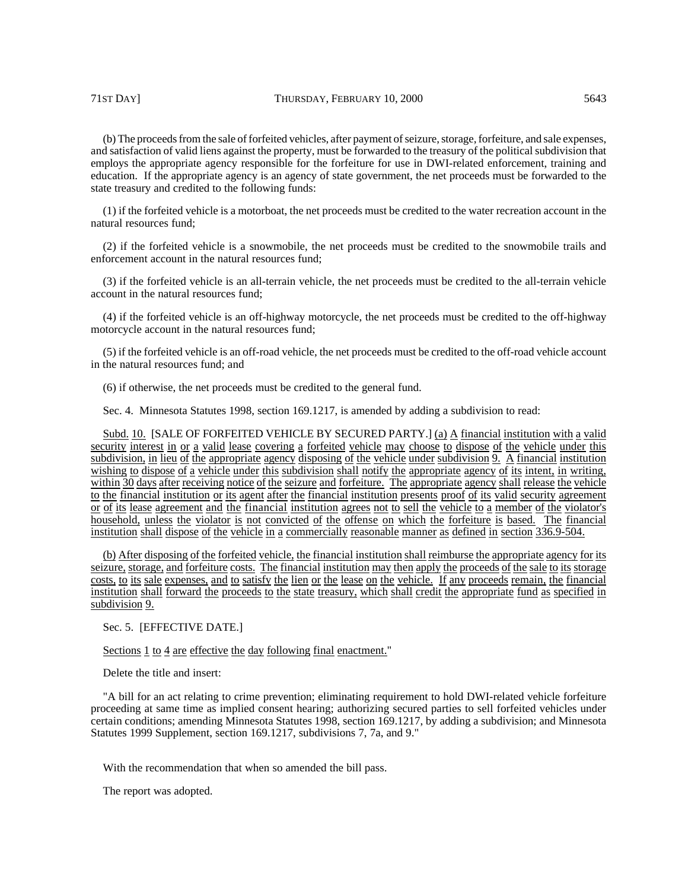(b) The proceeds from the sale of forfeited vehicles, after payment of seizure, storage, forfeiture, and sale expenses, and satisfaction of valid liens against the property, must be forwarded to the treasury of the political subdivision that employs the appropriate agency responsible for the forfeiture for use in DWI-related enforcement, training and education. If the appropriate agency is an agency of state government, the net proceeds must be forwarded to the state treasury and credited to the following funds:

(1) if the forfeited vehicle is a motorboat, the net proceeds must be credited to the water recreation account in the natural resources fund;

(2) if the forfeited vehicle is a snowmobile, the net proceeds must be credited to the snowmobile trails and enforcement account in the natural resources fund;

(3) if the forfeited vehicle is an all-terrain vehicle, the net proceeds must be credited to the all-terrain vehicle account in the natural resources fund;

(4) if the forfeited vehicle is an off-highway motorcycle, the net proceeds must be credited to the off-highway motorcycle account in the natural resources fund;

(5) if the forfeited vehicle is an off-road vehicle, the net proceeds must be credited to the off-road vehicle account in the natural resources fund; and

(6) if otherwise, the net proceeds must be credited to the general fund.

Sec. 4. Minnesota Statutes 1998, section 169.1217, is amended by adding a subdivision to read:

Subd. 10. [SALE OF FORFEITED VEHICLE BY SECURED PARTY.] (a) A financial institution with a valid security interest in or a valid lease covering a forfeited vehicle may choose to dispose of the vehicle under this subdivision, in lieu of the appropriate agency disposing of the vehicle under subdivision 9. A financial institution wishing to dispose of a vehicle under this subdivision shall notify the appropriate agency of its intent, in writing, within 30 days after receiving notice of the seizure and forfeiture. The appropriate agency shall release the vehicle to the financial institution or its agent after the financial institution presents proof of its valid security agreement or of its lease agreement and the financial institution agrees not to sell the vehicle to a member of the violator's household, unless the violator is not convicted of the offense on which the forfeiture is based. The financial institution shall dispose of the vehicle in a commercially reasonable manner as defined in section 336.9-504.

(b) After disposing of the forfeited vehicle, the financial institution shall reimburse the appropriate agency for its seizure, storage, and forfeiture costs. The financial institution may then apply the proceeds of the sale to its storage costs, to its sale expenses, and to satisfy the lien or the lease on the vehicle. If any proceeds remain, the financial institution shall forward the proceeds to the state treasury, which shall credit the appropriate fund as specified in subdivision 9.

Sec. 5. [EFFECTIVE DATE.]

Sections 1 to 4 are effective the day following final enactment."

Delete the title and insert:

"A bill for an act relating to crime prevention; eliminating requirement to hold DWI-related vehicle forfeiture proceeding at same time as implied consent hearing; authorizing secured parties to sell forfeited vehicles under certain conditions; amending Minnesota Statutes 1998, section 169.1217, by adding a subdivision; and Minnesota Statutes 1999 Supplement, section 169.1217, subdivisions 7, 7a, and 9."

With the recommendation that when so amended the bill pass.

The report was adopted.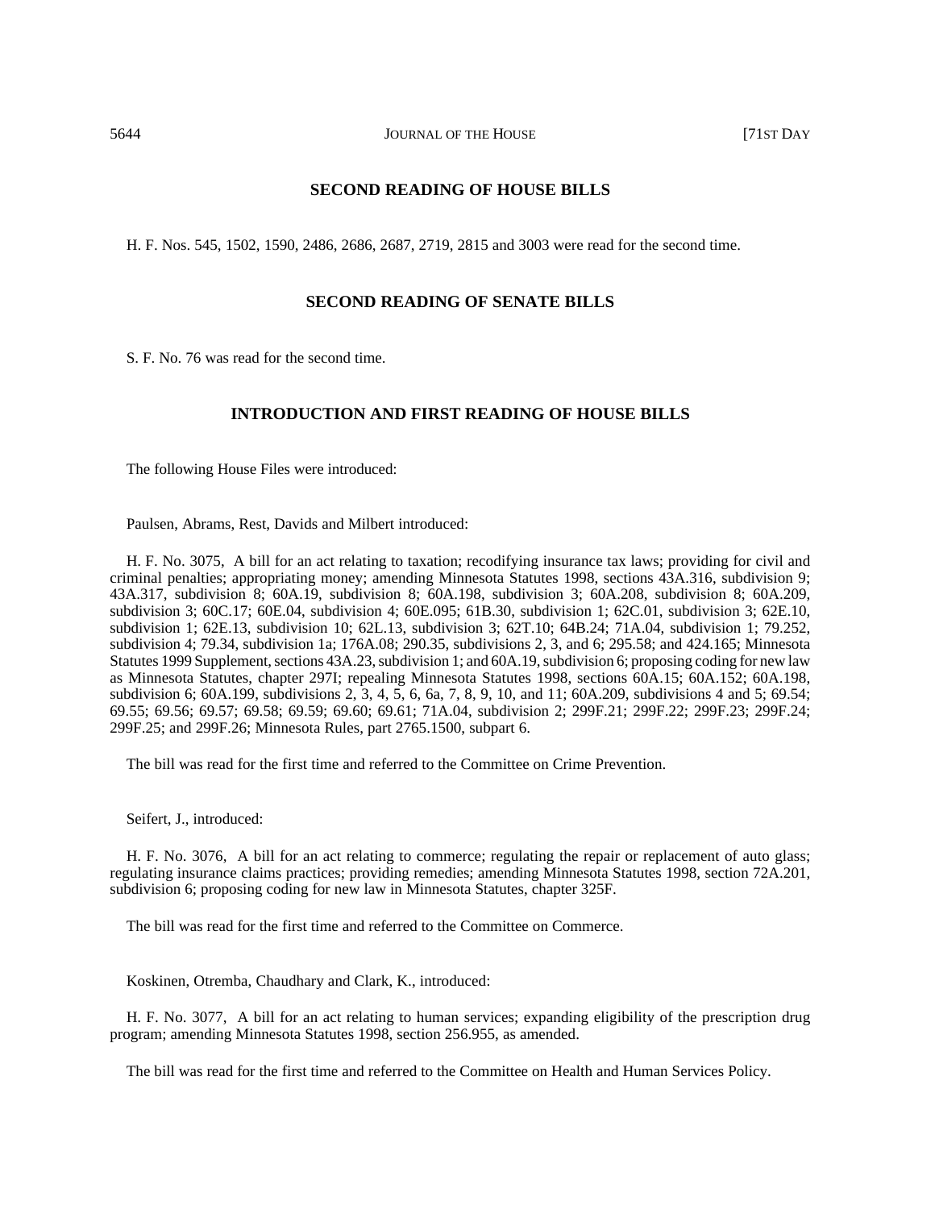## SECOND READING OF HOUSE BILLS

H. F. Nos. 545, 1502, 1590, 2486, 2686, 2687, 2719, 2815 and 3003 were read for the second time.

## SECOND READING OF SENATE BILLS

S. F. No. 76 was read for the second time.

## INTRODUCTION AND FIRST READING OF HOUSE BILLS

The following House Files were introduced:

Paulsen, Abrams, Rest, Davids and Milbert introduced:

H. F. No. 3075, A bill for an act relating to taxation; recodifying insurance tax laws; providing for civil and criminal penalties; appropriating money; amending Minnesota Statutes 1998, sections 43A.316, subdivision 9; 43A.317, subdivision 8; 60A.19, subdivision 8; 60A.198, subdivision 3; 60A.208, subdivision 8; 60A.209, subdivision 3; 60C.17; 60E.04, subdivision 4; 60E.095; 61B.30, subdivision 1; 62C.01, subdivision 3; 62E.10, subdivision 1; 62E.13, subdivision 10; 62L.13, subdivision 3; 62T.10; 64B.24; 71A.04, subdivision 1; 79.252, subdivision 4; 79.34, subdivision 1a; 176A.08; 290.35, subdivisions 2, 3, and 6; 295.58; and 424.165; Minnesota Statutes 1999 Supplement, sections 43A.23, subdivision 1; and 60A.19, subdivision 6; proposing coding for new law as Minnesota Statutes, chapter 297I; repealing Minnesota Statutes 1998, sections 60A.15; 60A.152; 60A.198, subdivision 6; 60A.199, subdivisions 2, 3, 4, 5, 6, 6a, 7, 8, 9, 10, and 11; 60A.209, subdivisions 4 and 5; 69.54; 69.55; 69.56; 69.57; 69.58; 69.59; 69.60; 69.61; 71A.04, subdivision 2; 299F.21; 299F.22; 299F.23; 299F.24; 299F.25; and 299F.26; Minnesota Rules, part 2765.1500, subpart 6.

The bill was read for the first time and referred to the Committee on Crime Prevention.

Seifert, J., introduced:

H. F. No. 3076, A bill for an act relating to commerce; regulating the repair or replacement of auto glass; regulating insurance claims practices; providing remedies; amending Minnesota Statutes 1998, section 72A.201, subdivision 6; proposing coding for new law in Minnesota Statutes, chapter 325F.

The bill was read for the first time and referred to the Committee on Commerce.

Koskinen, Otremba, Chaudhary and Clark, K., introduced:

H. F. No. 3077, A bill for an act relating to human services; expanding eligibility of the prescription drug program; amending Minnesota Statutes 1998, section 256.955, as amended.

The bill was read for the first time and referred to the Committee on Health and Human Services Policy.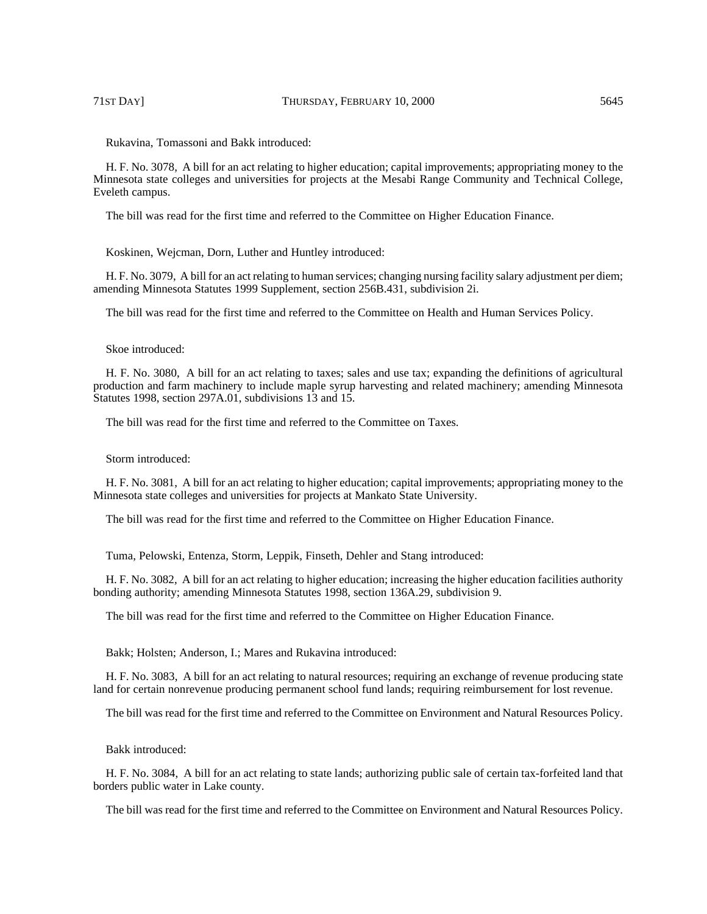Rukavina, Tomassoni and Bakk introduced:

H. F. No. 3078, A bill for an act relating to higher education; capital improvements; appropriating money to the Minnesota state colleges and universities for projects at the Mesabi Range Community and Technical College, Eveleth campus.

The bill was read for the first time and referred to the Committee on Higher Education Finance.

Koskinen, Wejcman, Dorn, Luther and Huntley introduced:

H. F. No. 3079, A bill for an act relating to human services; changing nursing facility salary adjustment per diem; amending Minnesota Statutes 1999 Supplement, section 256B.431, subdivision 2i.

The bill was read for the first time and referred to the Committee on Health and Human Services Policy.

Skoe introduced:

H. F. No. 3080, A bill for an act relating to taxes; sales and use tax; expanding the definitions of agricultural production and farm machinery to include maple syrup harvesting and related machinery; amending Minnesota Statutes 1998, section 297A.01, subdivisions 13 and 15.

The bill was read for the first time and referred to the Committee on Taxes.

Storm introduced:

H. F. No. 3081, A bill for an act relating to higher education; capital improvements; appropriating money to the Minnesota state colleges and universities for projects at Mankato State University.

The bill was read for the first time and referred to the Committee on Higher Education Finance.

Tuma, Pelowski, Entenza, Storm, Leppik, Finseth, Dehler and Stang introduced:

H. F. No. 3082, A bill for an act relating to higher education; increasing the higher education facilities authority bonding authority; amending Minnesota Statutes 1998, section 136A.29, subdivision 9.

The bill was read for the first time and referred to the Committee on Higher Education Finance.

Bakk; Holsten; Anderson, I.; Mares and Rukavina introduced:

H. F. No. 3083, A bill for an act relating to natural resources; requiring an exchange of revenue producing state land for certain nonrevenue producing permanent school fund lands; requiring reimbursement for lost revenue.

The bill was read for the first time and referred to the Committee on Environment and Natural Resources Policy.

Bakk introduced:

H. F. No. 3084, A bill for an act relating to state lands; authorizing public sale of certain tax-forfeited land that borders public water in Lake county.

The bill was read for the first time and referred to the Committee on Environment and Natural Resources Policy.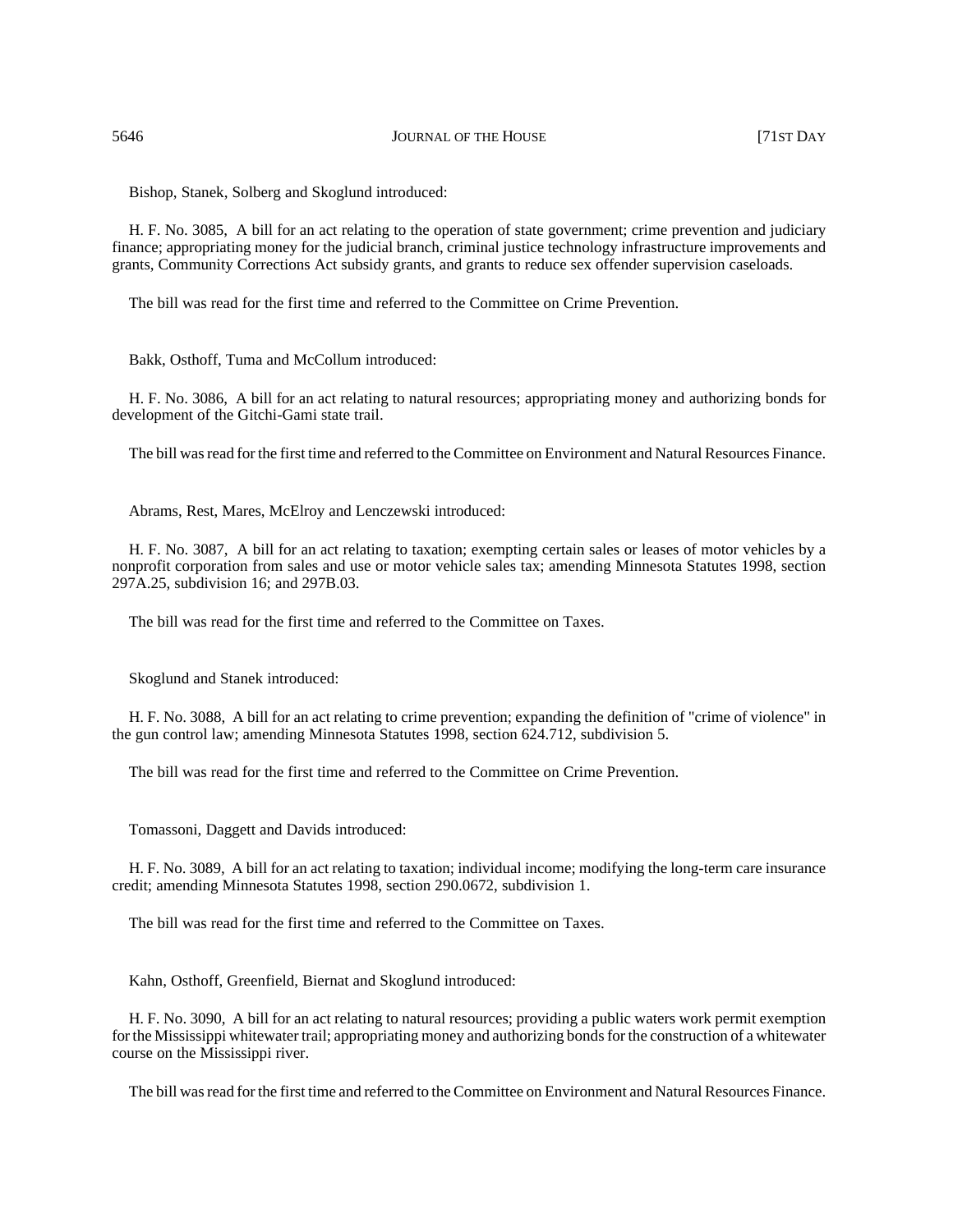Bishop, Stanek, Solberg and Skoglund introduced:

H. F. No. 3085, A bill for an act relating to the operation of state government; crime prevention and judiciary finance; appropriating money for the judicial branch, criminal justice technology infrastructure improvements and grants, Community Corrections Act subsidy grants, and grants to reduce sex offender supervision caseloads.

The bill was read for the first time and referred to the Committee on Crime Prevention.

Bakk, Osthoff, Tuma and McCollum introduced:

H. F. No. 3086, A bill for an act relating to natural resources; appropriating money and authorizing bonds for development of the Gitchi-Gami state trail.

The bill was read for the first time and referred to the Committee on Environment and Natural Resources Finance.

Abrams, Rest, Mares, McElroy and Lenczewski introduced:

H. F. No. 3087, A bill for an act relating to taxation; exempting certain sales or leases of motor vehicles by a nonprofit corporation from sales and use or motor vehicle sales tax; amending Minnesota Statutes 1998, section 297A.25, subdivision 16; and 297B.03.

The bill was read for the first time and referred to the Committee on Taxes.

Skoglund and Stanek introduced:

H. F. No. 3088, A bill for an act relating to crime prevention; expanding the definition of "crime of violence" in the gun control law; amending Minnesota Statutes 1998, section 624.712, subdivision 5.

The bill was read for the first time and referred to the Committee on Crime Prevention.

Tomassoni, Daggett and Davids introduced:

H. F. No. 3089, A bill for an act relating to taxation; individual income; modifying the long-term care insurance credit; amending Minnesota Statutes 1998, section 290.0672, subdivision 1.

The bill was read for the first time and referred to the Committee on Taxes.

Kahn, Osthoff, Greenfield, Biernat and Skoglund introduced:

H. F. No. 3090, A bill for an act relating to natural resources; providing a public waters work permit exemption for the Mississippi whitewater trail; appropriating money and authorizing bonds for the construction of a whitewater course on the Mississippi river.

The bill was read for the first time and referred to the Committee on Environment and Natural Resources Finance.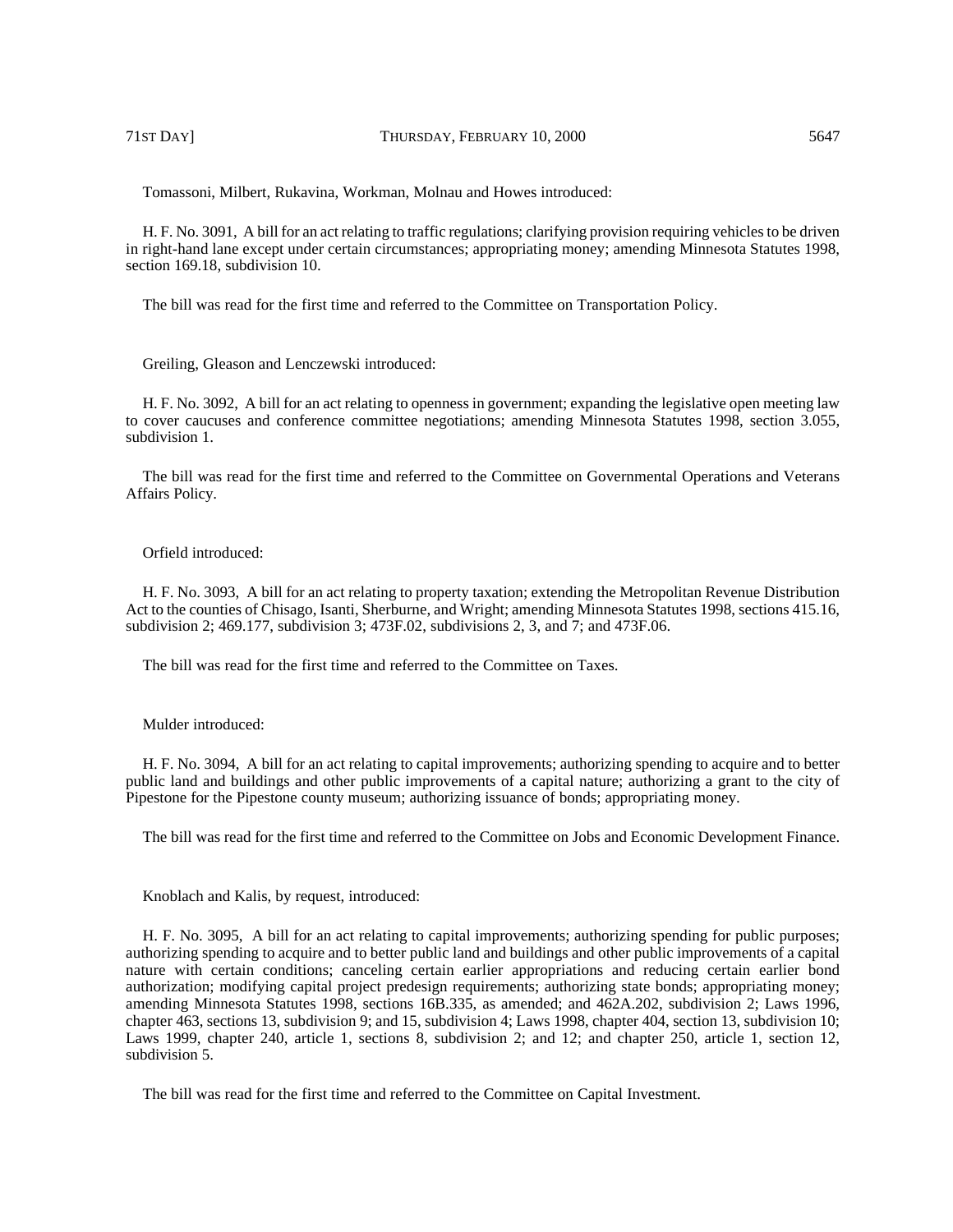Tomassoni, Milbert, Rukavina, Workman, Molnau and Howes introduced:

H. F. No. 3091, A bill for an act relating to traffic regulations; clarifying provision requiring vehicles to be driven in right-hand lane except under certain circumstances; appropriating money; amending Minnesota Statutes 1998, section 169.18, subdivision 10.

The bill was read for the first time and referred to the Committee on Transportation Policy.

Greiling, Gleason and Lenczewski introduced:

H. F. No. 3092, A bill for an act relating to openness in government; expanding the legislative open meeting law to cover caucuses and conference committee negotiations; amending Minnesota Statutes 1998, section 3.055, subdivision 1.

The bill was read for the first time and referred to the Committee on Governmental Operations and Veterans Affairs Policy.

Orfield introduced:

H. F. No. 3093, A bill for an act relating to property taxation; extending the Metropolitan Revenue Distribution Act to the counties of Chisago, Isanti, Sherburne, and Wright; amending Minnesota Statutes 1998, sections 415.16, subdivision 2; 469.177, subdivision 3; 473F.02, subdivisions 2, 3, and 7; and 473F.06.

The bill was read for the first time and referred to the Committee on Taxes.

Mulder introduced:

H. F. No. 3094, A bill for an act relating to capital improvements; authorizing spending to acquire and to better public land and buildings and other public improvements of a capital nature; authorizing a grant to the city of Pipestone for the Pipestone county museum; authorizing issuance of bonds; appropriating money.

The bill was read for the first time and referred to the Committee on Jobs and Economic Development Finance.

Knoblach and Kalis, by request, introduced:

H. F. No. 3095, A bill for an act relating to capital improvements; authorizing spending for public purposes; authorizing spending to acquire and to better public land and buildings and other public improvements of a capital nature with certain conditions; canceling certain earlier appropriations and reducing certain earlier bond authorization; modifying capital project predesign requirements; authorizing state bonds; appropriating money; amending Minnesota Statutes 1998, sections 16B.335, as amended; and 462A.202, subdivision 2; Laws 1996, chapter 463, sections 13, subdivision 9; and 15, subdivision 4; Laws 1998, chapter 404, section 13, subdivision 10; Laws 1999, chapter 240, article 1, sections 8, subdivision 2; and 12; and chapter 250, article 1, section 12, subdivision 5.

The bill was read for the first time and referred to the Committee on Capital Investment.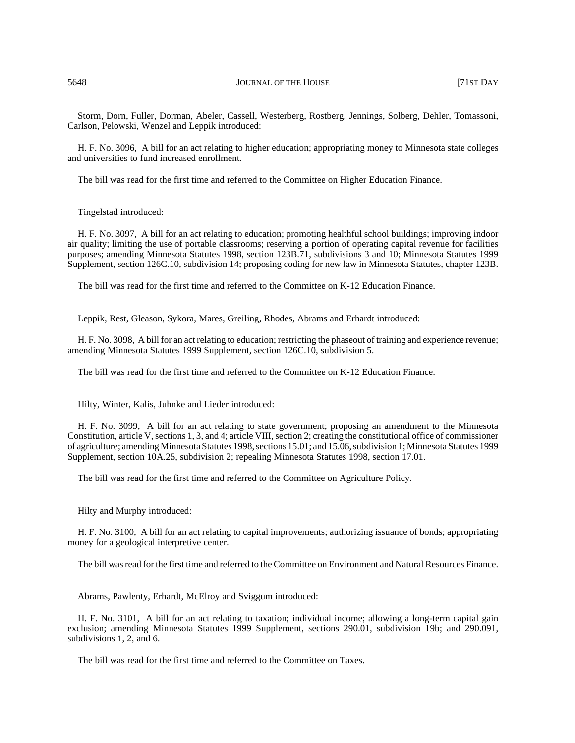Storm, Dorn, Fuller, Dorman, Abeler, Cassell, Westerberg, Rostberg, Jennings, Solberg, Dehler, Tomassoni, Carlson, Pelowski, Wenzel and Leppik introduced:

H. F. No. 3096, A bill for an act relating to higher education; appropriating money to Minnesota state colleges and universities to fund increased enrollment.

The bill was read for the first time and referred to the Committee on Higher Education Finance.

Tingelstad introduced:

H. F. No. 3097, A bill for an act relating to education; promoting healthful school buildings; improving indoor air quality; limiting the use of portable classrooms; reserving a portion of operating capital revenue for facilities purposes; amending Minnesota Statutes 1998, section 123B.71, subdivisions 3 and 10; Minnesota Statutes 1999 Supplement, section 126C.10, subdivision 14; proposing coding for new law in Minnesota Statutes, chapter 123B.

The bill was read for the first time and referred to the Committee on K-12 Education Finance.

Leppik, Rest, Gleason, Sykora, Mares, Greiling, Rhodes, Abrams and Erhardt introduced:

H. F. No. 3098, A bill for an act relating to education; restricting the phaseout of training and experience revenue; amending Minnesota Statutes 1999 Supplement, section 126C.10, subdivision 5.

The bill was read for the first time and referred to the Committee on K-12 Education Finance.

Hilty, Winter, Kalis, Juhnke and Lieder introduced:

H. F. No. 3099, A bill for an act relating to state government; proposing an amendment to the Minnesota Constitution, article V, sections 1, 3, and 4; article VIII, section 2; creating the constitutional office of commissioner of agriculture; amending Minnesota Statutes 1998, sections 15.01; and 15.06, subdivision 1; Minnesota Statutes 1999 Supplement, section 10A.25, subdivision 2; repealing Minnesota Statutes 1998, section 17.01.

The bill was read for the first time and referred to the Committee on Agriculture Policy.

Hilty and Murphy introduced:

H. F. No. 3100, A bill for an act relating to capital improvements; authorizing issuance of bonds; appropriating money for a geological interpretive center.

The bill was read for the first time and referred to the Committee on Environment and Natural Resources Finance.

Abrams, Pawlenty, Erhardt, McElroy and Sviggum introduced:

H. F. No. 3101, A bill for an act relating to taxation; individual income; allowing a long-term capital gain exclusion; amending Minnesota Statutes 1999 Supplement, sections 290.01, subdivision 19b; and 290.091, subdivisions 1, 2, and 6.

The bill was read for the first time and referred to the Committee on Taxes.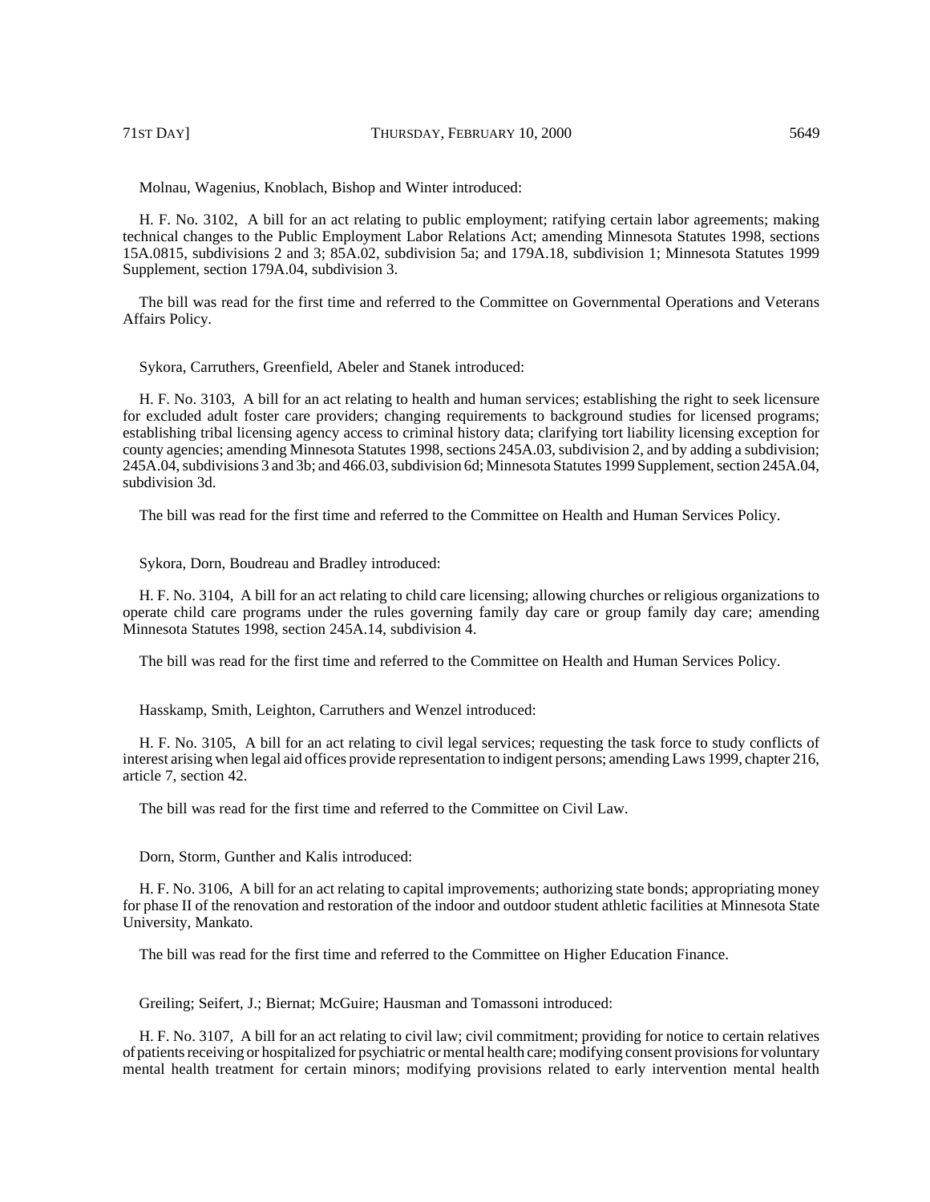Molnau, Wagenius, Knoblach, Bishop and Winter introduced:

H. F. No. 3102, A bill for an act relating to public employment; ratifying certain labor agreements; making technical changes to the Public Employment Labor Relations Act; amending Minnesota Statutes 1998, sections 15A.0815, subdivisions 2 and 3; 85A.02, subdivision 5a; and 179A.18, subdivision 1; Minnesota Statutes 1999 Supplement, section 179A.04, subdivision 3.

The bill was read for the first time and referred to the Committee on Governmental Operations and Veterans Affairs Policy.

Sykora, Carruthers, Greenfield, Abeler and Stanek introduced:

H. F. No. 3103, A bill for an act relating to health and human services; establishing the right to seek licensure for excluded adult foster care providers; changing requirements to background studies for licensed programs; establishing tribal licensing agency access to criminal history data; clarifying tort liability licensing exception for county agencies; amending Minnesota Statutes 1998, sections 245A.03, subdivision 2, and by adding a subdivision; 245A.04, subdivisions 3 and 3b; and 466.03, subdivision 6d; Minnesota Statutes 1999 Supplement, section 245A.04, subdivision 3d.

The bill was read for the first time and referred to the Committee on Health and Human Services Policy.

Sykora, Dorn, Boudreau and Bradley introduced:

H. F. No. 3104, A bill for an act relating to child care licensing; allowing churches or religious organizations to operate child care programs under the rules governing family day care or group family day care; amending Minnesota Statutes 1998, section 245A.14, subdivision 4.

The bill was read for the first time and referred to the Committee on Health and Human Services Policy.

Hasskamp, Smith, Leighton, Carruthers and Wenzel introduced:

H. F. No. 3105, A bill for an act relating to civil legal services; requesting the task force to study conflicts of interest arising when legal aid offices provide representation to indigent persons; amending Laws 1999, chapter 216, article 7, section 42.

The bill was read for the first time and referred to the Committee on Civil Law.

Dorn, Storm, Gunther and Kalis introduced:

H. F. No. 3106, A bill for an act relating to capital improvements; authorizing state bonds; appropriating money for phase II of the renovation and restoration of the indoor and outdoor student athletic facilities at Minnesota State University, Mankato.

The bill was read for the first time and referred to the Committee on Higher Education Finance.

Greiling; Seifert, J.; Biernat; McGuire; Hausman and Tomassoni introduced:

H. F. No. 3107, A bill for an act relating to civil law; civil commitment; providing for notice to certain relatives of patients receiving or hospitalized for psychiatric or mental health care; modifying consent provisions for voluntary mental health treatment for certain minors; modifying provisions related to early intervention mental health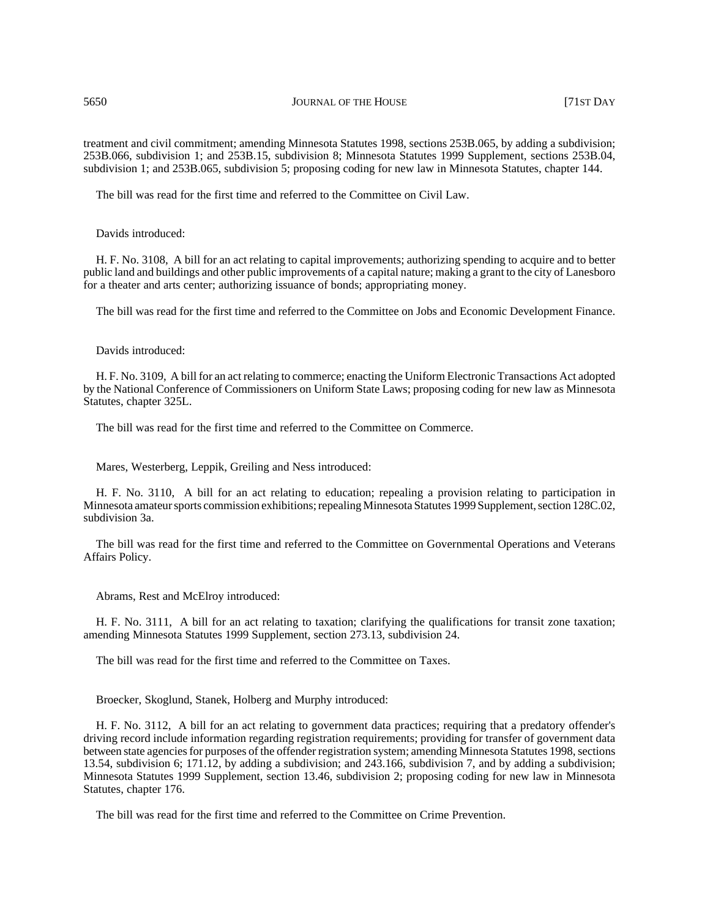treatment and civil commitment; amending Minnesota Statutes 1998, sections 253B.065, by adding a subdivision; 253B.066, subdivision 1; and 253B.15, subdivision 8; Minnesota Statutes 1999 Supplement, sections 253B.04, subdivision 1; and 253B.065, subdivision 5; proposing coding for new law in Minnesota Statutes, chapter 144.

The bill was read for the first time and referred to the Committee on Civil Law.

Davids introduced:

H. F. No. 3108, A bill for an act relating to capital improvements; authorizing spending to acquire and to better public land and buildings and other public improvements of a capital nature; making a grant to the city of Lanesboro for a theater and arts center; authorizing issuance of bonds; appropriating money.

The bill was read for the first time and referred to the Committee on Jobs and Economic Development Finance.

Davids introduced:

H. F. No. 3109, A bill for an act relating to commerce; enacting the Uniform Electronic Transactions Act adopted by the National Conference of Commissioners on Uniform State Laws; proposing coding for new law as Minnesota Statutes, chapter 325L.

The bill was read for the first time and referred to the Committee on Commerce.

Mares, Westerberg, Leppik, Greiling and Ness introduced:

H. F. No. 3110, A bill for an act relating to education; repealing a provision relating to participation in Minnesota amateur sports commission exhibitions; repealing Minnesota Statutes 1999 Supplement, section 128C.02, subdivision 3a.

The bill was read for the first time and referred to the Committee on Governmental Operations and Veterans Affairs Policy.

Abrams, Rest and McElroy introduced:

H. F. No. 3111, A bill for an act relating to taxation; clarifying the qualifications for transit zone taxation; amending Minnesota Statutes 1999 Supplement, section 273.13, subdivision 24.

The bill was read for the first time and referred to the Committee on Taxes.

Broecker, Skoglund, Stanek, Holberg and Murphy introduced:

H. F. No. 3112, A bill for an act relating to government data practices; requiring that a predatory offender's driving record include information regarding registration requirements; providing for transfer of government data between state agencies for purposes of the offender registration system; amending Minnesota Statutes 1998, sections 13.54, subdivision 6; 171.12, by adding a subdivision; and 243.166, subdivision 7, and by adding a subdivision; Minnesota Statutes 1999 Supplement, section 13.46, subdivision 2; proposing coding for new law in Minnesota Statutes, chapter 176.

The bill was read for the first time and referred to the Committee on Crime Prevention.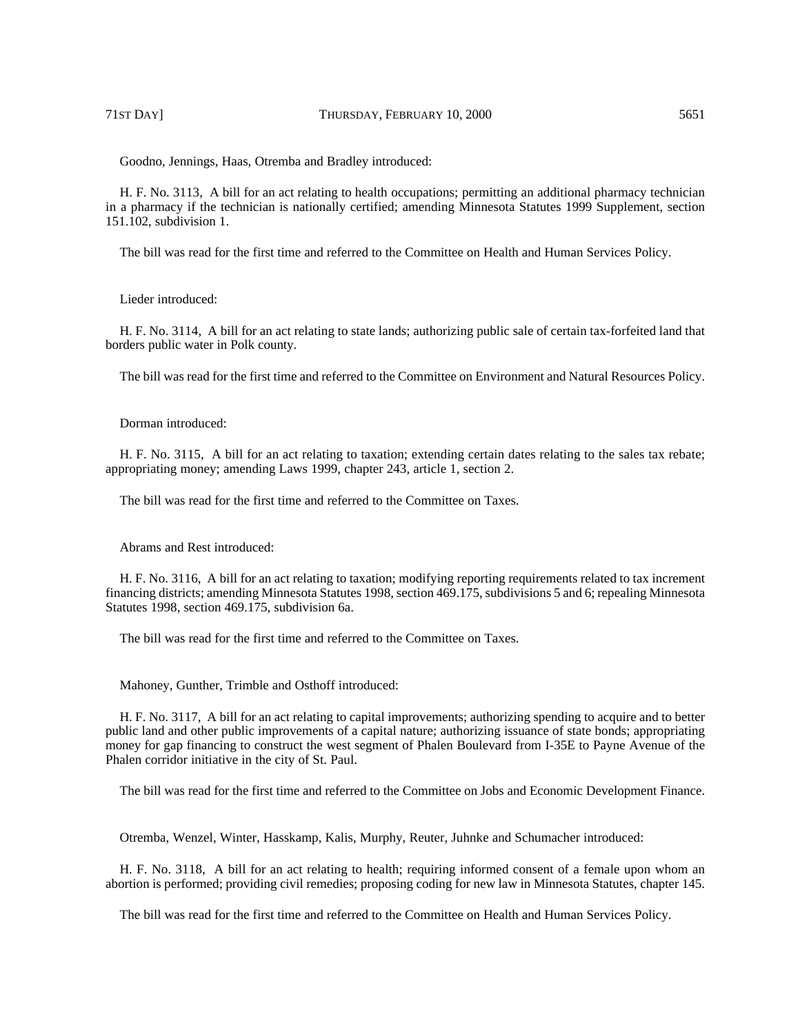Goodno, Jennings, Haas, Otremba and Bradley introduced:

H. F. No. 3113, A bill for an act relating to health occupations; permitting an additional pharmacy technician in a pharmacy if the technician is nationally certified; amending Minnesota Statutes 1999 Supplement, section 151.102, subdivision 1.

The bill was read for the first time and referred to the Committee on Health and Human Services Policy.

Lieder introduced:

H. F. No. 3114, A bill for an act relating to state lands; authorizing public sale of certain tax-forfeited land that borders public water in Polk county.

The bill was read for the first time and referred to the Committee on Environment and Natural Resources Policy.

Dorman introduced:

H. F. No. 3115, A bill for an act relating to taxation; extending certain dates relating to the sales tax rebate; appropriating money; amending Laws 1999, chapter 243, article 1, section 2.

The bill was read for the first time and referred to the Committee on Taxes.

Abrams and Rest introduced:

H. F. No. 3116, A bill for an act relating to taxation; modifying reporting requirements related to tax increment financing districts; amending Minnesota Statutes 1998, section 469.175, subdivisions 5 and 6; repealing Minnesota Statutes 1998, section 469.175, subdivision 6a.

The bill was read for the first time and referred to the Committee on Taxes.

Mahoney, Gunther, Trimble and Osthoff introduced:

H. F. No. 3117, A bill for an act relating to capital improvements; authorizing spending to acquire and to better public land and other public improvements of a capital nature; authorizing issuance of state bonds; appropriating money for gap financing to construct the west segment of Phalen Boulevard from I-35E to Payne Avenue of the Phalen corridor initiative in the city of St. Paul.

The bill was read for the first time and referred to the Committee on Jobs and Economic Development Finance.

Otremba, Wenzel, Winter, Hasskamp, Kalis, Murphy, Reuter, Juhnke and Schumacher introduced:

H. F. No. 3118, A bill for an act relating to health; requiring informed consent of a female upon whom an abortion is performed; providing civil remedies; proposing coding for new law in Minnesota Statutes, chapter 145.

The bill was read for the first time and referred to the Committee on Health and Human Services Policy.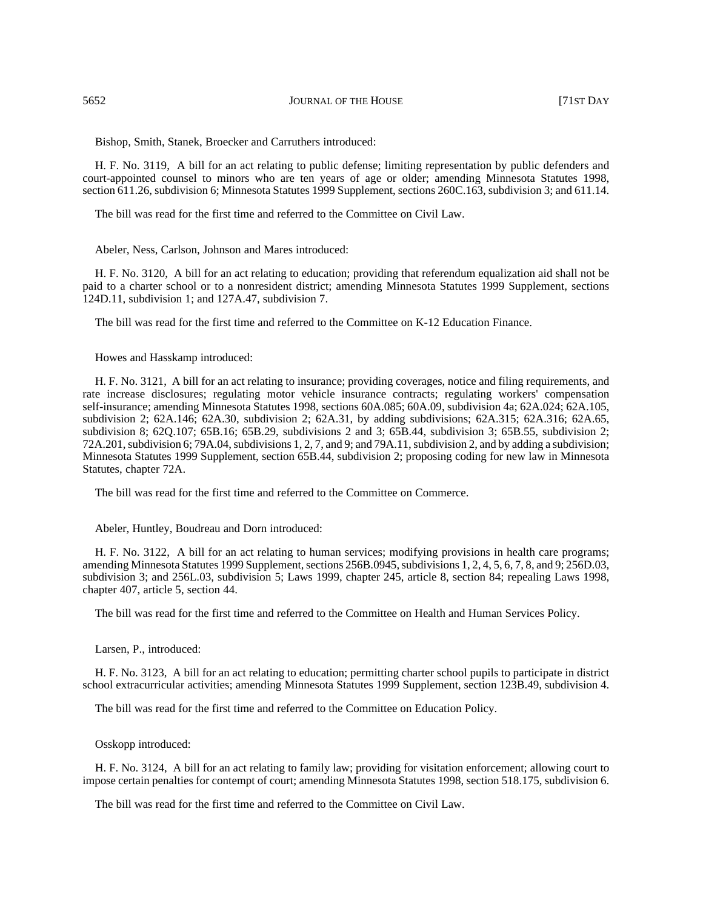Bishop, Smith, Stanek, Broecker and Carruthers introduced:

H. F. No. 3119, A bill for an act relating to public defense; limiting representation by public defenders and court-appointed counsel to minors who are ten years of age or older; amending Minnesota Statutes 1998, section 611.26, subdivision 6; Minnesota Statutes 1999 Supplement, sections 260C.163, subdivision 3; and 611.14.

The bill was read for the first time and referred to the Committee on Civil Law.

Abeler, Ness, Carlson, Johnson and Mares introduced:

H. F. No. 3120, A bill for an act relating to education; providing that referendum equalization aid shall not be paid to a charter school or to a nonresident district; amending Minnesota Statutes 1999 Supplement, sections 124D.11, subdivision 1; and 127A.47, subdivision 7.

The bill was read for the first time and referred to the Committee on K-12 Education Finance.

Howes and Hasskamp introduced:

H. F. No. 3121, A bill for an act relating to insurance; providing coverages, notice and filing requirements, and rate increase disclosures; regulating motor vehicle insurance contracts; regulating workers' compensation self-insurance; amending Minnesota Statutes 1998, sections 60A.085; 60A.09, subdivision 4a; 62A.024; 62A.105, subdivision 2; 62A.146; 62A.30, subdivision 2; 62A.31, by adding subdivisions; 62A.315; 62A.316; 62A.65, subdivision 8; 62Q.107; 65B.16; 65B.29, subdivisions 2 and 3; 65B.44, subdivision 3; 65B.55, subdivision 2; 72A.201, subdivision 6; 79A.04, subdivisions 1, 2, 7, and 9; and 79A.11, subdivision 2, and by adding a subdivision; Minnesota Statutes 1999 Supplement, section 65B.44, subdivision 2; proposing coding for new law in Minnesota Statutes, chapter 72A.

The bill was read for the first time and referred to the Committee on Commerce.

Abeler, Huntley, Boudreau and Dorn introduced:

H. F. No. 3122, A bill for an act relating to human services; modifying provisions in health care programs; amending Minnesota Statutes 1999 Supplement, sections 256B.0945, subdivisions 1, 2, 4, 5, 6, 7, 8, and 9; 256D.03, subdivision 3; and 256L.03, subdivision 5; Laws 1999, chapter 245, article 8, section 84; repealing Laws 1998, chapter 407, article 5, section 44.

The bill was read for the first time and referred to the Committee on Health and Human Services Policy.

Larsen, P., introduced:

H. F. No. 3123, A bill for an act relating to education; permitting charter school pupils to participate in district school extracurricular activities; amending Minnesota Statutes 1999 Supplement, section 123B.49, subdivision 4.

The bill was read for the first time and referred to the Committee on Education Policy.

Osskopp introduced:

H. F. No. 3124, A bill for an act relating to family law; providing for visitation enforcement; allowing court to impose certain penalties for contempt of court; amending Minnesota Statutes 1998, section 518.175, subdivision 6.

The bill was read for the first time and referred to the Committee on Civil Law.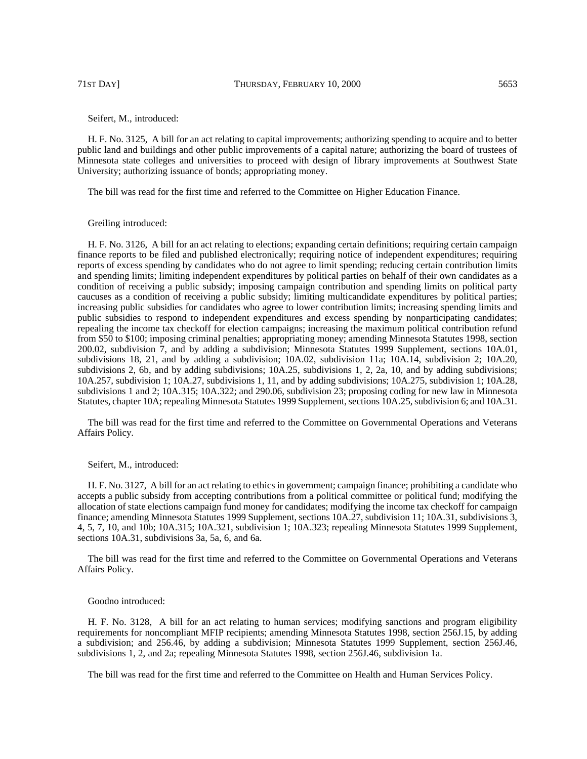Seifert, M., introduced:

H. F. No. 3125, A bill for an act relating to capital improvements; authorizing spending to acquire and to better public land and buildings and other public improvements of a capital nature; authorizing the board of trustees of Minnesota state colleges and universities to proceed with design of library improvements at Southwest State University; authorizing issuance of bonds; appropriating money.

The bill was read for the first time and referred to the Committee on Higher Education Finance.

Greiling introduced:

H. F. No. 3126, A bill for an act relating to elections; expanding certain definitions; requiring certain campaign finance reports to be filed and published electronically; requiring notice of independent expenditures; requiring reports of excess spending by candidates who do not agree to limit spending; reducing certain contribution limits and spending limits; limiting independent expenditures by political parties on behalf of their own candidates as a condition of receiving a public subsidy; imposing campaign contribution and spending limits on political party caucuses as a condition of receiving a public subsidy; limiting multicandidate expenditures by political parties; increasing public subsidies for candidates who agree to lower contribution limits; increasing spending limits and public subsidies to respond to independent expenditures and excess spending by nonparticipating candidates; repealing the income tax checkoff for election campaigns; increasing the maximum political contribution refund from $50 to $100; imposing criminal penalties; appropriating money; amending Minnesota Statutes 1998, section 200.02, subdivision 7, and by adding a subdivision; Minnesota Statutes 1999 Supplement, sections 10A.01, subdivisions 18, 21, and by adding a subdivision; 10A.02, subdivision 11a; 10A.14, subdivision 2; 10A.20, subdivisions 2, 6b, and by adding subdivisions; 10A.25, subdivisions 1, 2, 2a, 10, and by adding subdivisions; 10A.257, subdivision 1; 10A.27, subdivisions 1, 11, and by adding subdivisions; 10A.275, subdivision 1; 10A.28, subdivisions 1 and 2; 10A.315; 10A.322; and 290.06, subdivision 23; proposing coding for new law in Minnesota Statutes, chapter 10A; repealing Minnesota Statutes 1999 Supplement, sections 10A.25, subdivision 6; and 10A.31.

The bill was read for the first time and referred to the Committee on Governmental Operations and Veterans Affairs Policy.

Seifert, M., introduced:

H. F. No. 3127, A bill for an act relating to ethics in government; campaign finance; prohibiting a candidate who accepts a public subsidy from accepting contributions from a political committee or political fund; modifying the allocation of state elections campaign fund money for candidates; modifying the income tax checkoff for campaign finance; amending Minnesota Statutes 1999 Supplement, sections 10A.27, subdivision 11; 10A.31, subdivisions 3, 4, 5, 7, 10, and 10b; 10A.315; 10A.321, subdivision 1; 10A.323; repealing Minnesota Statutes 1999 Supplement, sections 10A.31, subdivisions 3a, 5a, 6, and 6a.

The bill was read for the first time and referred to the Committee on Governmental Operations and Veterans Affairs Policy.

Goodno introduced:

H. F. No. 3128, A bill for an act relating to human services; modifying sanctions and program eligibility requirements for noncompliant MFIP recipients; amending Minnesota Statutes 1998, section 256J.15, by adding a subdivision; and 256.46, by adding a subdivision; Minnesota Statutes 1999 Supplement, section 256J.46, subdivisions 1, 2, and 2a; repealing Minnesota Statutes 1998, section 256J.46, subdivision 1a.

The bill was read for the first time and referred to the Committee on Health and Human Services Policy.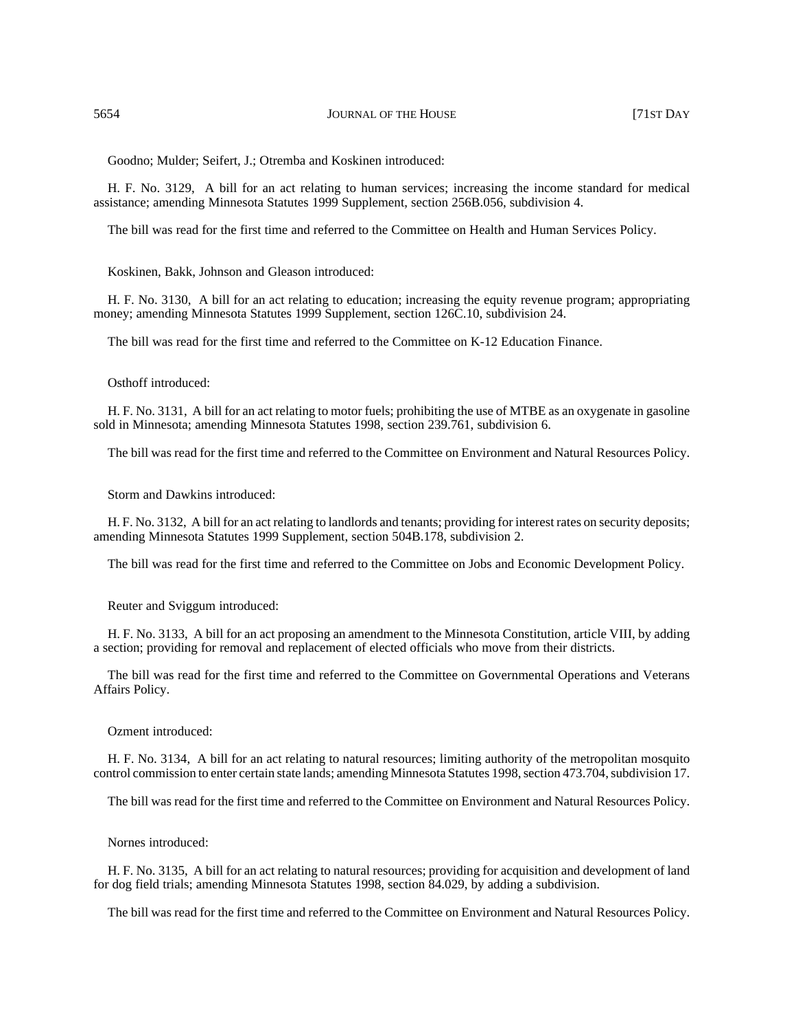Goodno; Mulder; Seifert, J.; Otremba and Koskinen introduced:

H. F. No. 3129, A bill for an act relating to human services; increasing the income standard for medical assistance; amending Minnesota Statutes 1999 Supplement, section 256B.056, subdivision 4.

The bill was read for the first time and referred to the Committee on Health and Human Services Policy.

Koskinen, Bakk, Johnson and Gleason introduced:

H. F. No. 3130, A bill for an act relating to education; increasing the equity revenue program; appropriating money; amending Minnesota Statutes 1999 Supplement, section 126C.10, subdivision 24.

The bill was read for the first time and referred to the Committee on K-12 Education Finance.

Osthoff introduced:

H. F. No. 3131, A bill for an act relating to motor fuels; prohibiting the use of MTBE as an oxygenate in gasoline sold in Minnesota; amending Minnesota Statutes 1998, section 239.761, subdivision 6.

The bill was read for the first time and referred to the Committee on Environment and Natural Resources Policy.

Storm and Dawkins introduced:

H. F. No. 3132, A bill for an act relating to landlords and tenants; providing for interest rates on security deposits; amending Minnesota Statutes 1999 Supplement, section 504B.178, subdivision 2.

The bill was read for the first time and referred to the Committee on Jobs and Economic Development Policy.

Reuter and Sviggum introduced:

H. F. No. 3133, A bill for an act proposing an amendment to the Minnesota Constitution, article VIII, by adding a section; providing for removal and replacement of elected officials who move from their districts.

The bill was read for the first time and referred to the Committee on Governmental Operations and Veterans Affairs Policy.

Ozment introduced:

H. F. No. 3134, A bill for an act relating to natural resources; limiting authority of the metropolitan mosquito control commission to enter certain state lands; amending Minnesota Statutes 1998, section 473.704, subdivision 17.

The bill was read for the first time and referred to the Committee on Environment and Natural Resources Policy.

Nornes introduced:

H. F. No. 3135, A bill for an act relating to natural resources; providing for acquisition and development of land for dog field trials; amending Minnesota Statutes 1998, section 84.029, by adding a subdivision.

The bill was read for the first time and referred to the Committee on Environment and Natural Resources Policy.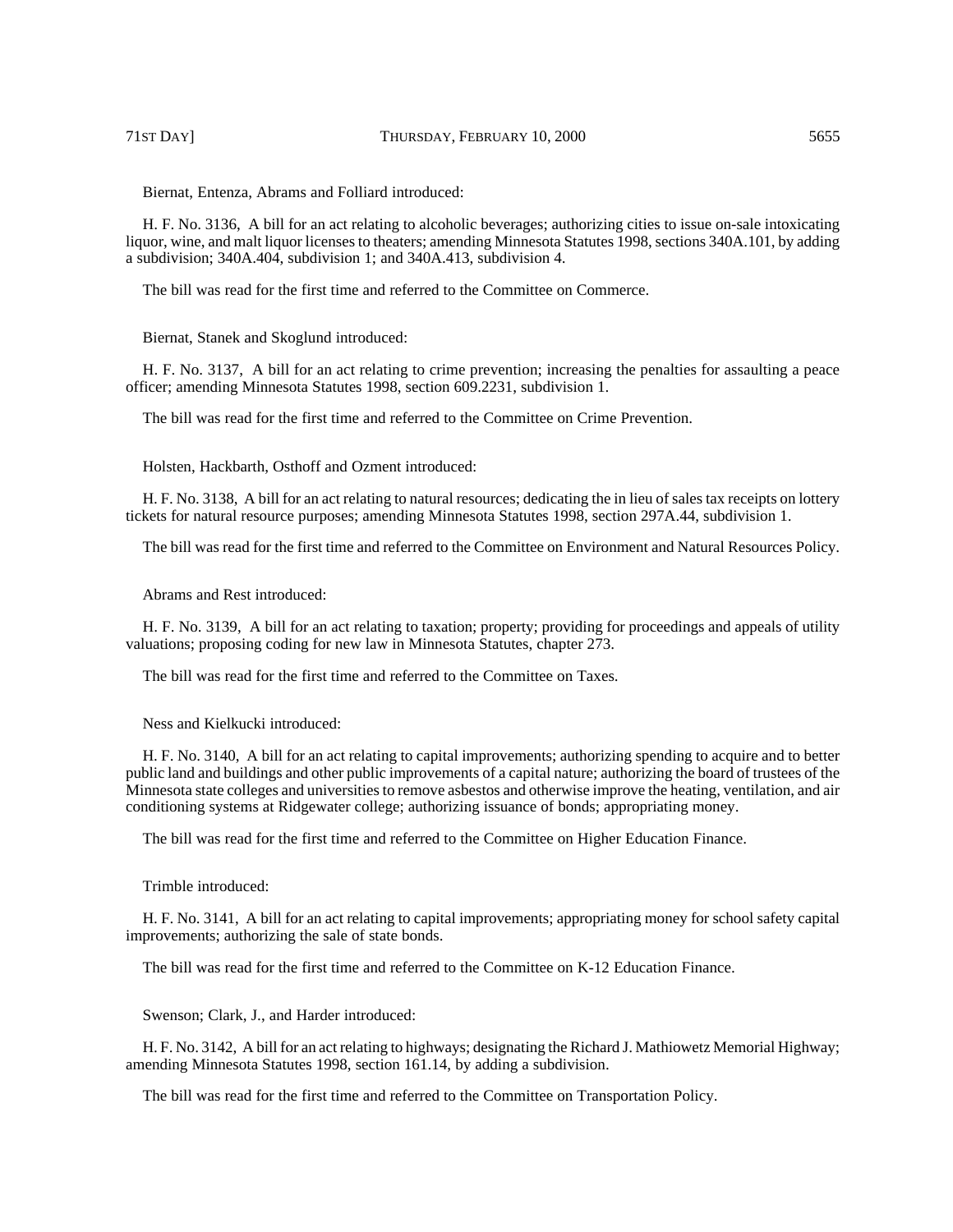Biernat, Entenza, Abrams and Folliard introduced:

H. F. No. 3136, A bill for an act relating to alcoholic beverages; authorizing cities to issue on-sale intoxicating liquor, wine, and malt liquor licenses to theaters; amending Minnesota Statutes 1998, sections 340A.101, by adding a subdivision; 340A.404, subdivision 1; and 340A.413, subdivision 4.

The bill was read for the first time and referred to the Committee on Commerce.

Biernat, Stanek and Skoglund introduced:

H. F. No. 3137, A bill for an act relating to crime prevention; increasing the penalties for assaulting a peace officer; amending Minnesota Statutes 1998, section 609.2231, subdivision 1.

The bill was read for the first time and referred to the Committee on Crime Prevention.

Holsten, Hackbarth, Osthoff and Ozment introduced:

H. F. No. 3138, A bill for an act relating to natural resources; dedicating the in lieu of sales tax receipts on lottery tickets for natural resource purposes; amending Minnesota Statutes 1998, section 297A.44, subdivision 1.

The bill was read for the first time and referred to the Committee on Environment and Natural Resources Policy.

Abrams and Rest introduced:

H. F. No. 3139, A bill for an act relating to taxation; property; providing for proceedings and appeals of utility valuations; proposing coding for new law in Minnesota Statutes, chapter 273.

The bill was read for the first time and referred to the Committee on Taxes.

Ness and Kielkucki introduced:

H. F. No. 3140, A bill for an act relating to capital improvements; authorizing spending to acquire and to better public land and buildings and other public improvements of a capital nature; authorizing the board of trustees of the Minnesota state colleges and universities to remove asbestos and otherwise improve the heating, ventilation, and air conditioning systems at Ridgewater college; authorizing issuance of bonds; appropriating money.

The bill was read for the first time and referred to the Committee on Higher Education Finance.

Trimble introduced:

H. F. No. 3141, A bill for an act relating to capital improvements; appropriating money for school safety capital improvements; authorizing the sale of state bonds.

The bill was read for the first time and referred to the Committee on K-12 Education Finance.

Swenson; Clark, J., and Harder introduced:

H. F. No. 3142, A bill for an act relating to highways; designating the Richard J. Mathiowetz Memorial Highway; amending Minnesota Statutes 1998, section 161.14, by adding a subdivision.

The bill was read for the first time and referred to the Committee on Transportation Policy.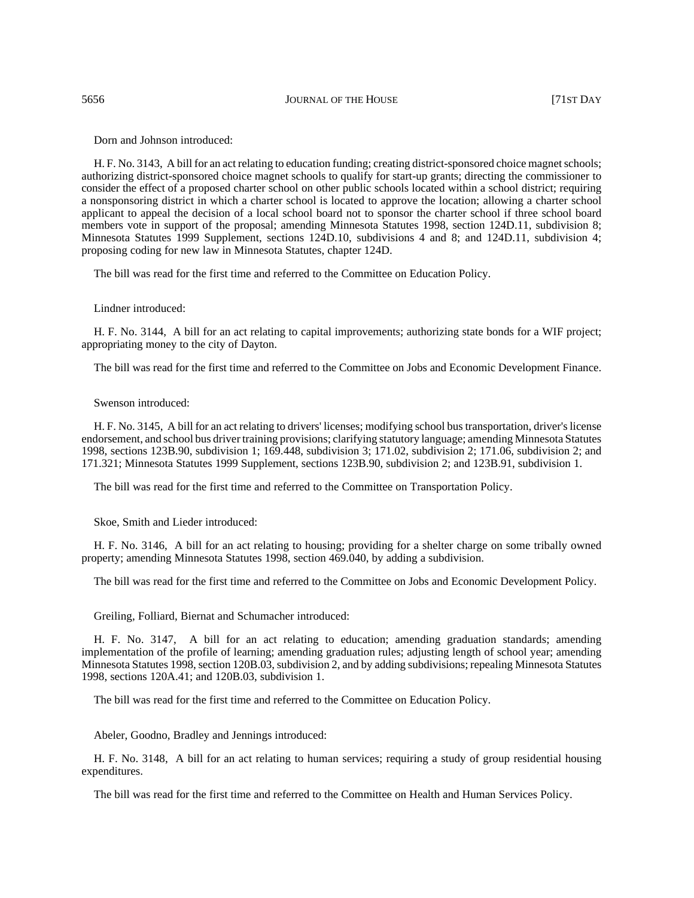Dorn and Johnson introduced:

H. F. No. 3143, A bill for an act relating to education funding; creating district-sponsored choice magnet schools; authorizing district-sponsored choice magnet schools to qualify for start-up grants; directing the commissioner to consider the effect of a proposed charter school on other public schools located within a school district; requiring a nonsponsoring district in which a charter school is located to approve the location; allowing a charter school applicant to appeal the decision of a local school board not to sponsor the charter school if three school board members vote in support of the proposal; amending Minnesota Statutes 1998, section 124D.11, subdivision 8; Minnesota Statutes 1999 Supplement, sections 124D.10, subdivisions 4 and 8; and 124D.11, subdivision 4; proposing coding for new law in Minnesota Statutes, chapter 124D.

The bill was read for the first time and referred to the Committee on Education Policy.

Lindner introduced:

H. F. No. 3144, A bill for an act relating to capital improvements; authorizing state bonds for a WIF project; appropriating money to the city of Dayton.

The bill was read for the first time and referred to the Committee on Jobs and Economic Development Finance.

Swenson introduced:

H. F. No. 3145, A bill for an act relating to drivers' licenses; modifying school bus transportation, driver's license endorsement, and school bus driver training provisions; clarifying statutory language; amending Minnesota Statutes 1998, sections 123B.90, subdivision 1; 169.448, subdivision 3; 171.02, subdivision 2; 171.06, subdivision 2; and 171.321; Minnesota Statutes 1999 Supplement, sections 123B.90, subdivision 2; and 123B.91, subdivision 1.

The bill was read for the first time and referred to the Committee on Transportation Policy.

Skoe, Smith and Lieder introduced:

H. F. No. 3146, A bill for an act relating to housing; providing for a shelter charge on some tribally owned property; amending Minnesota Statutes 1998, section 469.040, by adding a subdivision.

The bill was read for the first time and referred to the Committee on Jobs and Economic Development Policy.

Greiling, Folliard, Biernat and Schumacher introduced:

H. F. No. 3147, A bill for an act relating to education; amending graduation standards; amending implementation of the profile of learning; amending graduation rules; adjusting length of school year; amending Minnesota Statutes 1998, section 120B.03, subdivision 2, and by adding subdivisions; repealing Minnesota Statutes 1998, sections 120A.41; and 120B.03, subdivision 1.

The bill was read for the first time and referred to the Committee on Education Policy.

Abeler, Goodno, Bradley and Jennings introduced:

H. F. No. 3148, A bill for an act relating to human services; requiring a study of group residential housing expenditures.

The bill was read for the first time and referred to the Committee on Health and Human Services Policy.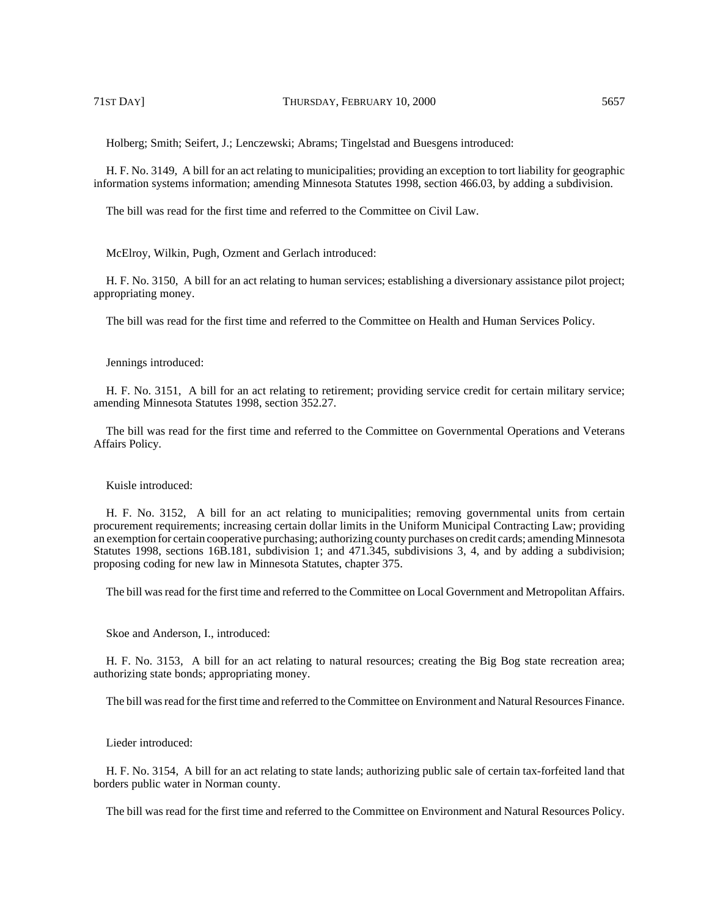Holberg; Smith; Seifert, J.; Lenczewski; Abrams; Tingelstad and Buesgens introduced:

H. F. No. 3149, A bill for an act relating to municipalities; providing an exception to tort liability for geographic information systems information; amending Minnesota Statutes 1998, section 466.03, by adding a subdivision.

The bill was read for the first time and referred to the Committee on Civil Law.

McElroy, Wilkin, Pugh, Ozment and Gerlach introduced:

H. F. No. 3150, A bill for an act relating to human services; establishing a diversionary assistance pilot project; appropriating money.

The bill was read for the first time and referred to the Committee on Health and Human Services Policy.

Jennings introduced:

H. F. No. 3151, A bill for an act relating to retirement; providing service credit for certain military service; amending Minnesota Statutes 1998, section 352.27.

The bill was read for the first time and referred to the Committee on Governmental Operations and Veterans Affairs Policy.

Kuisle introduced:

H. F. No. 3152, A bill for an act relating to municipalities; removing governmental units from certain procurement requirements; increasing certain dollar limits in the Uniform Municipal Contracting Law; providing an exemption for certain cooperative purchasing; authorizing county purchases on credit cards; amending Minnesota Statutes 1998, sections 16B.181, subdivision 1; and 471.345, subdivisions 3, 4, and by adding a subdivision; proposing coding for new law in Minnesota Statutes, chapter 375.

The bill was read for the first time and referred to the Committee on Local Government and Metropolitan Affairs.

Skoe and Anderson, I., introduced:

H. F. No. 3153, A bill for an act relating to natural resources; creating the Big Bog state recreation area; authorizing state bonds; appropriating money.

The bill was read for the first time and referred to the Committee on Environment and Natural Resources Finance.

Lieder introduced:

H. F. No. 3154, A bill for an act relating to state lands; authorizing public sale of certain tax-forfeited land that borders public water in Norman county.

The bill was read for the first time and referred to the Committee on Environment and Natural Resources Policy.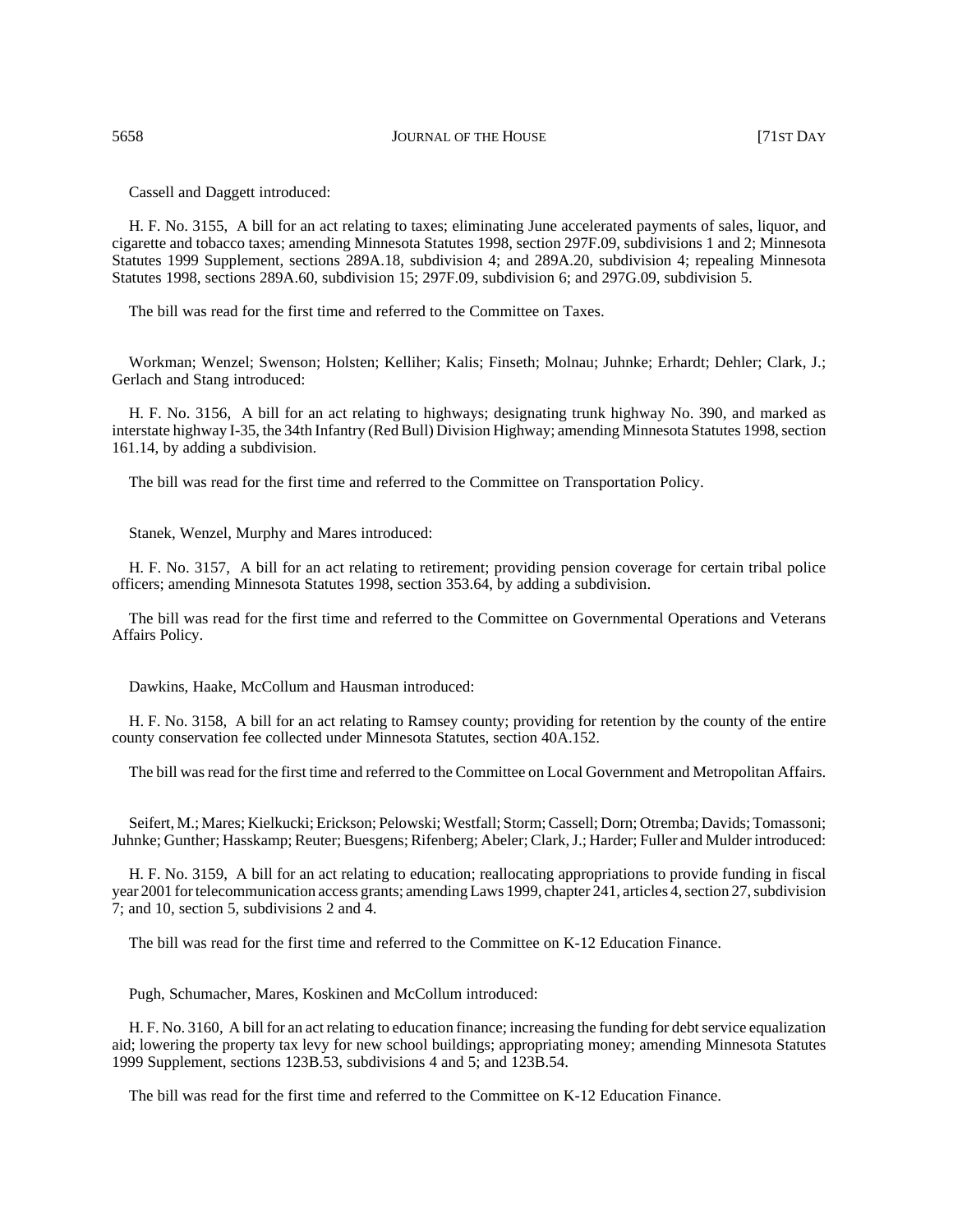Cassell and Daggett introduced:

H. F. No. 3155, A bill for an act relating to taxes; eliminating June accelerated payments of sales, liquor, and cigarette and tobacco taxes; amending Minnesota Statutes 1998, section 297F.09, subdivisions 1 and 2; Minnesota Statutes 1999 Supplement, sections 289A.18, subdivision 4; and 289A.20, subdivision 4; repealing Minnesota Statutes 1998, sections 289A.60, subdivision 15; 297F.09, subdivision 6; and 297G.09, subdivision 5.

The bill was read for the first time and referred to the Committee on Taxes.

Workman; Wenzel; Swenson; Holsten; Kelliher; Kalis; Finseth; Molnau; Juhnke; Erhardt; Dehler; Clark, J.; Gerlach and Stang introduced:

H. F. No. 3156, A bill for an act relating to highways; designating trunk highway No. 390, and marked as interstate highway I-35, the 34th Infantry (Red Bull) Division Highway; amending Minnesota Statutes 1998, section 161.14, by adding a subdivision.

The bill was read for the first time and referred to the Committee on Transportation Policy.

Stanek, Wenzel, Murphy and Mares introduced:

H. F. No. 3157, A bill for an act relating to retirement; providing pension coverage for certain tribal police officers; amending Minnesota Statutes 1998, section 353.64, by adding a subdivision.

The bill was read for the first time and referred to the Committee on Governmental Operations and Veterans Affairs Policy.

Dawkins, Haake, McCollum and Hausman introduced:

H. F. No. 3158, A bill for an act relating to Ramsey county; providing for retention by the county of the entire county conservation fee collected under Minnesota Statutes, section 40A.152.

The bill was read for the first time and referred to the Committee on Local Government and Metropolitan Affairs.

Seifert, M.; Mares; Kielkucki; Erickson; Pelowski; Westfall; Storm; Cassell; Dorn; Otremba; Davids; Tomassoni; Juhnke; Gunther; Hasskamp; Reuter; Buesgens; Rifenberg; Abeler; Clark, J.; Harder; Fuller and Mulder introduced:

H. F. No. 3159, A bill for an act relating to education; reallocating appropriations to provide funding in fiscal year 2001 for telecommunication access grants; amending Laws 1999, chapter 241, articles 4, section 27, subdivision 7; and 10, section 5, subdivisions 2 and 4.

The bill was read for the first time and referred to the Committee on K-12 Education Finance.

Pugh, Schumacher, Mares, Koskinen and McCollum introduced:

H. F. No. 3160, A bill for an act relating to education finance; increasing the funding for debt service equalization aid; lowering the property tax levy for new school buildings; appropriating money; amending Minnesota Statutes 1999 Supplement, sections 123B.53, subdivisions 4 and 5; and 123B.54.

The bill was read for the first time and referred to the Committee on K-12 Education Finance.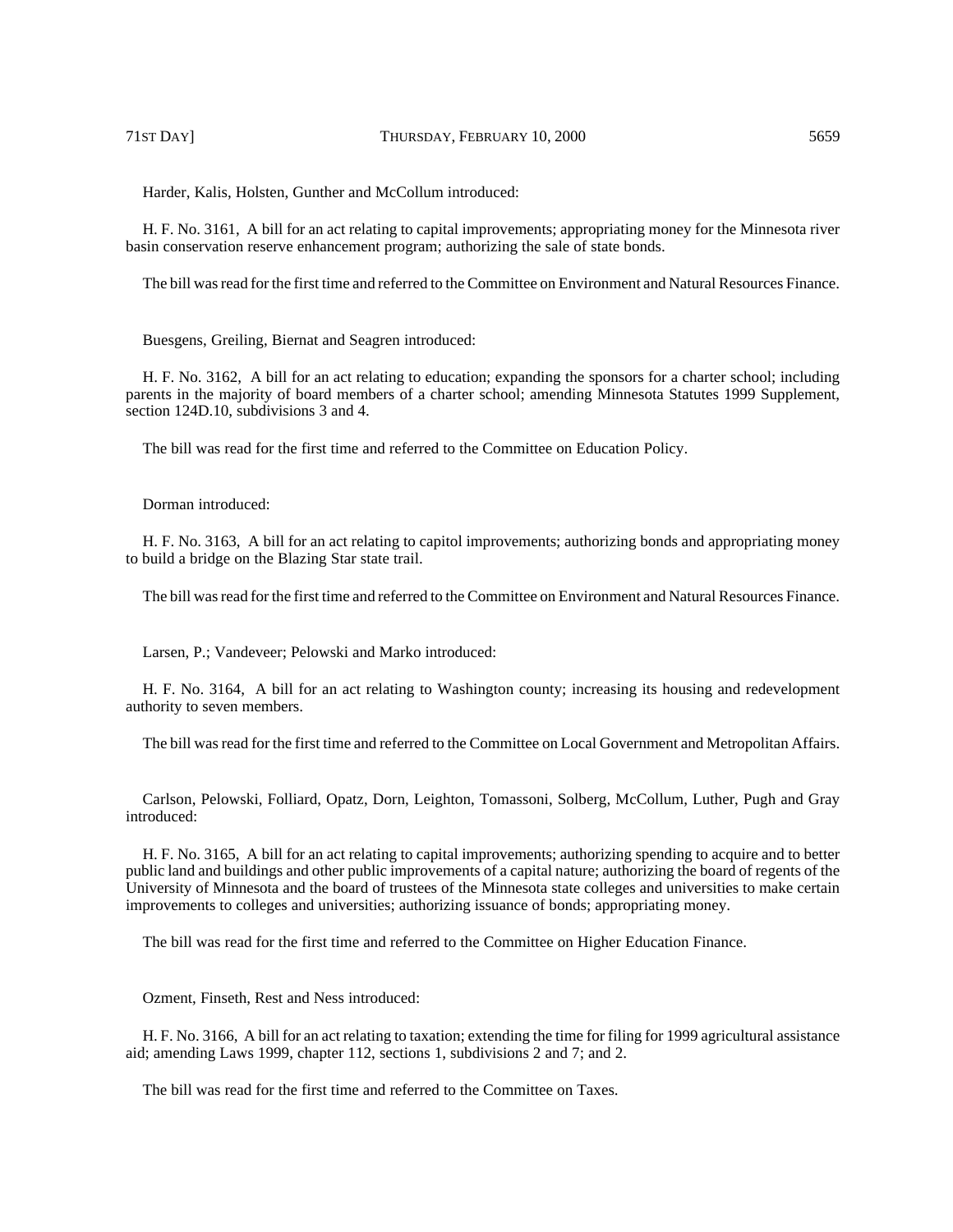Harder, Kalis, Holsten, Gunther and McCollum introduced:

H. F. No. 3161, A bill for an act relating to capital improvements; appropriating money for the Minnesota river basin conservation reserve enhancement program; authorizing the sale of state bonds.

The bill was read for the first time and referred to the Committee on Environment and Natural Resources Finance.

Buesgens, Greiling, Biernat and Seagren introduced:

H. F. No. 3162, A bill for an act relating to education; expanding the sponsors for a charter school; including parents in the majority of board members of a charter school; amending Minnesota Statutes 1999 Supplement, section 124D.10, subdivisions 3 and 4.

The bill was read for the first time and referred to the Committee on Education Policy.

Dorman introduced:

H. F. No. 3163, A bill for an act relating to capitol improvements; authorizing bonds and appropriating money to build a bridge on the Blazing Star state trail.

The bill was read for the first time and referred to the Committee on Environment and Natural Resources Finance.

Larsen, P.; Vandeveer; Pelowski and Marko introduced:

H. F. No. 3164, A bill for an act relating to Washington county; increasing its housing and redevelopment authority to seven members.

The bill was read for the first time and referred to the Committee on Local Government and Metropolitan Affairs.

Carlson, Pelowski, Folliard, Opatz, Dorn, Leighton, Tomassoni, Solberg, McCollum, Luther, Pugh and Gray introduced:

H. F. No. 3165, A bill for an act relating to capital improvements; authorizing spending to acquire and to better public land and buildings and other public improvements of a capital nature; authorizing the board of regents of the University of Minnesota and the board of trustees of the Minnesota state colleges and universities to make certain improvements to colleges and universities; authorizing issuance of bonds; appropriating money.

The bill was read for the first time and referred to the Committee on Higher Education Finance.

Ozment, Finseth, Rest and Ness introduced:

H. F. No. 3166, A bill for an act relating to taxation; extending the time for filing for 1999 agricultural assistance aid; amending Laws 1999, chapter 112, sections 1, subdivisions 2 and 7; and 2.

The bill was read for the first time and referred to the Committee on Taxes.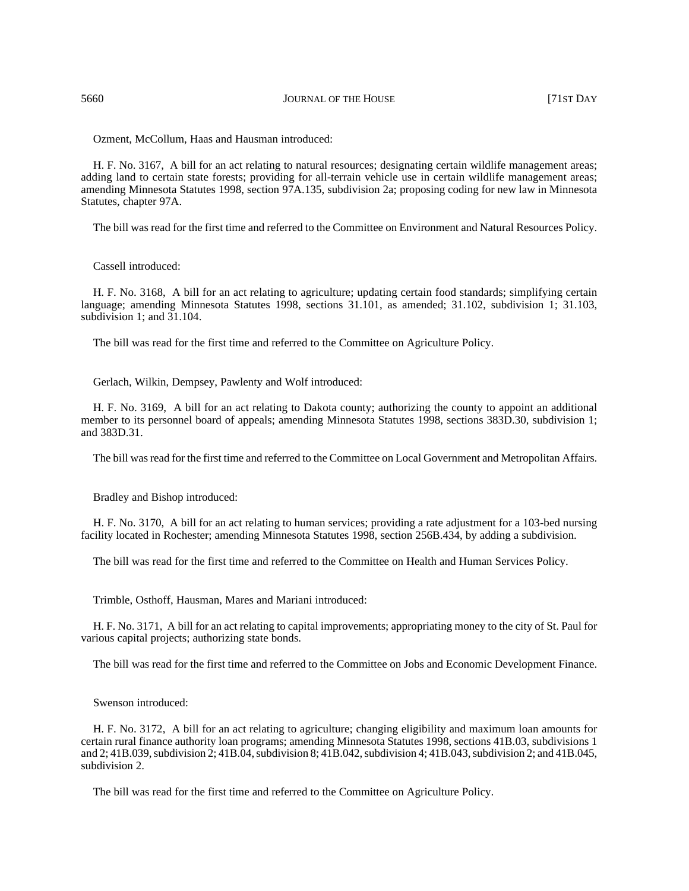Ozment, McCollum, Haas and Hausman introduced:

H. F. No. 3167, A bill for an act relating to natural resources; designating certain wildlife management areas; adding land to certain state forests; providing for all-terrain vehicle use in certain wildlife management areas; amending Minnesota Statutes 1998, section 97A.135, subdivision 2a; proposing coding for new law in Minnesota Statutes, chapter 97A.

The bill was read for the first time and referred to the Committee on Environment and Natural Resources Policy.

Cassell introduced:

H. F. No. 3168, A bill for an act relating to agriculture; updating certain food standards; simplifying certain language; amending Minnesota Statutes 1998, sections 31.101, as amended; 31.102, subdivision 1; 31.103, subdivision 1; and 31.104.

The bill was read for the first time and referred to the Committee on Agriculture Policy.

Gerlach, Wilkin, Dempsey, Pawlenty and Wolf introduced:

H. F. No. 3169, A bill for an act relating to Dakota county; authorizing the county to appoint an additional member to its personnel board of appeals; amending Minnesota Statutes 1998, sections 383D.30, subdivision 1; and 383D.31.

The bill was read for the first time and referred to the Committee on Local Government and Metropolitan Affairs.

Bradley and Bishop introduced:

H. F. No. 3170, A bill for an act relating to human services; providing a rate adjustment for a 103-bed nursing facility located in Rochester; amending Minnesota Statutes 1998, section 256B.434, by adding a subdivision.

The bill was read for the first time and referred to the Committee on Health and Human Services Policy.

Trimble, Osthoff, Hausman, Mares and Mariani introduced:

H. F. No. 3171, A bill for an act relating to capital improvements; appropriating money to the city of St. Paul for various capital projects; authorizing state bonds.

The bill was read for the first time and referred to the Committee on Jobs and Economic Development Finance.

Swenson introduced:

H. F. No. 3172, A bill for an act relating to agriculture; changing eligibility and maximum loan amounts for certain rural finance authority loan programs; amending Minnesota Statutes 1998, sections 41B.03, subdivisions 1 and 2; 41B.039, subdivision 2; 41B.04, subdivision 8; 41B.042, subdivision 4; 41B.043, subdivision 2; and 41B.045, subdivision 2.

The bill was read for the first time and referred to the Committee on Agriculture Policy.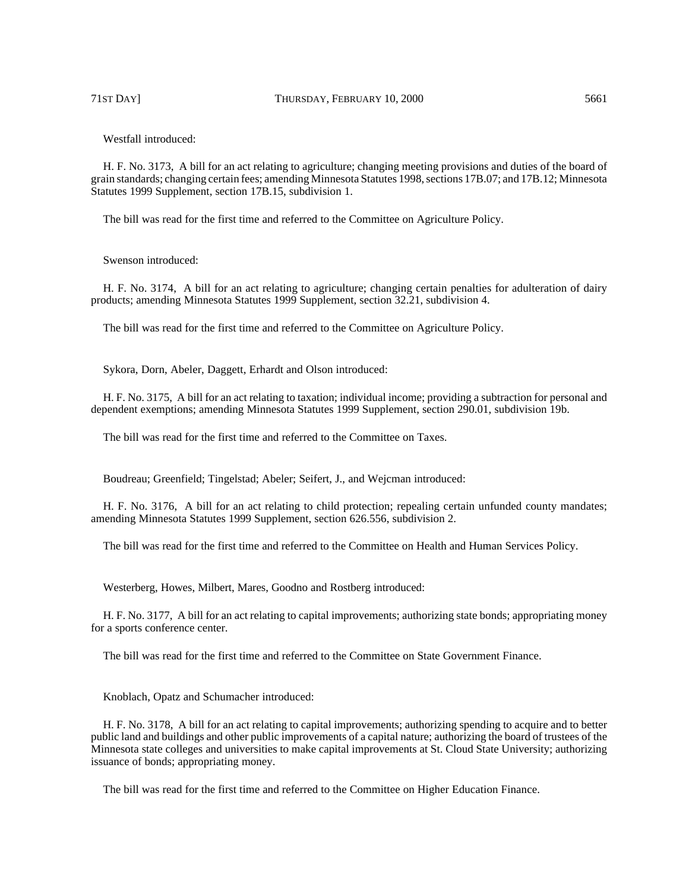Westfall introduced:

H. F. No. 3173, A bill for an act relating to agriculture; changing meeting provisions and duties of the board of grain standards; changing certain fees; amending Minnesota Statutes 1998, sections 17B.07; and 17B.12; Minnesota Statutes 1999 Supplement, section 17B.15, subdivision 1.

The bill was read for the first time and referred to the Committee on Agriculture Policy.

Swenson introduced:

H. F. No. 3174, A bill for an act relating to agriculture; changing certain penalties for adulteration of dairy products; amending Minnesota Statutes 1999 Supplement, section 32.21, subdivision 4.

The bill was read for the first time and referred to the Committee on Agriculture Policy.

Sykora, Dorn, Abeler, Daggett, Erhardt and Olson introduced:

H. F. No. 3175, A bill for an act relating to taxation; individual income; providing a subtraction for personal and dependent exemptions; amending Minnesota Statutes 1999 Supplement, section 290.01, subdivision 19b.

The bill was read for the first time and referred to the Committee on Taxes.

Boudreau; Greenfield; Tingelstad; Abeler; Seifert, J., and Wejcman introduced:

H. F. No. 3176, A bill for an act relating to child protection; repealing certain unfunded county mandates; amending Minnesota Statutes 1999 Supplement, section 626.556, subdivision 2.

The bill was read for the first time and referred to the Committee on Health and Human Services Policy.

Westerberg, Howes, Milbert, Mares, Goodno and Rostberg introduced:

H. F. No. 3177, A bill for an act relating to capital improvements; authorizing state bonds; appropriating money for a sports conference center.

The bill was read for the first time and referred to the Committee on State Government Finance.

Knoblach, Opatz and Schumacher introduced:

H. F. No. 3178, A bill for an act relating to capital improvements; authorizing spending to acquire and to better public land and buildings and other public improvements of a capital nature; authorizing the board of trustees of the Minnesota state colleges and universities to make capital improvements at St. Cloud State University; authorizing issuance of bonds; appropriating money.

The bill was read for the first time and referred to the Committee on Higher Education Finance.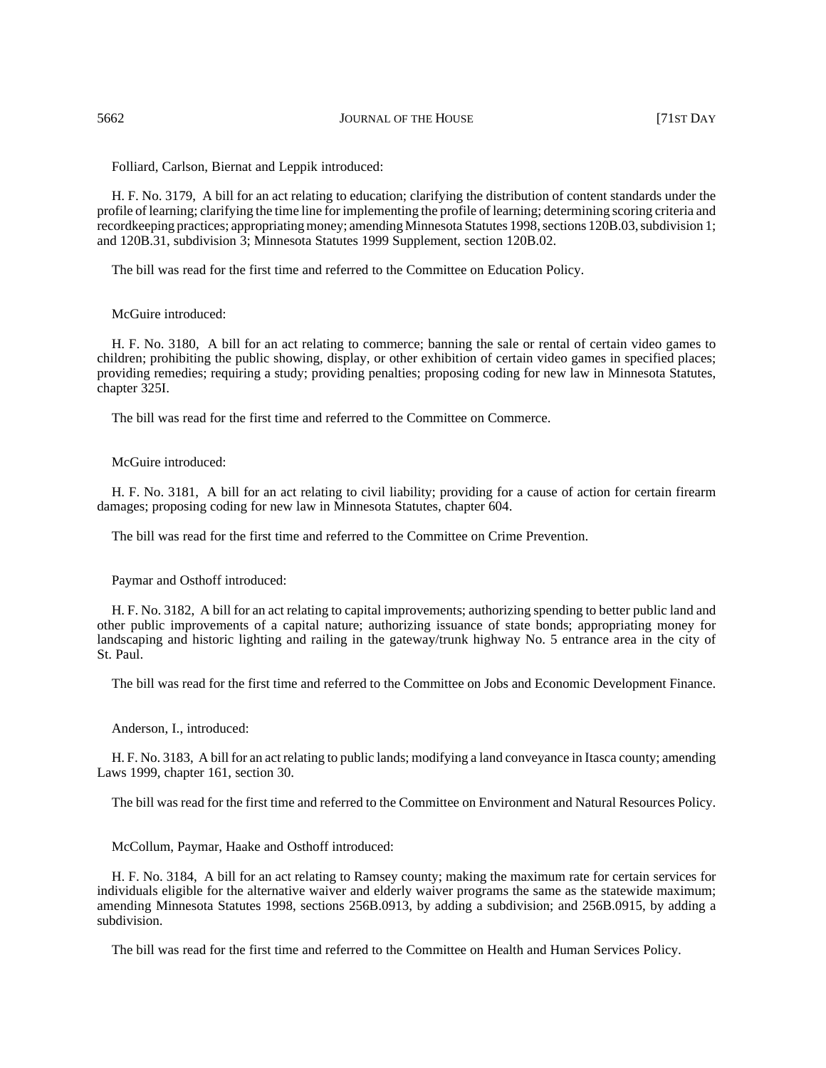Folliard, Carlson, Biernat and Leppik introduced:

H. F. No. 3179, A bill for an act relating to education; clarifying the distribution of content standards under the profile of learning; clarifying the time line for implementing the profile of learning; determining scoring criteria and recordkeeping practices; appropriating money; amending Minnesota Statutes 1998, sections 120B.03, subdivision 1; and 120B.31, subdivision 3; Minnesota Statutes 1999 Supplement, section 120B.02.

The bill was read for the first time and referred to the Committee on Education Policy.

McGuire introduced:

H. F. No. 3180, A bill for an act relating to commerce; banning the sale or rental of certain video games to children; prohibiting the public showing, display, or other exhibition of certain video games in specified places; providing remedies; requiring a study; providing penalties; proposing coding for new law in Minnesota Statutes, chapter 325I.

The bill was read for the first time and referred to the Committee on Commerce.

McGuire introduced:

H. F. No. 3181, A bill for an act relating to civil liability; providing for a cause of action for certain firearm damages; proposing coding for new law in Minnesota Statutes, chapter 604.

The bill was read for the first time and referred to the Committee on Crime Prevention.

Paymar and Osthoff introduced:

H. F. No. 3182, A bill for an act relating to capital improvements; authorizing spending to better public land and other public improvements of a capital nature; authorizing issuance of state bonds; appropriating money for landscaping and historic lighting and railing in the gateway/trunk highway No. 5 entrance area in the city of St. Paul.

The bill was read for the first time and referred to the Committee on Jobs and Economic Development Finance.

Anderson, I., introduced:

H. F. No. 3183, A bill for an act relating to public lands; modifying a land conveyance in Itasca county; amending Laws 1999, chapter 161, section 30.

The bill was read for the first time and referred to the Committee on Environment and Natural Resources Policy.

McCollum, Paymar, Haake and Osthoff introduced:

H. F. No. 3184, A bill for an act relating to Ramsey county; making the maximum rate for certain services for individuals eligible for the alternative waiver and elderly waiver programs the same as the statewide maximum; amending Minnesota Statutes 1998, sections 256B.0913, by adding a subdivision; and 256B.0915, by adding a subdivision.

The bill was read for the first time and referred to the Committee on Health and Human Services Policy.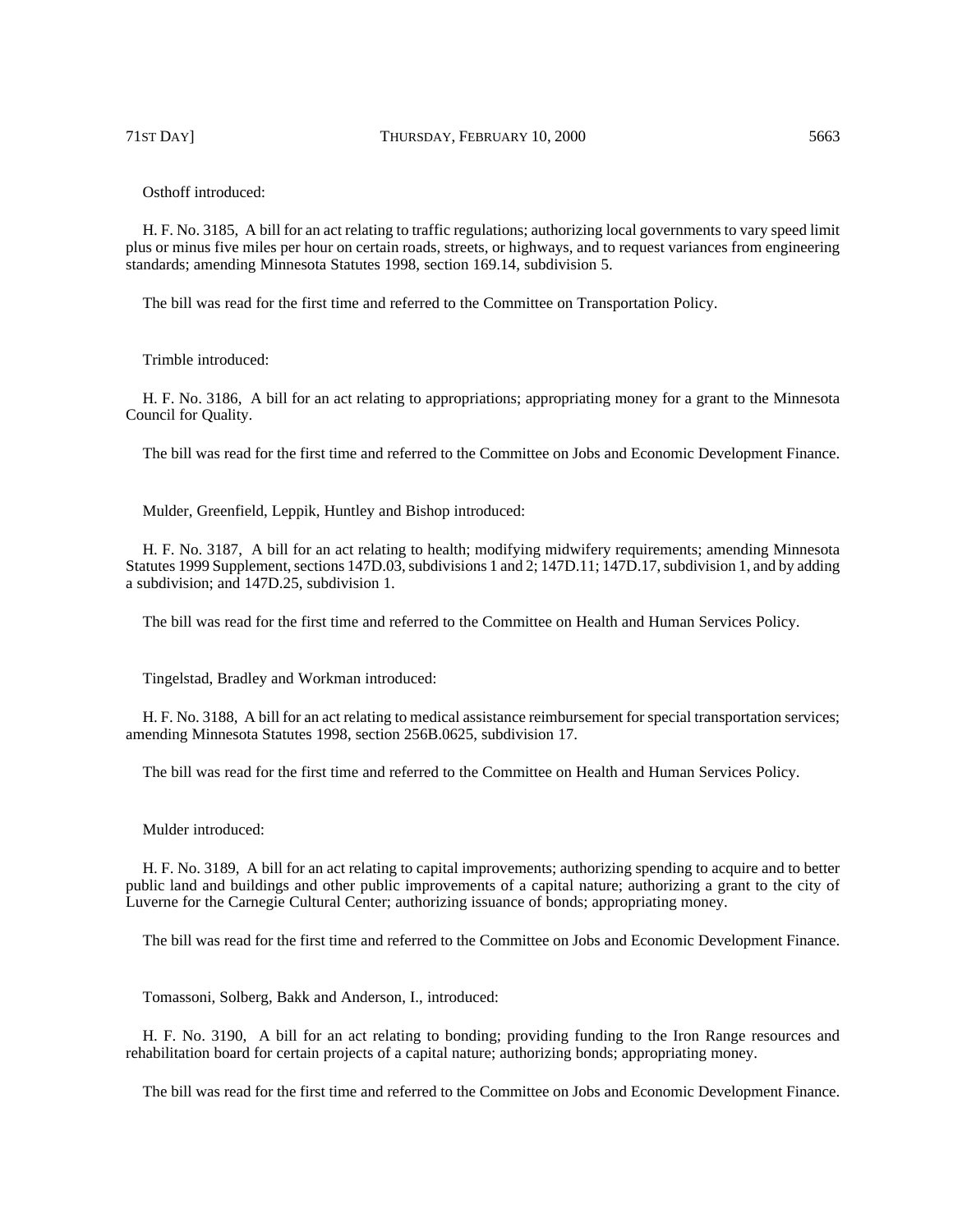Osthoff introduced:

H. F. No. 3185, A bill for an act relating to traffic regulations; authorizing local governments to vary speed limit plus or minus five miles per hour on certain roads, streets, or highways, and to request variances from engineering standards; amending Minnesota Statutes 1998, section 169.14, subdivision 5.

The bill was read for the first time and referred to the Committee on Transportation Policy.

Trimble introduced:

H. F. No. 3186, A bill for an act relating to appropriations; appropriating money for a grant to the Minnesota Council for Quality.

The bill was read for the first time and referred to the Committee on Jobs and Economic Development Finance.

Mulder, Greenfield, Leppik, Huntley and Bishop introduced:

H. F. No. 3187, A bill for an act relating to health; modifying midwifery requirements; amending Minnesota Statutes 1999 Supplement, sections 147D.03, subdivisions 1 and 2; 147D.11; 147D.17, subdivision 1, and by adding a subdivision; and 147D.25, subdivision 1.

The bill was read for the first time and referred to the Committee on Health and Human Services Policy.

Tingelstad, Bradley and Workman introduced:

H. F. No. 3188, A bill for an act relating to medical assistance reimbursement for special transportation services; amending Minnesota Statutes 1998, section 256B.0625, subdivision 17.

The bill was read for the first time and referred to the Committee on Health and Human Services Policy.

Mulder introduced:

H. F. No. 3189, A bill for an act relating to capital improvements; authorizing spending to acquire and to better public land and buildings and other public improvements of a capital nature; authorizing a grant to the city of Luverne for the Carnegie Cultural Center; authorizing issuance of bonds; appropriating money.

The bill was read for the first time and referred to the Committee on Jobs and Economic Development Finance.

Tomassoni, Solberg, Bakk and Anderson, I., introduced:

H. F. No. 3190, A bill for an act relating to bonding; providing funding to the Iron Range resources and rehabilitation board for certain projects of a capital nature; authorizing bonds; appropriating money.

The bill was read for the first time and referred to the Committee on Jobs and Economic Development Finance.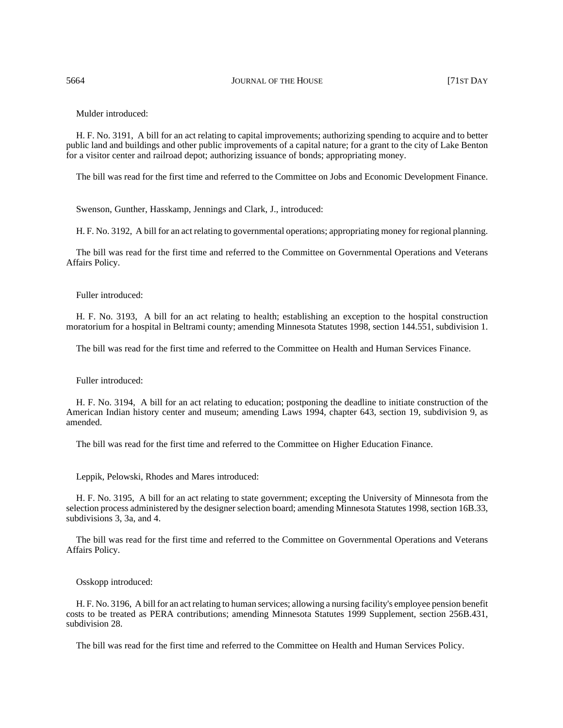Mulder introduced:

H. F. No. 3191, A bill for an act relating to capital improvements; authorizing spending to acquire and to better public land and buildings and other public improvements of a capital nature; for a grant to the city of Lake Benton for a visitor center and railroad depot; authorizing issuance of bonds; appropriating money.

The bill was read for the first time and referred to the Committee on Jobs and Economic Development Finance.

Swenson, Gunther, Hasskamp, Jennings and Clark, J., introduced:

H. F. No. 3192, A bill for an act relating to governmental operations; appropriating money for regional planning.

The bill was read for the first time and referred to the Committee on Governmental Operations and Veterans Affairs Policy.

Fuller introduced:

H. F. No. 3193, A bill for an act relating to health; establishing an exception to the hospital construction moratorium for a hospital in Beltrami county; amending Minnesota Statutes 1998, section 144.551, subdivision 1.

The bill was read for the first time and referred to the Committee on Health and Human Services Finance.

Fuller introduced:

H. F. No. 3194, A bill for an act relating to education; postponing the deadline to initiate construction of the American Indian history center and museum; amending Laws 1994, chapter 643, section 19, subdivision 9, as amended.

The bill was read for the first time and referred to the Committee on Higher Education Finance.

Leppik, Pelowski, Rhodes and Mares introduced:

H. F. No. 3195, A bill for an act relating to state government; excepting the University of Minnesota from the selection process administered by the designer selection board; amending Minnesota Statutes 1998, section 16B.33, subdivisions 3, 3a, and 4.

The bill was read for the first time and referred to the Committee on Governmental Operations and Veterans Affairs Policy.

Osskopp introduced:

H. F. No. 3196, A bill for an act relating to human services; allowing a nursing facility's employee pension benefit costs to be treated as PERA contributions; amending Minnesota Statutes 1999 Supplement, section 256B.431, subdivision 28.

The bill was read for the first time and referred to the Committee on Health and Human Services Policy.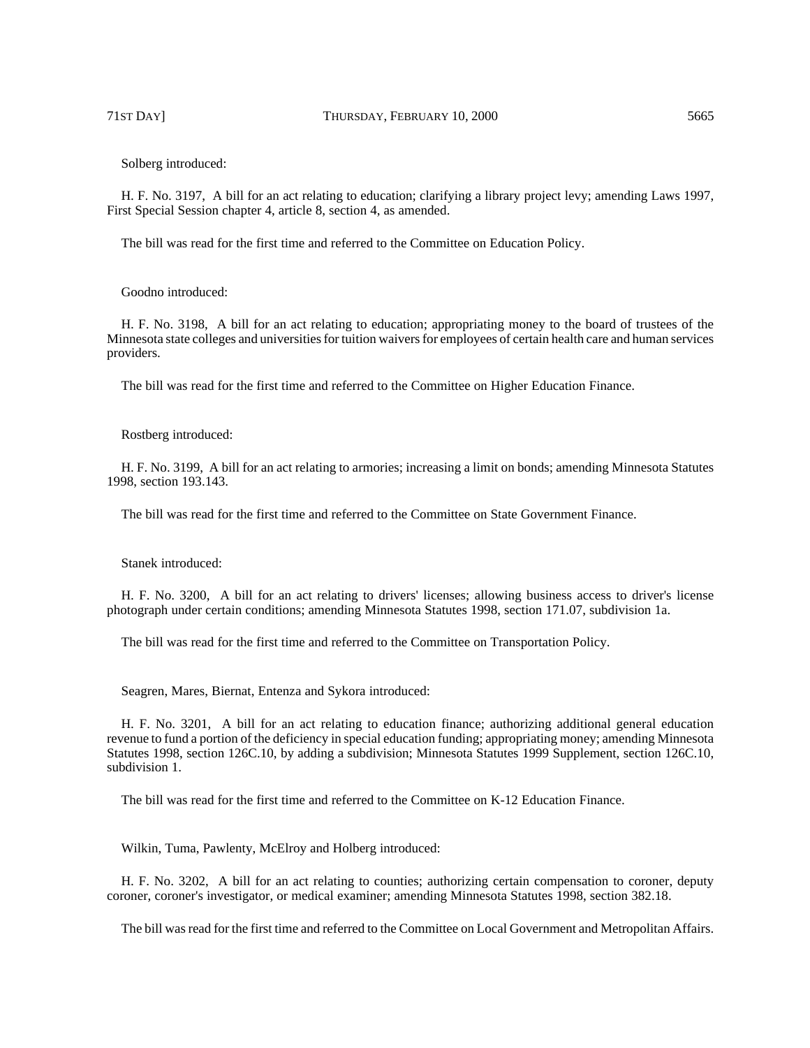Solberg introduced:

H. F. No. 3197, A bill for an act relating to education; clarifying a library project levy; amending Laws 1997, First Special Session chapter 4, article 8, section 4, as amended.

The bill was read for the first time and referred to the Committee on Education Policy.

Goodno introduced:

H. F. No. 3198, A bill for an act relating to education; appropriating money to the board of trustees of the Minnesota state colleges and universities for tuition waivers for employees of certain health care and human services providers.

The bill was read for the first time and referred to the Committee on Higher Education Finance.

Rostberg introduced:

H. F. No. 3199, A bill for an act relating to armories; increasing a limit on bonds; amending Minnesota Statutes 1998, section 193.143.

The bill was read for the first time and referred to the Committee on State Government Finance.

Stanek introduced:

H. F. No. 3200, A bill for an act relating to drivers' licenses; allowing business access to driver's license photograph under certain conditions; amending Minnesota Statutes 1998, section 171.07, subdivision 1a.

The bill was read for the first time and referred to the Committee on Transportation Policy.

Seagren, Mares, Biernat, Entenza and Sykora introduced:

H. F. No. 3201, A bill for an act relating to education finance; authorizing additional general education revenue to fund a portion of the deficiency in special education funding; appropriating money; amending Minnesota Statutes 1998, section 126C.10, by adding a subdivision; Minnesota Statutes 1999 Supplement, section 126C.10, subdivision 1.

The bill was read for the first time and referred to the Committee on K-12 Education Finance.

Wilkin, Tuma, Pawlenty, McElroy and Holberg introduced:

H. F. No. 3202, A bill for an act relating to counties; authorizing certain compensation to coroner, deputy coroner, coroner's investigator, or medical examiner; amending Minnesota Statutes 1998, section 382.18.

The bill was read for the first time and referred to the Committee on Local Government and Metropolitan Affairs.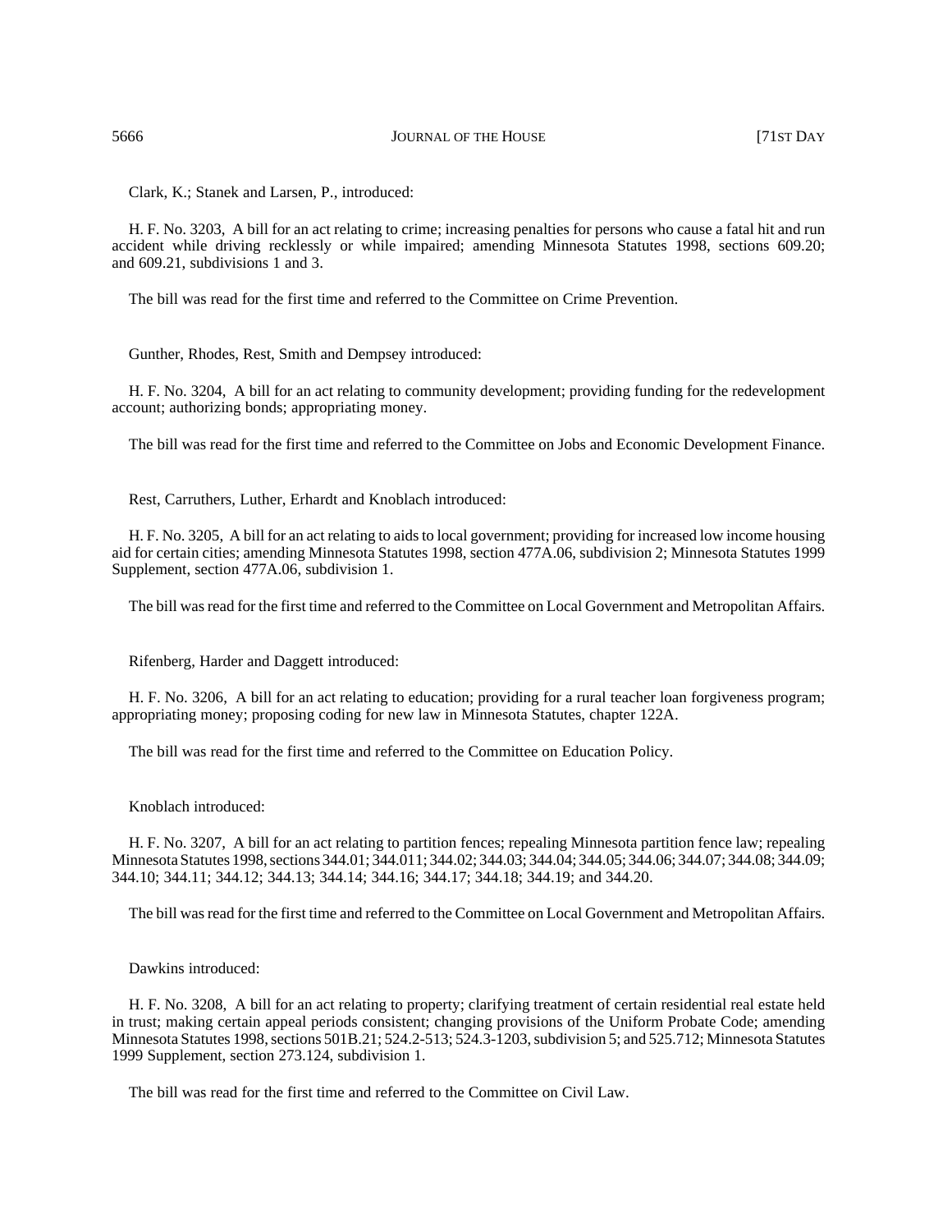Clark, K.; Stanek and Larsen, P., introduced:

H. F. No. 3203, A bill for an act relating to crime; increasing penalties for persons who cause a fatal hit and run accident while driving recklessly or while impaired; amending Minnesota Statutes 1998, sections 609.20; and 609.21, subdivisions 1 and 3.

The bill was read for the first time and referred to the Committee on Crime Prevention.

Gunther, Rhodes, Rest, Smith and Dempsey introduced:

H. F. No. 3204, A bill for an act relating to community development; providing funding for the redevelopment account; authorizing bonds; appropriating money.

The bill was read for the first time and referred to the Committee on Jobs and Economic Development Finance.

Rest, Carruthers, Luther, Erhardt and Knoblach introduced:

H. F. No. 3205, A bill for an act relating to aids to local government; providing for increased low income housing aid for certain cities; amending Minnesota Statutes 1998, section 477A.06, subdivision 2; Minnesota Statutes 1999 Supplement, section 477A.06, subdivision 1.

The bill was read for the first time and referred to the Committee on Local Government and Metropolitan Affairs.

Rifenberg, Harder and Daggett introduced:

H. F. No. 3206, A bill for an act relating to education; providing for a rural teacher loan forgiveness program; appropriating money; proposing coding for new law in Minnesota Statutes, chapter 122A.

The bill was read for the first time and referred to the Committee on Education Policy.

Knoblach introduced:

H. F. No. 3207, A bill for an act relating to partition fences; repealing Minnesota partition fence law; repealing Minnesota Statutes 1998, sections 344.01; 344.011; 344.02; 344.03; 344.04; 344.05; 344.06; 344.07; 344.08; 344.09; 344.10; 344.11; 344.12; 344.13; 344.14; 344.16; 344.17; 344.18; 344.19; and 344.20.

The bill was read for the first time and referred to the Committee on Local Government and Metropolitan Affairs.

Dawkins introduced:

H. F. No. 3208, A bill for an act relating to property; clarifying treatment of certain residential real estate held in trust; making certain appeal periods consistent; changing provisions of the Uniform Probate Code; amending Minnesota Statutes 1998, sections 501B.21; 524.2-513; 524.3-1203, subdivision 5; and 525.712; Minnesota Statutes 1999 Supplement, section 273.124, subdivision 1.

The bill was read for the first time and referred to the Committee on Civil Law.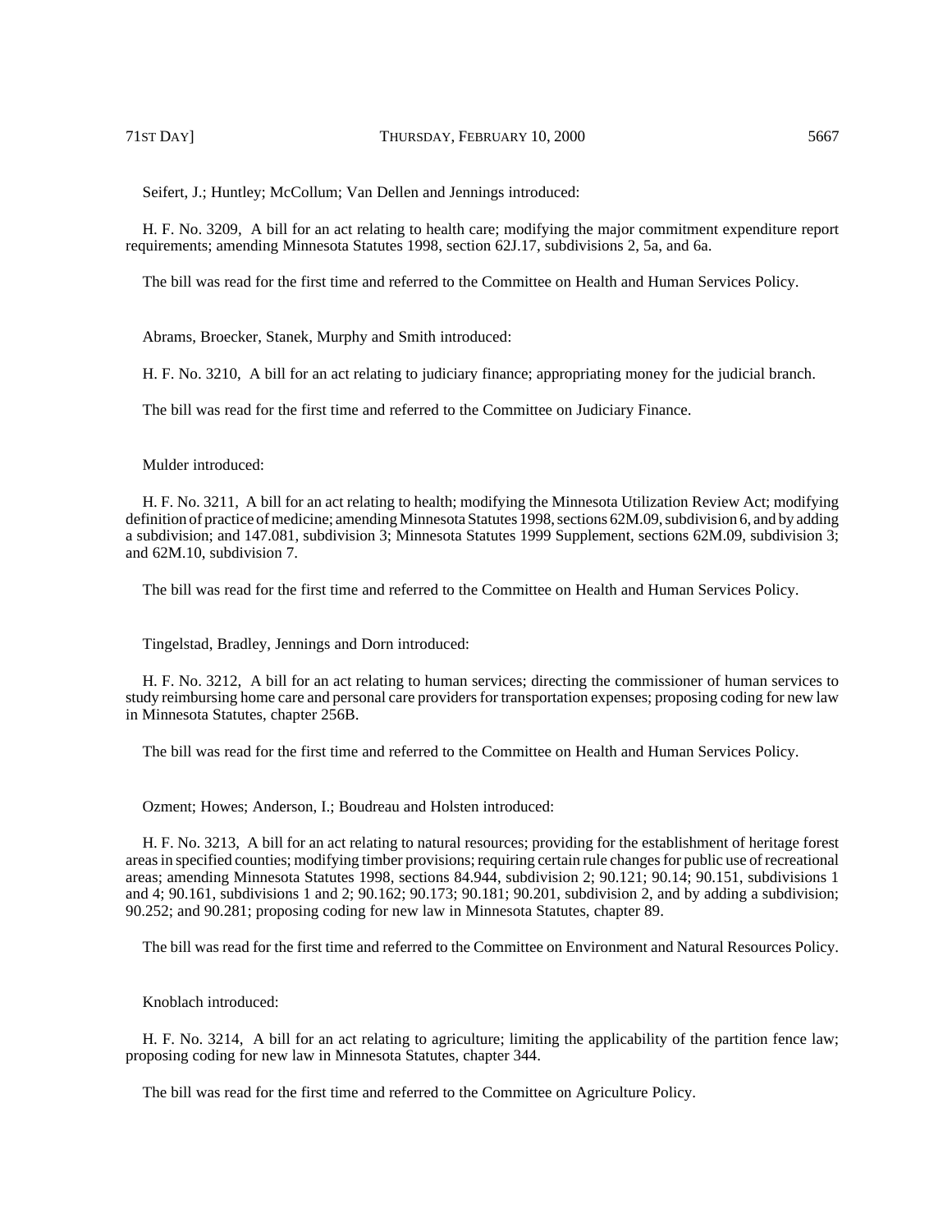Seifert, J.; Huntley; McCollum; Van Dellen and Jennings introduced:

H. F. No. 3209, A bill for an act relating to health care; modifying the major commitment expenditure report requirements; amending Minnesota Statutes 1998, section 62J.17, subdivisions 2, 5a, and 6a.

The bill was read for the first time and referred to the Committee on Health and Human Services Policy.

Abrams, Broecker, Stanek, Murphy and Smith introduced:

H. F. No. 3210, A bill for an act relating to judiciary finance; appropriating money for the judicial branch.

The bill was read for the first time and referred to the Committee on Judiciary Finance.

Mulder introduced:

H. F. No. 3211, A bill for an act relating to health; modifying the Minnesota Utilization Review Act; modifying definition of practice of medicine; amending Minnesota Statutes 1998, sections 62M.09, subdivision 6, and by adding a subdivision; and 147.081, subdivision 3; Minnesota Statutes 1999 Supplement, sections 62M.09, subdivision 3; and 62M.10, subdivision 7.

The bill was read for the first time and referred to the Committee on Health and Human Services Policy.

Tingelstad, Bradley, Jennings and Dorn introduced:

H. F. No. 3212, A bill for an act relating to human services; directing the commissioner of human services to study reimbursing home care and personal care providers for transportation expenses; proposing coding for new law in Minnesota Statutes, chapter 256B.

The bill was read for the first time and referred to the Committee on Health and Human Services Policy.

Ozment; Howes; Anderson, I.; Boudreau and Holsten introduced:

H. F. No. 3213, A bill for an act relating to natural resources; providing for the establishment of heritage forest areas in specified counties; modifying timber provisions; requiring certain rule changes for public use of recreational areas; amending Minnesota Statutes 1998, sections 84.944, subdivision 2; 90.121; 90.14; 90.151, subdivisions 1 and 4; 90.161, subdivisions 1 and 2; 90.162; 90.173; 90.181; 90.201, subdivision 2, and by adding a subdivision; 90.252; and 90.281; proposing coding for new law in Minnesota Statutes, chapter 89.

The bill was read for the first time and referred to the Committee on Environment and Natural Resources Policy.

Knoblach introduced:

H. F. No. 3214, A bill for an act relating to agriculture; limiting the applicability of the partition fence law; proposing coding for new law in Minnesota Statutes, chapter 344.

The bill was read for the first time and referred to the Committee on Agriculture Policy.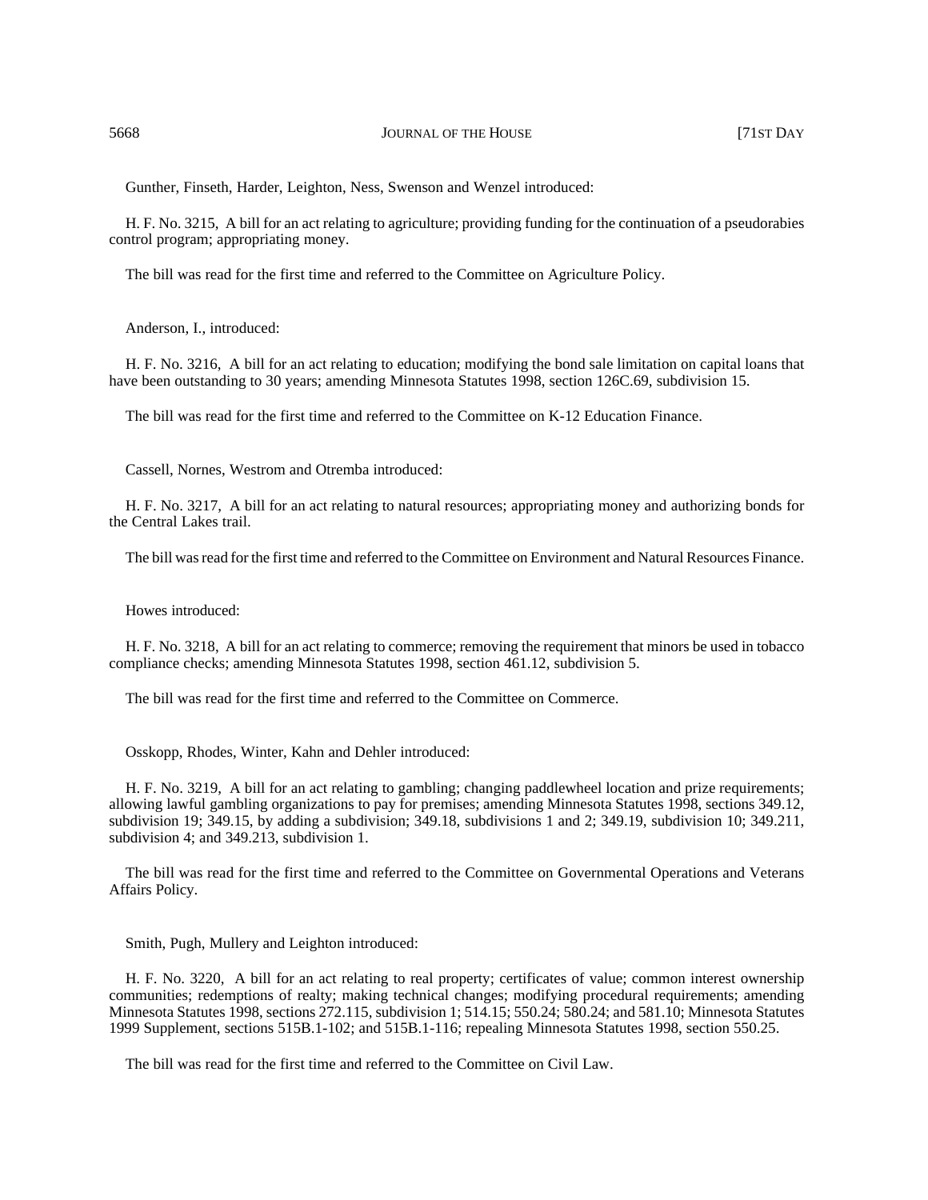Gunther, Finseth, Harder, Leighton, Ness, Swenson and Wenzel introduced:

H. F. No. 3215, A bill for an act relating to agriculture; providing funding for the continuation of a pseudorabies control program; appropriating money.

The bill was read for the first time and referred to the Committee on Agriculture Policy.

Anderson, I., introduced:

H. F. No. 3216, A bill for an act relating to education; modifying the bond sale limitation on capital loans that have been outstanding to 30 years; amending Minnesota Statutes 1998, section 126C.69, subdivision 15.

The bill was read for the first time and referred to the Committee on K-12 Education Finance.

Cassell, Nornes, Westrom and Otremba introduced:

H. F. No. 3217, A bill for an act relating to natural resources; appropriating money and authorizing bonds for the Central Lakes trail.

The bill was read for the first time and referred to the Committee on Environment and Natural Resources Finance.

Howes introduced:

H. F. No. 3218, A bill for an act relating to commerce; removing the requirement that minors be used in tobacco compliance checks; amending Minnesota Statutes 1998, section 461.12, subdivision 5.

The bill was read for the first time and referred to the Committee on Commerce.

Osskopp, Rhodes, Winter, Kahn and Dehler introduced:

H. F. No. 3219, A bill for an act relating to gambling; changing paddlewheel location and prize requirements; allowing lawful gambling organizations to pay for premises; amending Minnesota Statutes 1998, sections 349.12, subdivision 19; 349.15, by adding a subdivision; 349.18, subdivisions 1 and 2; 349.19, subdivision 10; 349.211, subdivision 4; and 349.213, subdivision 1.

The bill was read for the first time and referred to the Committee on Governmental Operations and Veterans Affairs Policy.

Smith, Pugh, Mullery and Leighton introduced:

H. F. No. 3220, A bill for an act relating to real property; certificates of value; common interest ownership communities; redemptions of realty; making technical changes; modifying procedural requirements; amending Minnesota Statutes 1998, sections 272.115, subdivision 1; 514.15; 550.24; 580.24; and 581.10; Minnesota Statutes 1999 Supplement, sections 515B.1-102; and 515B.1-116; repealing Minnesota Statutes 1998, section 550.25.

The bill was read for the first time and referred to the Committee on Civil Law.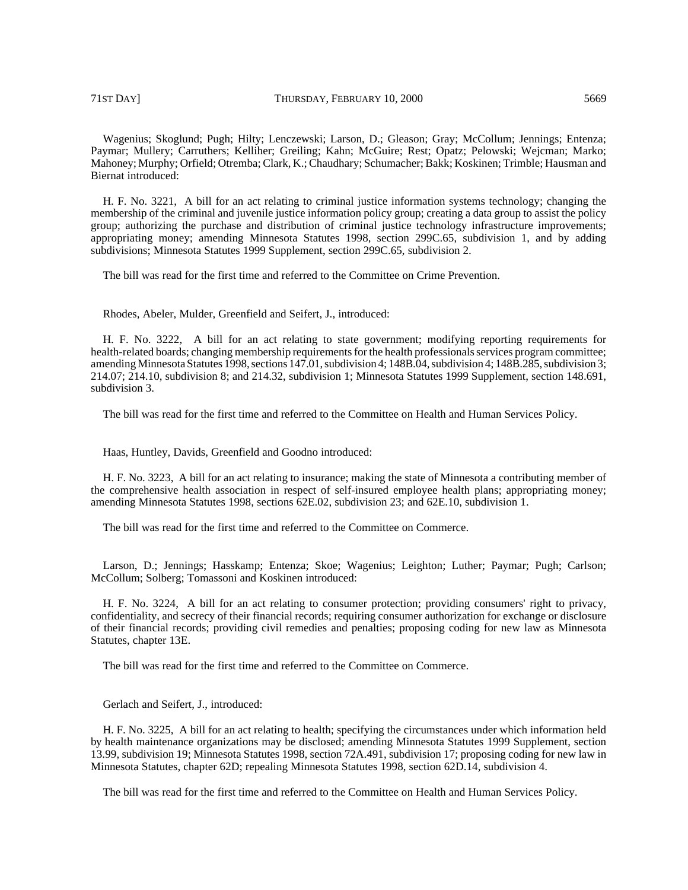Wagenius; Skoglund; Pugh; Hilty; Lenczewski; Larson, D.; Gleason; Gray; McCollum; Jennings; Entenza; Paymar; Mullery; Carruthers; Kelliher; Greiling; Kahn; McGuire; Rest; Opatz; Pelowski; Wejcman; Marko; Mahoney; Murphy; Orfield; Otremba; Clark, K.; Chaudhary; Schumacher; Bakk; Koskinen; Trimble; Hausman and Biernat introduced:

H. F. No. 3221, A bill for an act relating to criminal justice information systems technology; changing the membership of the criminal and juvenile justice information policy group; creating a data group to assist the policy group; authorizing the purchase and distribution of criminal justice technology infrastructure improvements; appropriating money; amending Minnesota Statutes 1998, section 299C.65, subdivision 1, and by adding subdivisions; Minnesota Statutes 1999 Supplement, section 299C.65, subdivision 2.

The bill was read for the first time and referred to the Committee on Crime Prevention.

Rhodes, Abeler, Mulder, Greenfield and Seifert, J., introduced:

H. F. No. 3222, A bill for an act relating to state government; modifying reporting requirements for health-related boards; changing membership requirements for the health professionals services program committee; amending Minnesota Statutes 1998, sections 147.01, subdivision 4; 148B.04, subdivision 4; 148B.285, subdivision 3; 214.07; 214.10, subdivision 8; and 214.32, subdivision 1; Minnesota Statutes 1999 Supplement, section 148.691, subdivision 3.

The bill was read for the first time and referred to the Committee on Health and Human Services Policy.

Haas, Huntley, Davids, Greenfield and Goodno introduced:

H. F. No. 3223, A bill for an act relating to insurance; making the state of Minnesota a contributing member of the comprehensive health association in respect of self-insured employee health plans; appropriating money; amending Minnesota Statutes 1998, sections 62E.02, subdivision 23; and 62E.10, subdivision 1.

The bill was read for the first time and referred to the Committee on Commerce.

Larson, D.; Jennings; Hasskamp; Entenza; Skoe; Wagenius; Leighton; Luther; Paymar; Pugh; Carlson; McCollum; Solberg; Tomassoni and Koskinen introduced:

H. F. No. 3224, A bill for an act relating to consumer protection; providing consumers' right to privacy, confidentiality, and secrecy of their financial records; requiring consumer authorization for exchange or disclosure of their financial records; providing civil remedies and penalties; proposing coding for new law as Minnesota Statutes, chapter 13E.

The bill was read for the first time and referred to the Committee on Commerce.

Gerlach and Seifert, J., introduced:

H. F. No. 3225, A bill for an act relating to health; specifying the circumstances under which information held by health maintenance organizations may be disclosed; amending Minnesota Statutes 1999 Supplement, section 13.99, subdivision 19; Minnesota Statutes 1998, section 72A.491, subdivision 17; proposing coding for new law in Minnesota Statutes, chapter 62D; repealing Minnesota Statutes 1998, section 62D.14, subdivision 4.

The bill was read for the first time and referred to the Committee on Health and Human Services Policy.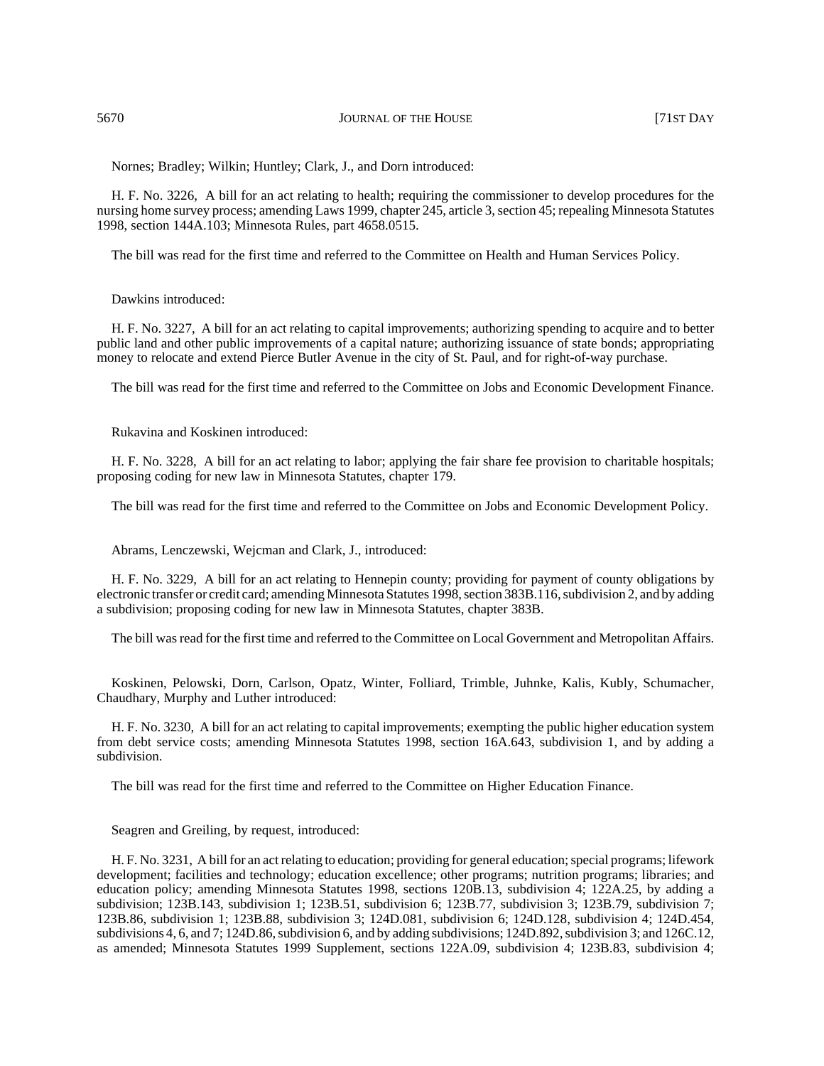Nornes; Bradley; Wilkin; Huntley; Clark, J., and Dorn introduced:

H. F. No. 3226, A bill for an act relating to health; requiring the commissioner to develop procedures for the nursing home survey process; amending Laws 1999, chapter 245, article 3, section 45; repealing Minnesota Statutes 1998, section 144A.103; Minnesota Rules, part 4658.0515.

The bill was read for the first time and referred to the Committee on Health and Human Services Policy.

Dawkins introduced:

H. F. No. 3227, A bill for an act relating to capital improvements; authorizing spending to acquire and to better public land and other public improvements of a capital nature; authorizing issuance of state bonds; appropriating money to relocate and extend Pierce Butler Avenue in the city of St. Paul, and for right-of-way purchase.

The bill was read for the first time and referred to the Committee on Jobs and Economic Development Finance.

Rukavina and Koskinen introduced:

H. F. No. 3228, A bill for an act relating to labor; applying the fair share fee provision to charitable hospitals; proposing coding for new law in Minnesota Statutes, chapter 179.

The bill was read for the first time and referred to the Committee on Jobs and Economic Development Policy.

Abrams, Lenczewski, Wejcman and Clark, J., introduced:

H. F. No. 3229, A bill for an act relating to Hennepin county; providing for payment of county obligations by electronic transfer or credit card; amending Minnesota Statutes 1998, section 383B.116, subdivision 2, and by adding a subdivision; proposing coding for new law in Minnesota Statutes, chapter 383B.

The bill was read for the first time and referred to the Committee on Local Government and Metropolitan Affairs.

Koskinen, Pelowski, Dorn, Carlson, Opatz, Winter, Folliard, Trimble, Juhnke, Kalis, Kubly, Schumacher, Chaudhary, Murphy and Luther introduced:

H. F. No. 3230, A bill for an act relating to capital improvements; exempting the public higher education system from debt service costs; amending Minnesota Statutes 1998, section 16A.643, subdivision 1, and by adding a subdivision.

The bill was read for the first time and referred to the Committee on Higher Education Finance.

Seagren and Greiling, by request, introduced:

H. F. No. 3231, A bill for an act relating to education; providing for general education; special programs; lifework development; facilities and technology; education excellence; other programs; nutrition programs; libraries; and education policy; amending Minnesota Statutes 1998, sections 120B.13, subdivision 4; 122A.25, by adding a subdivision; 123B.143, subdivision 1; 123B.51, subdivision 6; 123B.77, subdivision 3; 123B.79, subdivision 7; 123B.86, subdivision 1; 123B.88, subdivision 3; 124D.081, subdivision 6; 124D.128, subdivision 4; 124D.454, subdivisions 4, 6, and 7; 124D.86, subdivision 6, and by adding subdivisions; 124D.892, subdivision 3; and 126C.12, as amended; Minnesota Statutes 1999 Supplement, sections 122A.09, subdivision 4; 123B.83, subdivision 4;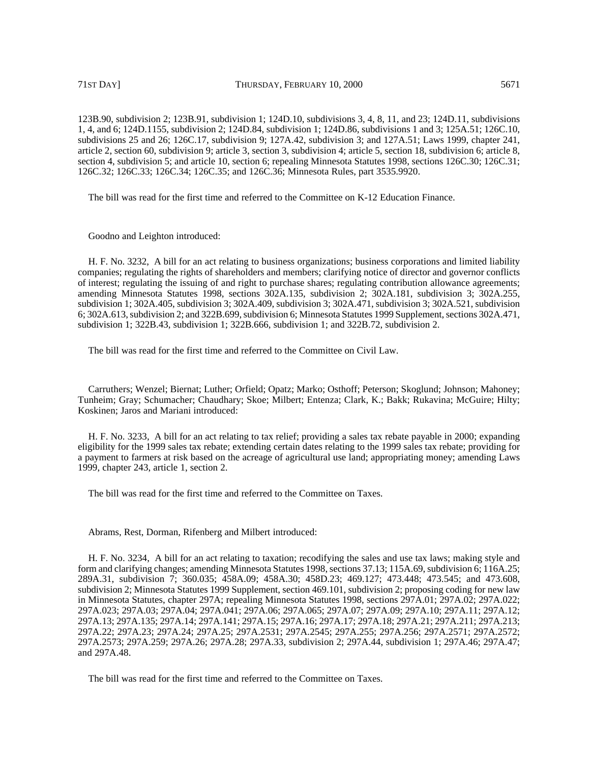123B.90, subdivision 2; 123B.91, subdivision 1; 124D.10, subdivisions 3, 4, 8, 11, and 23; 124D.11, subdivisions 1, 4, and 6; 124D.1155, subdivision 2; 124D.84, subdivision 1; 124D.86, subdivisions 1 and 3; 125A.51; 126C.10, subdivisions 25 and 26; 126C.17, subdivision 9; 127A.42, subdivision 3; and 127A.51; Laws 1999, chapter 241, article 2, section 60, subdivision 9; article 3, section 3, subdivision 4; article 5, section 18, subdivision 6; article 8, section 4, subdivision 5; and article 10, section 6; repealing Minnesota Statutes 1998, sections 126C.30; 126C.31; 126C.32; 126C.33; 126C.34; 126C.35; and 126C.36; Minnesota Rules, part 3535.9920.

The bill was read for the first time and referred to the Committee on K-12 Education Finance.

Goodno and Leighton introduced:

H. F. No. 3232, A bill for an act relating to business organizations; business corporations and limited liability companies; regulating the rights of shareholders and members; clarifying notice of director and governor conflicts of interest; regulating the issuing of and right to purchase shares; regulating contribution allowance agreements; amending Minnesota Statutes 1998, sections 302A.135, subdivision 2; 302A.181, subdivision 3; 302A.255, subdivision 1; 302A.405, subdivision 3; 302A.409, subdivision 3; 302A.471, subdivision 3; 302A.521, subdivision 6; 302A.613, subdivision 2; and 322B.699, subdivision 6; Minnesota Statutes 1999 Supplement, sections 302A.471, subdivision 1; 322B.43, subdivision 1; 322B.666, subdivision 1; and 322B.72, subdivision 2.

The bill was read for the first time and referred to the Committee on Civil Law.

Carruthers; Wenzel; Biernat; Luther; Orfield; Opatz; Marko; Osthoff; Peterson; Skoglund; Johnson; Mahoney; Tunheim; Gray; Schumacher; Chaudhary; Skoe; Milbert; Entenza; Clark, K.; Bakk; Rukavina; McGuire; Hilty; Koskinen; Jaros and Mariani introduced:

H. F. No. 3233, A bill for an act relating to tax relief; providing a sales tax rebate payable in 2000; expanding eligibility for the 1999 sales tax rebate; extending certain dates relating to the 1999 sales tax rebate; providing for a payment to farmers at risk based on the acreage of agricultural use land; appropriating money; amending Laws 1999, chapter 243, article 1, section 2.

The bill was read for the first time and referred to the Committee on Taxes.

Abrams, Rest, Dorman, Rifenberg and Milbert introduced:

H. F. No. 3234, A bill for an act relating to taxation; recodifying the sales and use tax laws; making style and form and clarifying changes; amending Minnesota Statutes 1998, sections 37.13; 115A.69, subdivision 6; 116A.25; 289A.31, subdivision 7; 360.035; 458A.09; 458A.30; 458D.23; 469.127; 473.448; 473.545; and 473.608, subdivision 2; Minnesota Statutes 1999 Supplement, section 469.101, subdivision 2; proposing coding for new law in Minnesota Statutes, chapter 297A; repealing Minnesota Statutes 1998, sections 297A.01; 297A.02; 297A.022; 297A.023; 297A.03; 297A.04; 297A.041; 297A.06; 297A.065; 297A.07; 297A.09; 297A.10; 297A.11; 297A.12; 297A.13; 297A.135; 297A.14; 297A.141; 297A.15; 297A.16; 297A.17; 297A.18; 297A.21; 297A.211; 297A.213; 297A.22; 297A.23; 297A.24; 297A.25; 297A.2531; 297A.2545; 297A.255; 297A.256; 297A.2571; 297A.2572; 297A.2573; 297A.259; 297A.26; 297A.28; 297A.33, subdivision 2; 297A.44, subdivision 1; 297A.46; 297A.47; and 297A.48.

The bill was read for the first time and referred to the Committee on Taxes.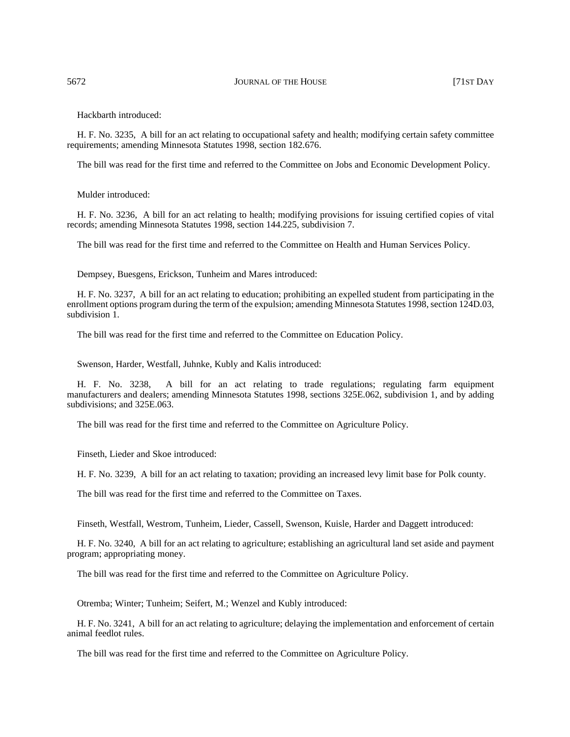Hackbarth introduced:

H. F. No. 3235, A bill for an act relating to occupational safety and health; modifying certain safety committee requirements; amending Minnesota Statutes 1998, section 182.676.

The bill was read for the first time and referred to the Committee on Jobs and Economic Development Policy.

Mulder introduced:

H. F. No. 3236, A bill for an act relating to health; modifying provisions for issuing certified copies of vital records; amending Minnesota Statutes 1998, section 144.225, subdivision 7.

The bill was read for the first time and referred to the Committee on Health and Human Services Policy.

Dempsey, Buesgens, Erickson, Tunheim and Mares introduced:

H. F. No. 3237, A bill for an act relating to education; prohibiting an expelled student from participating in the enrollment options program during the term of the expulsion; amending Minnesota Statutes 1998, section 124D.03, subdivision 1.

The bill was read for the first time and referred to the Committee on Education Policy.

Swenson, Harder, Westfall, Juhnke, Kubly and Kalis introduced:

H. F. No. 3238, A bill for an act relating to trade regulations; regulating farm equipment manufacturers and dealers; amending Minnesota Statutes 1998, sections 325E.062, subdivision 1, and by adding subdivisions; and 325E.063.

The bill was read for the first time and referred to the Committee on Agriculture Policy.

Finseth, Lieder and Skoe introduced:

H. F. No. 3239, A bill for an act relating to taxation; providing an increased levy limit base for Polk county.

The bill was read for the first time and referred to the Committee on Taxes.

Finseth, Westfall, Westrom, Tunheim, Lieder, Cassell, Swenson, Kuisle, Harder and Daggett introduced:

H. F. No. 3240, A bill for an act relating to agriculture; establishing an agricultural land set aside and payment program; appropriating money.

The bill was read for the first time and referred to the Committee on Agriculture Policy.

Otremba; Winter; Tunheim; Seifert, M.; Wenzel and Kubly introduced:

H. F. No. 3241, A bill for an act relating to agriculture; delaying the implementation and enforcement of certain animal feedlot rules.

The bill was read for the first time and referred to the Committee on Agriculture Policy.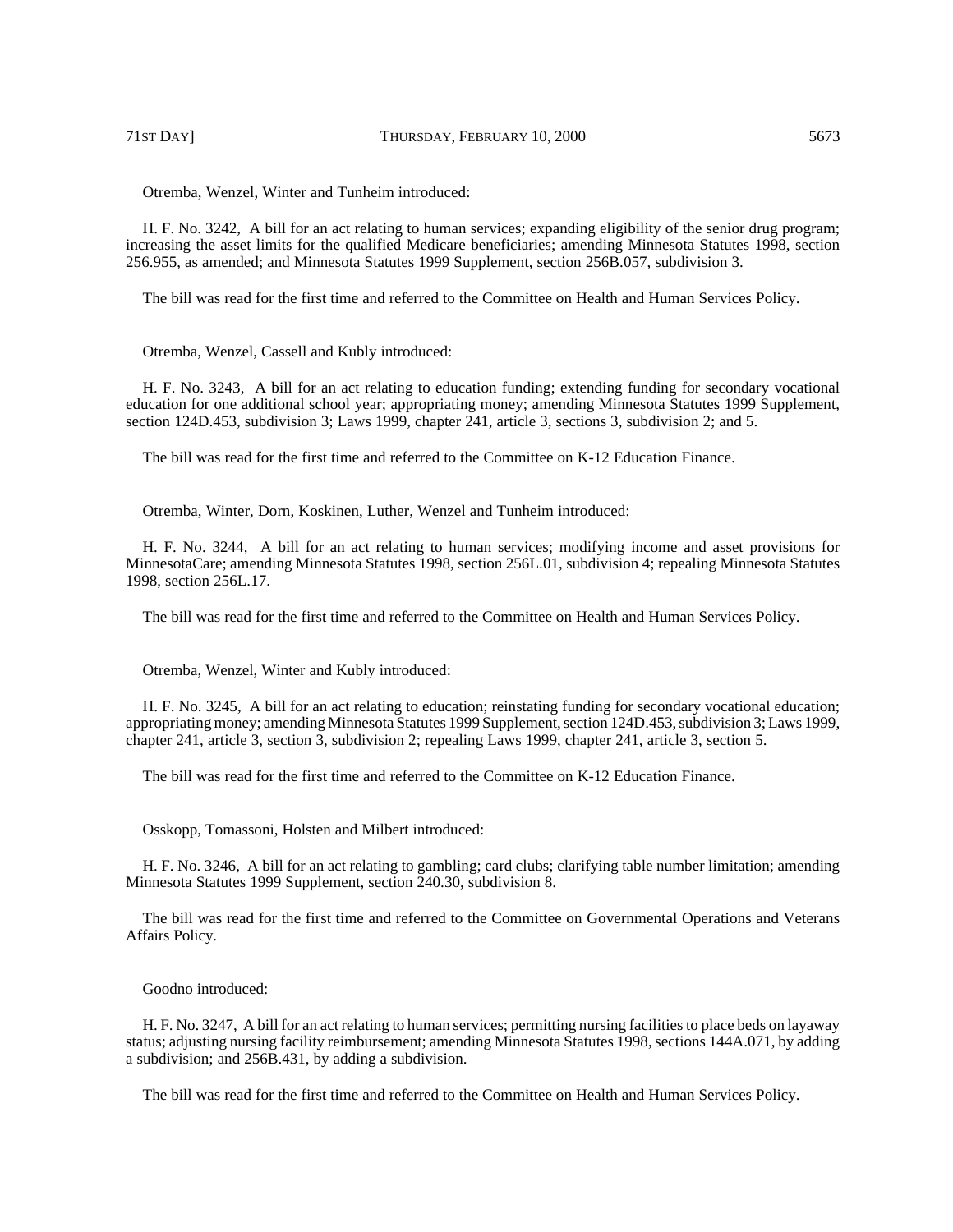Otremba, Wenzel, Winter and Tunheim introduced:

H. F. No. 3242, A bill for an act relating to human services; expanding eligibility of the senior drug program; increasing the asset limits for the qualified Medicare beneficiaries; amending Minnesota Statutes 1998, section 256.955, as amended; and Minnesota Statutes 1999 Supplement, section 256B.057, subdivision 3.

The bill was read for the first time and referred to the Committee on Health and Human Services Policy.

Otremba, Wenzel, Cassell and Kubly introduced:

H. F. No. 3243, A bill for an act relating to education funding; extending funding for secondary vocational education for one additional school year; appropriating money; amending Minnesota Statutes 1999 Supplement, section 124D.453, subdivision 3; Laws 1999, chapter 241, article 3, sections 3, subdivision 2; and 5.

The bill was read for the first time and referred to the Committee on K-12 Education Finance.

Otremba, Winter, Dorn, Koskinen, Luther, Wenzel and Tunheim introduced:

H. F. No. 3244, A bill for an act relating to human services; modifying income and asset provisions for MinnesotaCare; amending Minnesota Statutes 1998, section 256L.01, subdivision 4; repealing Minnesota Statutes 1998, section 256L.17.

The bill was read for the first time and referred to the Committee on Health and Human Services Policy.

Otremba, Wenzel, Winter and Kubly introduced:

H. F. No. 3245, A bill for an act relating to education; reinstating funding for secondary vocational education; appropriating money; amending Minnesota Statutes 1999 Supplement, section 124D.453, subdivision 3; Laws 1999, chapter 241, article 3, section 3, subdivision 2; repealing Laws 1999, chapter 241, article 3, section 5.

The bill was read for the first time and referred to the Committee on K-12 Education Finance.

Osskopp, Tomassoni, Holsten and Milbert introduced:

H. F. No. 3246, A bill for an act relating to gambling; card clubs; clarifying table number limitation; amending Minnesota Statutes 1999 Supplement, section 240.30, subdivision 8.

The bill was read for the first time and referred to the Committee on Governmental Operations and Veterans Affairs Policy.

Goodno introduced:

H. F. No. 3247, A bill for an act relating to human services; permitting nursing facilities to place beds on layaway status; adjusting nursing facility reimbursement; amending Minnesota Statutes 1998, sections 144A.071, by adding a subdivision; and 256B.431, by adding a subdivision.

The bill was read for the first time and referred to the Committee on Health and Human Services Policy.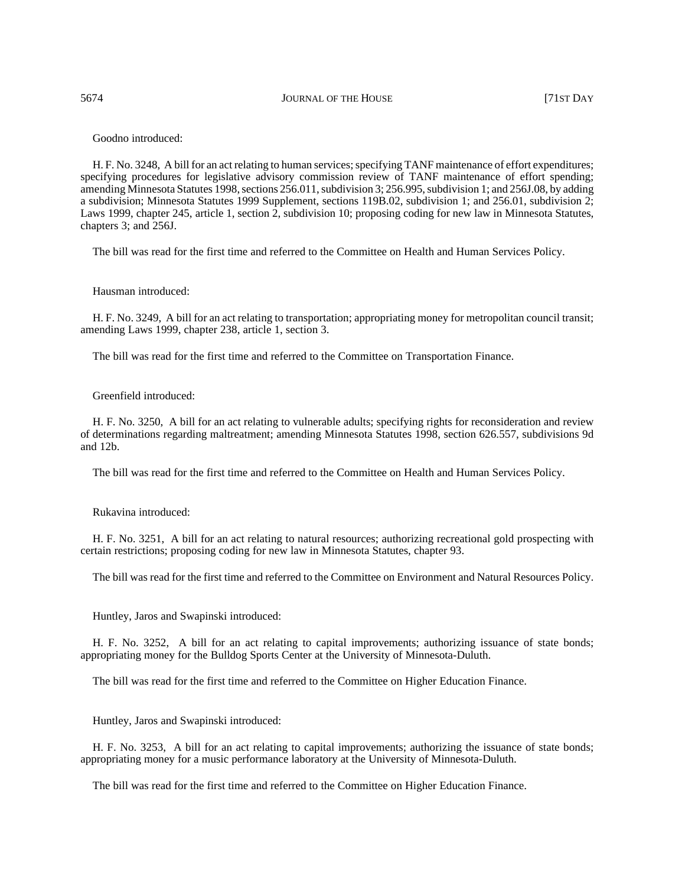Goodno introduced:

H. F. No. 3248, A bill for an act relating to human services; specifying TANF maintenance of effort expenditures; specifying procedures for legislative advisory commission review of TANF maintenance of effort spending; amending Minnesota Statutes 1998, sections 256.011, subdivision 3; 256.995, subdivision 1; and 256J.08, by adding a subdivision; Minnesota Statutes 1999 Supplement, sections 119B.02, subdivision 1; and 256.01, subdivision 2; Laws 1999, chapter 245, article 1, section 2, subdivision 10; proposing coding for new law in Minnesota Statutes, chapters 3; and 256J.

The bill was read for the first time and referred to the Committee on Health and Human Services Policy.

Hausman introduced:

H. F. No. 3249, A bill for an act relating to transportation; appropriating money for metropolitan council transit; amending Laws 1999, chapter 238, article 1, section 3.

The bill was read for the first time and referred to the Committee on Transportation Finance.

Greenfield introduced:

H. F. No. 3250, A bill for an act relating to vulnerable adults; specifying rights for reconsideration and review of determinations regarding maltreatment; amending Minnesota Statutes 1998, section 626.557, subdivisions 9d and 12b.

The bill was read for the first time and referred to the Committee on Health and Human Services Policy.

Rukavina introduced:

H. F. No. 3251, A bill for an act relating to natural resources; authorizing recreational gold prospecting with certain restrictions; proposing coding for new law in Minnesota Statutes, chapter 93.

The bill was read for the first time and referred to the Committee on Environment and Natural Resources Policy.

Huntley, Jaros and Swapinski introduced:

H. F. No. 3252, A bill for an act relating to capital improvements; authorizing issuance of state bonds; appropriating money for the Bulldog Sports Center at the University of Minnesota-Duluth.

The bill was read for the first time and referred to the Committee on Higher Education Finance.

Huntley, Jaros and Swapinski introduced:

H. F. No. 3253, A bill for an act relating to capital improvements; authorizing the issuance of state bonds; appropriating money for a music performance laboratory at the University of Minnesota-Duluth.

The bill was read for the first time and referred to the Committee on Higher Education Finance.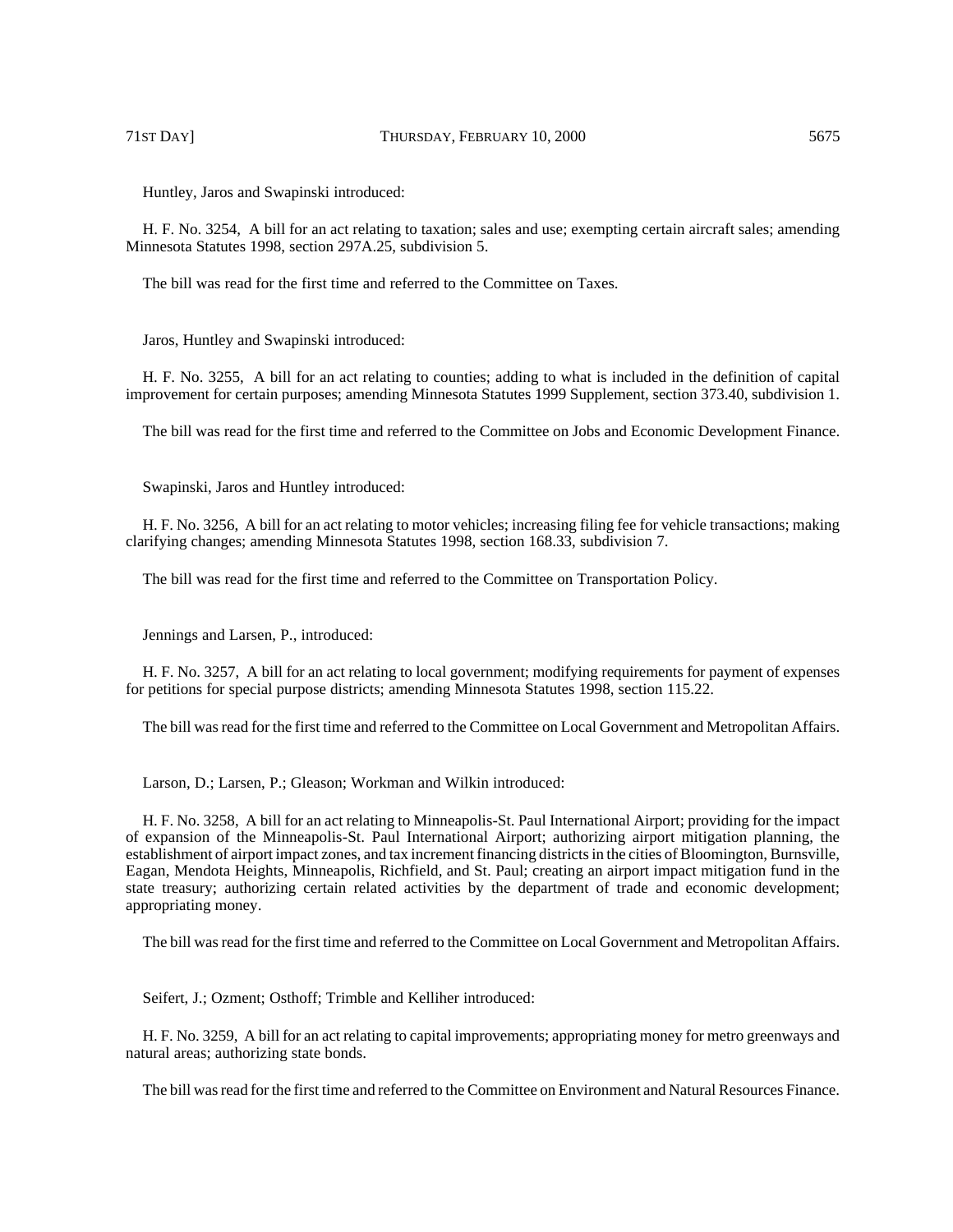Huntley, Jaros and Swapinski introduced:

H. F. No. 3254, A bill for an act relating to taxation; sales and use; exempting certain aircraft sales; amending Minnesota Statutes 1998, section 297A.25, subdivision 5.

The bill was read for the first time and referred to the Committee on Taxes.

Jaros, Huntley and Swapinski introduced:

H. F. No. 3255, A bill for an act relating to counties; adding to what is included in the definition of capital improvement for certain purposes; amending Minnesota Statutes 1999 Supplement, section 373.40, subdivision 1.

The bill was read for the first time and referred to the Committee on Jobs and Economic Development Finance.

Swapinski, Jaros and Huntley introduced:

H. F. No. 3256, A bill for an act relating to motor vehicles; increasing filing fee for vehicle transactions; making clarifying changes; amending Minnesota Statutes 1998, section 168.33, subdivision 7.

The bill was read for the first time and referred to the Committee on Transportation Policy.

Jennings and Larsen, P., introduced:

H. F. No. 3257, A bill for an act relating to local government; modifying requirements for payment of expenses for petitions for special purpose districts; amending Minnesota Statutes 1998, section 115.22.

The bill was read for the first time and referred to the Committee on Local Government and Metropolitan Affairs.

Larson, D.; Larsen, P.; Gleason; Workman and Wilkin introduced:

H. F. No. 3258, A bill for an act relating to Minneapolis-St. Paul International Airport; providing for the impact of expansion of the Minneapolis-St. Paul International Airport; authorizing airport mitigation planning, the establishment of airport impact zones, and tax increment financing districts in the cities of Bloomington, Burnsville, Eagan, Mendota Heights, Minneapolis, Richfield, and St. Paul; creating an airport impact mitigation fund in the state treasury; authorizing certain related activities by the department of trade and economic development; appropriating money.

The bill was read for the first time and referred to the Committee on Local Government and Metropolitan Affairs.

Seifert, J.; Ozment; Osthoff; Trimble and Kelliher introduced:

H. F. No. 3259, A bill for an act relating to capital improvements; appropriating money for metro greenways and natural areas; authorizing state bonds.

The bill was read for the first time and referred to the Committee on Environment and Natural Resources Finance.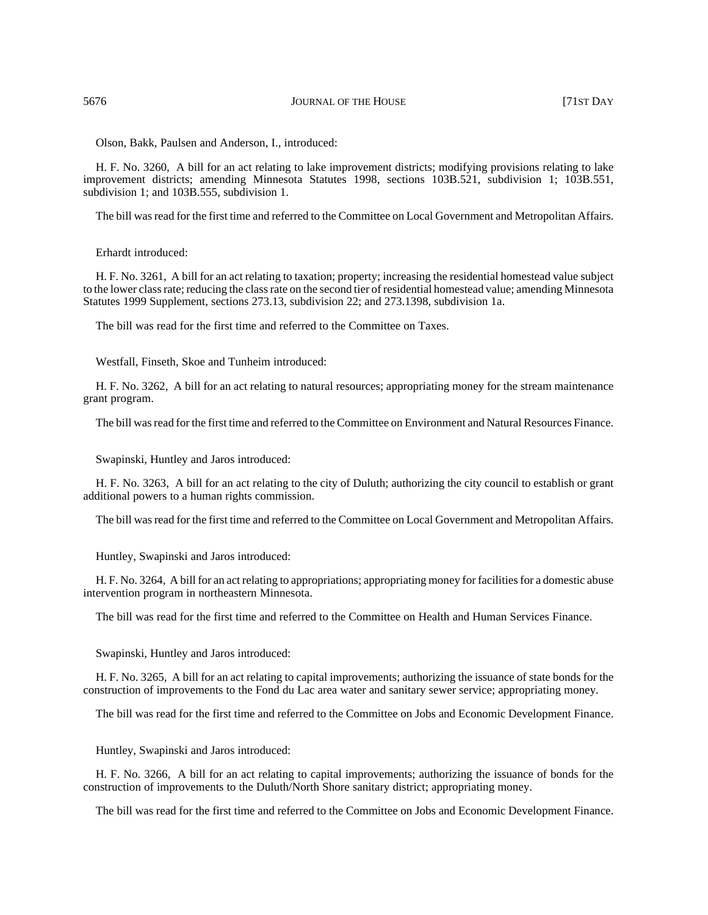Olson, Bakk, Paulsen and Anderson, I., introduced:

H. F. No. 3260, A bill for an act relating to lake improvement districts; modifying provisions relating to lake improvement districts; amending Minnesota Statutes 1998, sections 103B.521, subdivision 1; 103B.551, subdivision 1; and 103B.555, subdivision 1.

The bill was read for the first time and referred to the Committee on Local Government and Metropolitan Affairs.

Erhardt introduced:

H. F. No. 3261, A bill for an act relating to taxation; property; increasing the residential homestead value subject to the lower class rate; reducing the class rate on the second tier of residential homestead value; amending Minnesota Statutes 1999 Supplement, sections 273.13, subdivision 22; and 273.1398, subdivision 1a.

The bill was read for the first time and referred to the Committee on Taxes.

Westfall, Finseth, Skoe and Tunheim introduced:

H. F. No. 3262, A bill for an act relating to natural resources; appropriating money for the stream maintenance grant program.

The bill was read for the first time and referred to the Committee on Environment and Natural Resources Finance.

Swapinski, Huntley and Jaros introduced:

H. F. No. 3263, A bill for an act relating to the city of Duluth; authorizing the city council to establish or grant additional powers to a human rights commission.

The bill was read for the first time and referred to the Committee on Local Government and Metropolitan Affairs.

Huntley, Swapinski and Jaros introduced:

H. F. No. 3264, A bill for an act relating to appropriations; appropriating money for facilities for a domestic abuse intervention program in northeastern Minnesota.

The bill was read for the first time and referred to the Committee on Health and Human Services Finance.

Swapinski, Huntley and Jaros introduced:

H. F. No. 3265, A bill for an act relating to capital improvements; authorizing the issuance of state bonds for the construction of improvements to the Fond du Lac area water and sanitary sewer service; appropriating money.

The bill was read for the first time and referred to the Committee on Jobs and Economic Development Finance.

Huntley, Swapinski and Jaros introduced:

H. F. No. 3266, A bill for an act relating to capital improvements; authorizing the issuance of bonds for the construction of improvements to the Duluth/North Shore sanitary district; appropriating money.

The bill was read for the first time and referred to the Committee on Jobs and Economic Development Finance.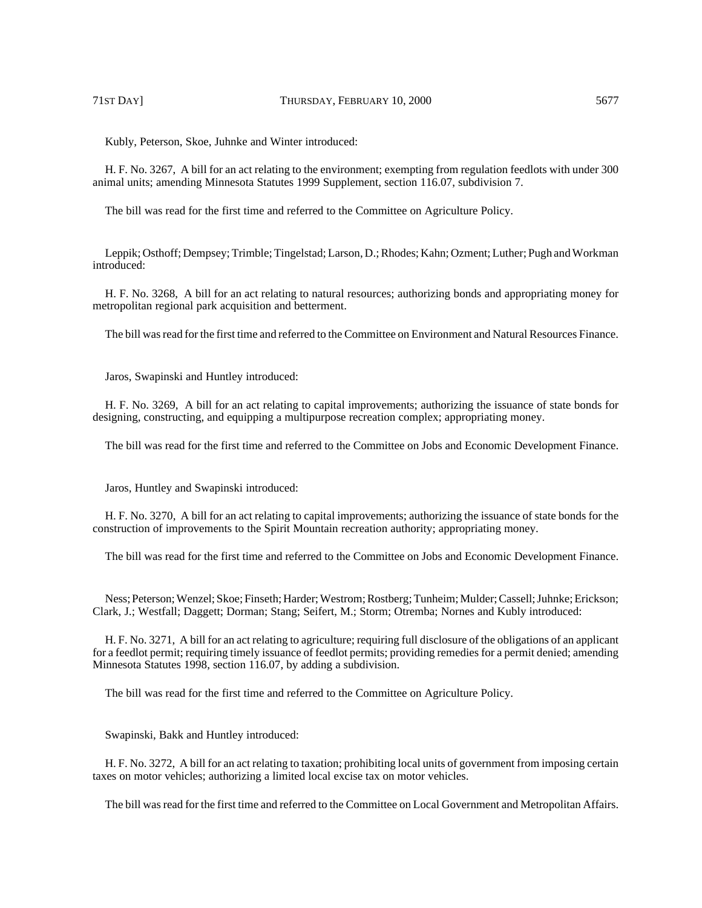Kubly, Peterson, Skoe, Juhnke and Winter introduced:

H. F. No. 3267, A bill for an act relating to the environment; exempting from regulation feedlots with under 300 animal units; amending Minnesota Statutes 1999 Supplement, section 116.07, subdivision 7.

The bill was read for the first time and referred to the Committee on Agriculture Policy.

Leppik; Osthoff; Dempsey; Trimble; Tingelstad; Larson, D.; Rhodes; Kahn; Ozment; Luther; Pugh and Workman introduced:

H. F. No. 3268, A bill for an act relating to natural resources; authorizing bonds and appropriating money for metropolitan regional park acquisition and betterment.

The bill was read for the first time and referred to the Committee on Environment and Natural Resources Finance.

Jaros, Swapinski and Huntley introduced:

H. F. No. 3269, A bill for an act relating to capital improvements; authorizing the issuance of state bonds for designing, constructing, and equipping a multipurpose recreation complex; appropriating money.

The bill was read for the first time and referred to the Committee on Jobs and Economic Development Finance.

Jaros, Huntley and Swapinski introduced:

H. F. No. 3270, A bill for an act relating to capital improvements; authorizing the issuance of state bonds for the construction of improvements to the Spirit Mountain recreation authority; appropriating money.

The bill was read for the first time and referred to the Committee on Jobs and Economic Development Finance.

Ness; Peterson; Wenzel; Skoe; Finseth; Harder; Westrom; Rostberg; Tunheim; Mulder; Cassell; Juhnke; Erickson; Clark, J.; Westfall; Daggett; Dorman; Stang; Seifert, M.; Storm; Otremba; Nornes and Kubly introduced:

H. F. No. 3271, A bill for an act relating to agriculture; requiring full disclosure of the obligations of an applicant for a feedlot permit; requiring timely issuance of feedlot permits; providing remedies for a permit denied; amending Minnesota Statutes 1998, section 116.07, by adding a subdivision.

The bill was read for the first time and referred to the Committee on Agriculture Policy.

Swapinski, Bakk and Huntley introduced:

H. F. No. 3272, A bill for an act relating to taxation; prohibiting local units of government from imposing certain taxes on motor vehicles; authorizing a limited local excise tax on motor vehicles.

The bill was read for the first time and referred to the Committee on Local Government and Metropolitan Affairs.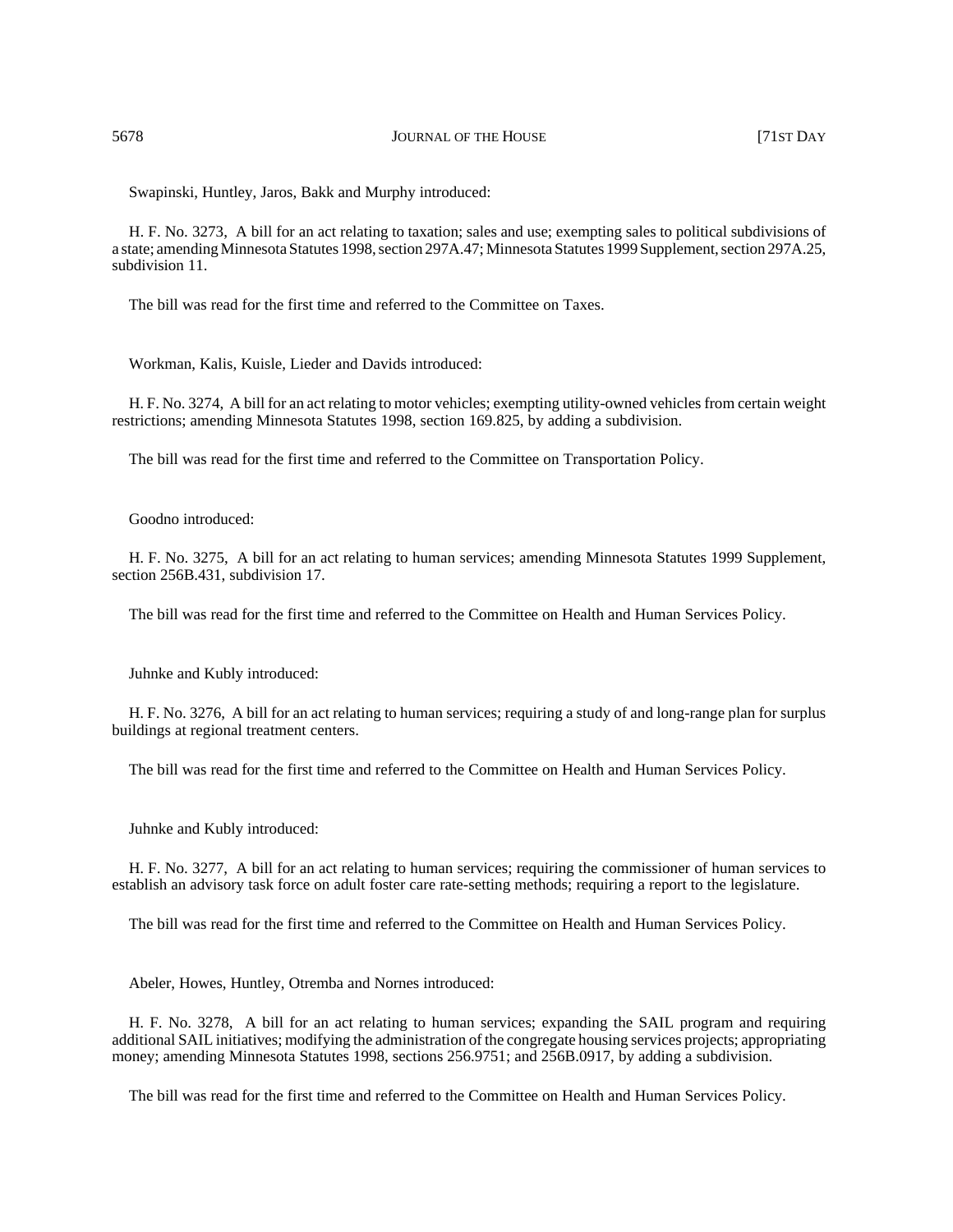Swapinski, Huntley, Jaros, Bakk and Murphy introduced:

H. F. No. 3273, A bill for an act relating to taxation; sales and use; exempting sales to political subdivisions of a state; amending Minnesota Statutes 1998, section 297A.47; Minnesota Statutes 1999 Supplement, section 297A.25, subdivision 11.

The bill was read for the first time and referred to the Committee on Taxes.

Workman, Kalis, Kuisle, Lieder and Davids introduced:

H. F. No. 3274, A bill for an act relating to motor vehicles; exempting utility-owned vehicles from certain weight restrictions; amending Minnesota Statutes 1998, section 169.825, by adding a subdivision.

The bill was read for the first time and referred to the Committee on Transportation Policy.

Goodno introduced:

H. F. No. 3275, A bill for an act relating to human services; amending Minnesota Statutes 1999 Supplement, section 256B.431, subdivision 17.

The bill was read for the first time and referred to the Committee on Health and Human Services Policy.

Juhnke and Kubly introduced:

H. F. No. 3276, A bill for an act relating to human services; requiring a study of and long-range plan for surplus buildings at regional treatment centers.

The bill was read for the first time and referred to the Committee on Health and Human Services Policy.

Juhnke and Kubly introduced:

H. F. No. 3277, A bill for an act relating to human services; requiring the commissioner of human services to establish an advisory task force on adult foster care rate-setting methods; requiring a report to the legislature.

The bill was read for the first time and referred to the Committee on Health and Human Services Policy.

Abeler, Howes, Huntley, Otremba and Nornes introduced:

H. F. No. 3278, A bill for an act relating to human services; expanding the SAIL program and requiring additional SAIL initiatives; modifying the administration of the congregate housing services projects; appropriating money; amending Minnesota Statutes 1998, sections 256.9751; and 256B.0917, by adding a subdivision.

The bill was read for the first time and referred to the Committee on Health and Human Services Policy.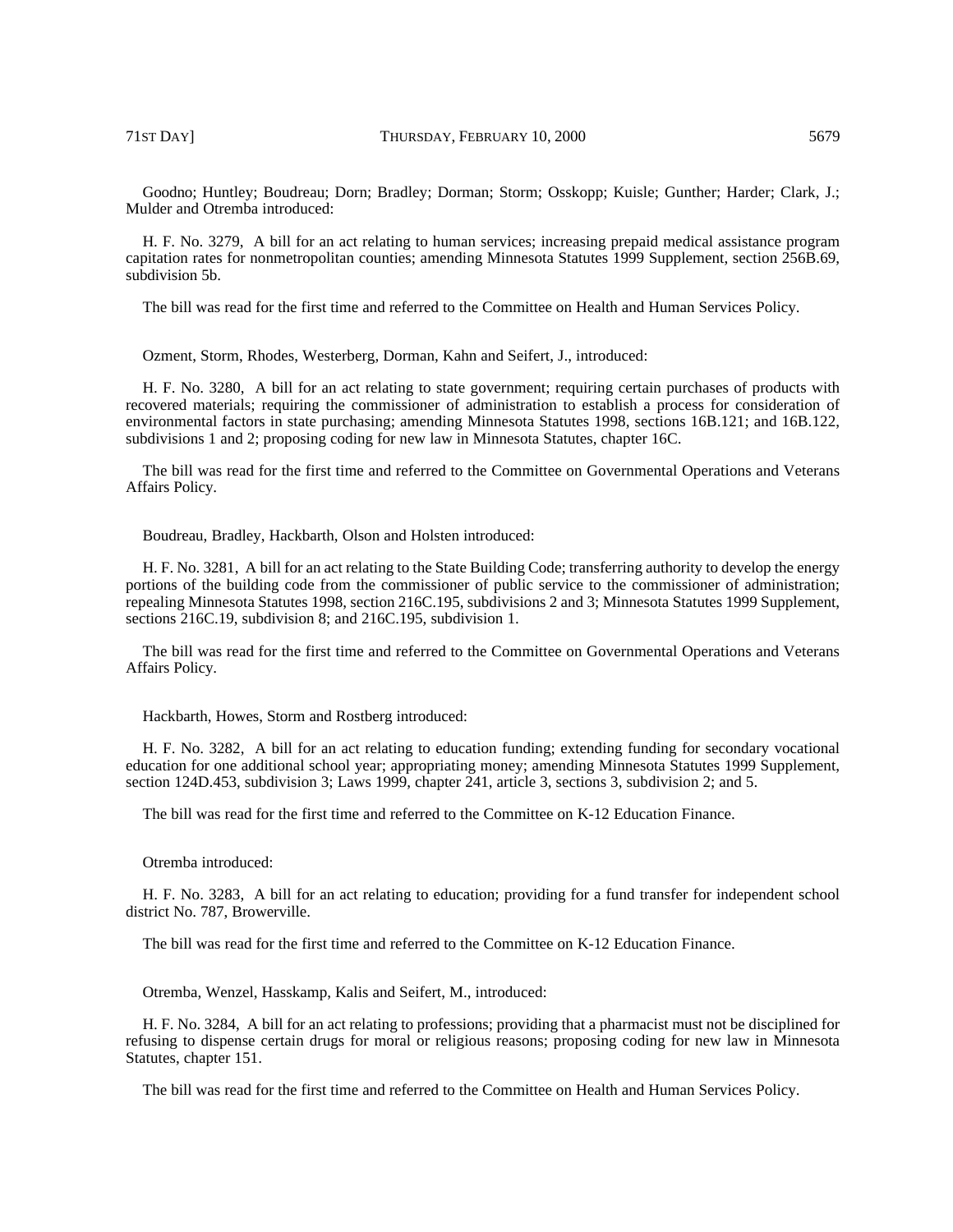Goodno; Huntley; Boudreau; Dorn; Bradley; Dorman; Storm; Osskopp; Kuisle; Gunther; Harder; Clark, J.; Mulder and Otremba introduced:

H. F. No. 3279, A bill for an act relating to human services; increasing prepaid medical assistance program capitation rates for nonmetropolitan counties; amending Minnesota Statutes 1999 Supplement, section 256B.69, subdivision 5b.

The bill was read for the first time and referred to the Committee on Health and Human Services Policy.

Ozment, Storm, Rhodes, Westerberg, Dorman, Kahn and Seifert, J., introduced:

H. F. No. 3280, A bill for an act relating to state government; requiring certain purchases of products with recovered materials; requiring the commissioner of administration to establish a process for consideration of environmental factors in state purchasing; amending Minnesota Statutes 1998, sections 16B.121; and 16B.122, subdivisions 1 and 2; proposing coding for new law in Minnesota Statutes, chapter 16C.

The bill was read for the first time and referred to the Committee on Governmental Operations and Veterans Affairs Policy.

Boudreau, Bradley, Hackbarth, Olson and Holsten introduced:

H. F. No. 3281, A bill for an act relating to the State Building Code; transferring authority to develop the energy portions of the building code from the commissioner of public service to the commissioner of administration; repealing Minnesota Statutes 1998, section 216C.195, subdivisions 2 and 3; Minnesota Statutes 1999 Supplement, sections 216C.19, subdivision 8; and 216C.195, subdivision 1.

The bill was read for the first time and referred to the Committee on Governmental Operations and Veterans Affairs Policy.

Hackbarth, Howes, Storm and Rostberg introduced:

H. F. No. 3282, A bill for an act relating to education funding; extending funding for secondary vocational education for one additional school year; appropriating money; amending Minnesota Statutes 1999 Supplement, section 124D.453, subdivision 3; Laws 1999, chapter 241, article 3, sections 3, subdivision 2; and 5.

The bill was read for the first time and referred to the Committee on K-12 Education Finance.

Otremba introduced:

H. F. No. 3283, A bill for an act relating to education; providing for a fund transfer for independent school district No. 787, Browerville.

The bill was read for the first time and referred to the Committee on K-12 Education Finance.

Otremba, Wenzel, Hasskamp, Kalis and Seifert, M., introduced:

H. F. No. 3284, A bill for an act relating to professions; providing that a pharmacist must not be disciplined for refusing to dispense certain drugs for moral or religious reasons; proposing coding for new law in Minnesota Statutes, chapter 151.

The bill was read for the first time and referred to the Committee on Health and Human Services Policy.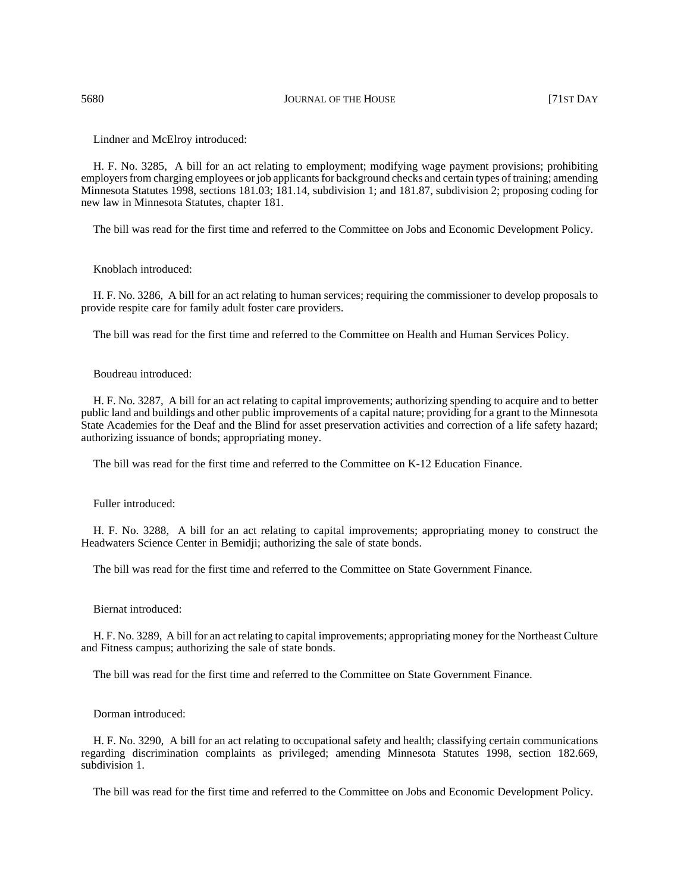Lindner and McElroy introduced:

H. F. No. 3285, A bill for an act relating to employment; modifying wage payment provisions; prohibiting employers from charging employees or job applicants for background checks and certain types of training; amending Minnesota Statutes 1998, sections 181.03; 181.14, subdivision 1; and 181.87, subdivision 2; proposing coding for new law in Minnesota Statutes, chapter 181.

The bill was read for the first time and referred to the Committee on Jobs and Economic Development Policy.

Knoblach introduced:

H. F. No. 3286, A bill for an act relating to human services; requiring the commissioner to develop proposals to provide respite care for family adult foster care providers.

The bill was read for the first time and referred to the Committee on Health and Human Services Policy.

Boudreau introduced:

H. F. No. 3287, A bill for an act relating to capital improvements; authorizing spending to acquire and to better public land and buildings and other public improvements of a capital nature; providing for a grant to the Minnesota State Academies for the Deaf and the Blind for asset preservation activities and correction of a life safety hazard; authorizing issuance of bonds; appropriating money.

The bill was read for the first time and referred to the Committee on K-12 Education Finance.

Fuller introduced:

H. F. No. 3288, A bill for an act relating to capital improvements; appropriating money to construct the Headwaters Science Center in Bemidji; authorizing the sale of state bonds.

The bill was read for the first time and referred to the Committee on State Government Finance.

Biernat introduced:

H. F. No. 3289, A bill for an act relating to capital improvements; appropriating money for the Northeast Culture and Fitness campus; authorizing the sale of state bonds.

The bill was read for the first time and referred to the Committee on State Government Finance.

Dorman introduced:

H. F. No. 3290, A bill for an act relating to occupational safety and health; classifying certain communications regarding discrimination complaints as privileged; amending Minnesota Statutes 1998, section 182.669, subdivision 1.

The bill was read for the first time and referred to the Committee on Jobs and Economic Development Policy.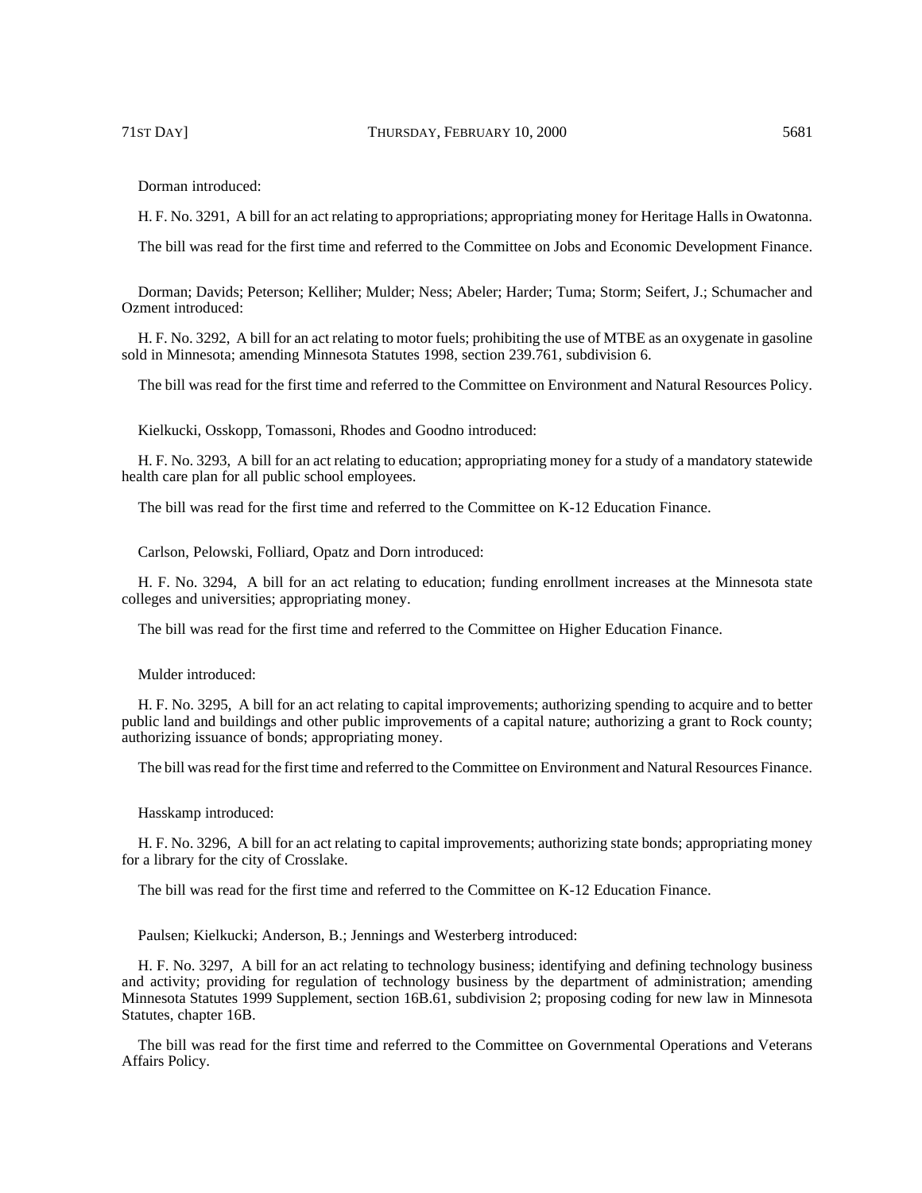Dorman introduced:

H. F. No. 3291, A bill for an act relating to appropriations; appropriating money for Heritage Halls in Owatonna.

The bill was read for the first time and referred to the Committee on Jobs and Economic Development Finance.

Dorman; Davids; Peterson; Kelliher; Mulder; Ness; Abeler; Harder; Tuma; Storm; Seifert, J.; Schumacher and Ozment introduced:

H. F. No. 3292, A bill for an act relating to motor fuels; prohibiting the use of MTBE as an oxygenate in gasoline sold in Minnesota; amending Minnesota Statutes 1998, section 239.761, subdivision 6.

The bill was read for the first time and referred to the Committee on Environment and Natural Resources Policy.

Kielkucki, Osskopp, Tomassoni, Rhodes and Goodno introduced:

H. F. No. 3293, A bill for an act relating to education; appropriating money for a study of a mandatory statewide health care plan for all public school employees.

The bill was read for the first time and referred to the Committee on K-12 Education Finance.

Carlson, Pelowski, Folliard, Opatz and Dorn introduced:

H. F. No. 3294, A bill for an act relating to education; funding enrollment increases at the Minnesota state colleges and universities; appropriating money.

The bill was read for the first time and referred to the Committee on Higher Education Finance.

Mulder introduced:

H. F. No. 3295, A bill for an act relating to capital improvements; authorizing spending to acquire and to better public land and buildings and other public improvements of a capital nature; authorizing a grant to Rock county; authorizing issuance of bonds; appropriating money.

The bill was read for the first time and referred to the Committee on Environment and Natural Resources Finance.

Hasskamp introduced:

H. F. No. 3296, A bill for an act relating to capital improvements; authorizing state bonds; appropriating money for a library for the city of Crosslake.

The bill was read for the first time and referred to the Committee on K-12 Education Finance.

Paulsen; Kielkucki; Anderson, B.; Jennings and Westerberg introduced:

H. F. No. 3297, A bill for an act relating to technology business; identifying and defining technology business and activity; providing for regulation of technology business by the department of administration; amending Minnesota Statutes 1999 Supplement, section 16B.61, subdivision 2; proposing coding for new law in Minnesota Statutes, chapter 16B.

The bill was read for the first time and referred to the Committee on Governmental Operations and Veterans Affairs Policy.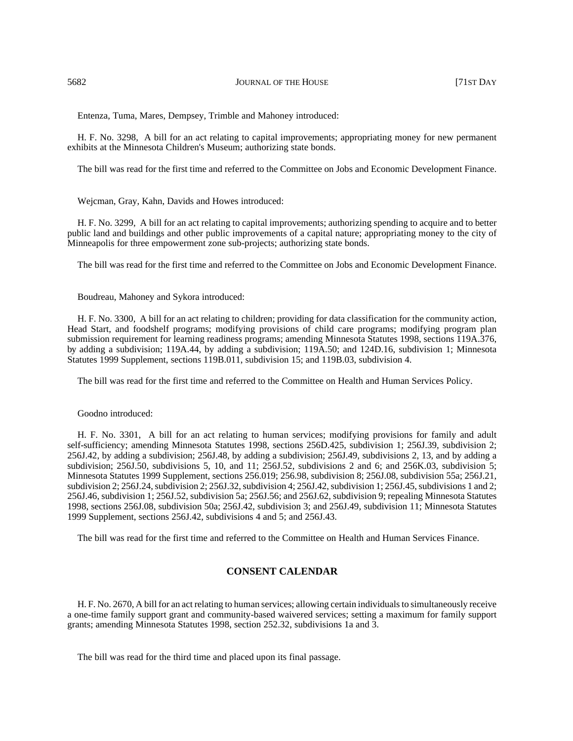Entenza, Tuma, Mares, Dempsey, Trimble and Mahoney introduced:

H. F. No. 3298, A bill for an act relating to capital improvements; appropriating money for new permanent exhibits at the Minnesota Children's Museum; authorizing state bonds.

The bill was read for the first time and referred to the Committee on Jobs and Economic Development Finance.

Wejcman, Gray, Kahn, Davids and Howes introduced:

H. F. No. 3299, A bill for an act relating to capital improvements; authorizing spending to acquire and to better public land and buildings and other public improvements of a capital nature; appropriating money to the city of Minneapolis for three empowerment zone sub-projects; authorizing state bonds.

The bill was read for the first time and referred to the Committee on Jobs and Economic Development Finance.

Boudreau, Mahoney and Sykora introduced:

H. F. No. 3300, A bill for an act relating to children; providing for data classification for the community action, Head Start, and foodshelf programs; modifying provisions of child care programs; modifying program plan submission requirement for learning readiness programs; amending Minnesota Statutes 1998, sections 119A.376, by adding a subdivision; 119A.44, by adding a subdivision; 119A.50; and 124D.16, subdivision 1; Minnesota Statutes 1999 Supplement, sections 119B.011, subdivision 15; and 119B.03, subdivision 4.

The bill was read for the first time and referred to the Committee on Health and Human Services Policy.

Goodno introduced:

H. F. No. 3301, A bill for an act relating to human services; modifying provisions for family and adult self-sufficiency; amending Minnesota Statutes 1998, sections 256D.425, subdivision 1; 256J.39, subdivision 2; 256J.42, by adding a subdivision; 256J.48, by adding a subdivision; 256J.49, subdivisions 2, 13, and by adding a subdivision; 256J.50, subdivisions 5, 10, and 11; 256J.52, subdivisions 2 and 6; and 256K.03, subdivision 5; Minnesota Statutes 1999 Supplement, sections 256.019; 256.98, subdivision 8; 256J.08, subdivision 55a; 256J.21, subdivision 2; 256J.24, subdivision 2; 256J.32, subdivision 4; 256J.42, subdivision 1; 256J.45, subdivisions 1 and 2; 256J.46, subdivision 1; 256J.52, subdivision 5a; 256J.56; and 256J.62, subdivision 9; repealing Minnesota Statutes 1998, sections 256J.08, subdivision 50a; 256J.42, subdivision 3; and 256J.49, subdivision 11; Minnesota Statutes 1999 Supplement, sections 256J.42, subdivisions 4 and 5; and 256J.43.

The bill was read for the first time and referred to the Committee on Health and Human Services Finance.

## CONSENT CALENDAR

H. F. No. 2670, A bill for an act relating to human services; allowing certain individuals to simultaneously receive a one-time family support grant and community-based waivered services; setting a maximum for family support grants; amending Minnesota Statutes 1998, section 252.32, subdivisions 1a and 3.

The bill was read for the third time and placed upon its final passage.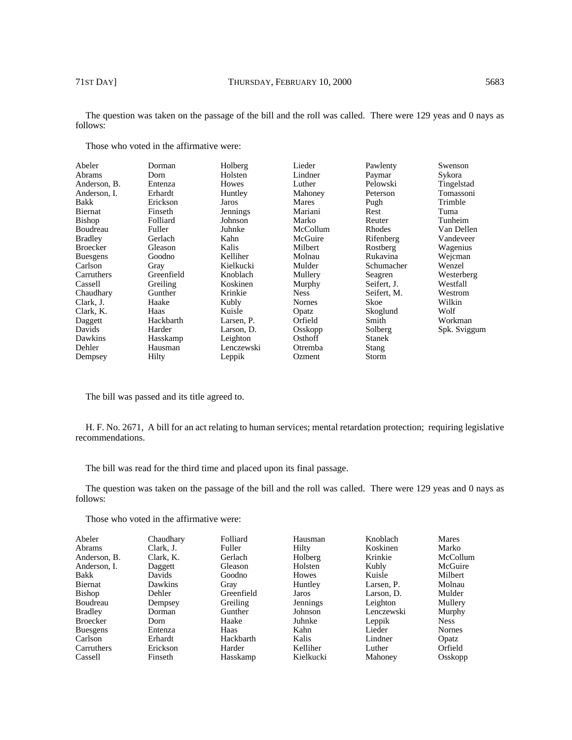The question was taken on the passage of the bill and the roll was called. There were 129 yeas and 0 nays as follows:

Those who voted in the affirmative were:

| | | | | | |
|---|---|---|---|---|---|
| Abeler | Dorman | Holberg | Lieder | Pawlenty | Swenson |
| Abrams | Dorn | Holsten | Lindner | Paymar | Sykora |
| Anderson, B. | Entenza | Howes | Luther | Pelowski | Tingelstad |
| Anderson, I. | Erhardt | Huntley | Mahoney | Peterson | Tomassoni |
| Bakk | Erickson | Jaros | Mares | Pugh | Trimble |
| Biernat | Finseth | Jennings | Mariani | Rest | Tuma |
| Bishop | Folliard | Johnson | Marko | Reuter | Tunheim |
| Boudreau | Fuller | Juhnke | McCollum | Rhodes | Van Dellen |
| Bradley | Gerlach | Kahn | McGuire | Rifenberg | Vandeveer |
| Broecker | Gleason | Kalis | Milbert | Rostberg | Wagenius |
| Buesgens | Goodno | Kelliher | Molnau | Rukavina | Wejcman |
| Carlson | Gray | Kielkucki | Mulder | Schumacher | Wenzel |
| Carruthers | Greenfield | Knoblach | Mullery | Seagren | Westerberg |
| Cassell | Greiling | Koskinen | Murphy | Seifert, J. | Westfall |
| Chaudhary | Gunther | Krinkie | Ness | Seifert, M. | Westrom |
| Clark, J. | Haake | Kubly | Nornes | Skoe | Wilkin |
| Clark, K. | Haas | Kuisle | Opatz | Skoglund | Wolf |
| Daggett | Hackbarth | Larsen, P. | Orfield | Smith | Workman |
| Davids | Harder | Larson, D. | Osskopp | Solberg | Spk. Sviggum |
| Dawkins | Hasskamp | Leighton | Osthoff | Stanek | |
| Dehler | Hausman | Lenczewski | Otremba | Stang | |
| Dempsey | Hilty | Leppik | Ozment | Storm | |

The bill was passed and its title agreed to.

H. F. No. 2671, A bill for an act relating to human services; mental retardation protection; requiring legislative recommendations.

The bill was read for the third time and placed upon its final passage.

The question was taken on the passage of the bill and the roll was called. There were 129 yeas and 0 nays as follows:

Those who voted in the affirmative were:

| | | | | | |
|---|---|---|---|---|---|
| Abeler | Chaudhary | Folliard | Hausman | Knoblach | Mares |
| Abrams | Clark, J. | Fuller | Hilty | Koskinen | Marko |
| Anderson, B. | Clark, K. | Gerlach | Holberg | Krinkie | McCollum |
| Anderson, I. | Daggett | Gleason | Holsten | Kubly | McGuire |
| Bakk | Davids | Goodno | Howes | Kuisle | Milbert |
| Biernat | Dawkins | Gray | Huntley | Larsen, P. | Molnau |
| Bishop | Dehler | Greenfield | Jaros | Larson, D. | Mulder |
| Boudreau | Dempsey | Greiling | Jennings | Leighton | Mullery |
| Bradley | Dorman | Gunther | Johnson | Lenczewski | Murphy |
| Broecker | Dorn | Haake | Juhnke | Leppik | Ness |
| Buesgens | Entenza | Haas | Kahn | Lieder | Nornes |
| Carlson | Erhardt | Hackbarth | Kalis | Lindner | Opatz |
| Carruthers | Erickson | Harder | Kelliher | Luther | Orfield |
| Cassell | Finseth | Hasskamp | Kielkucki | Mahoney | Osskopp |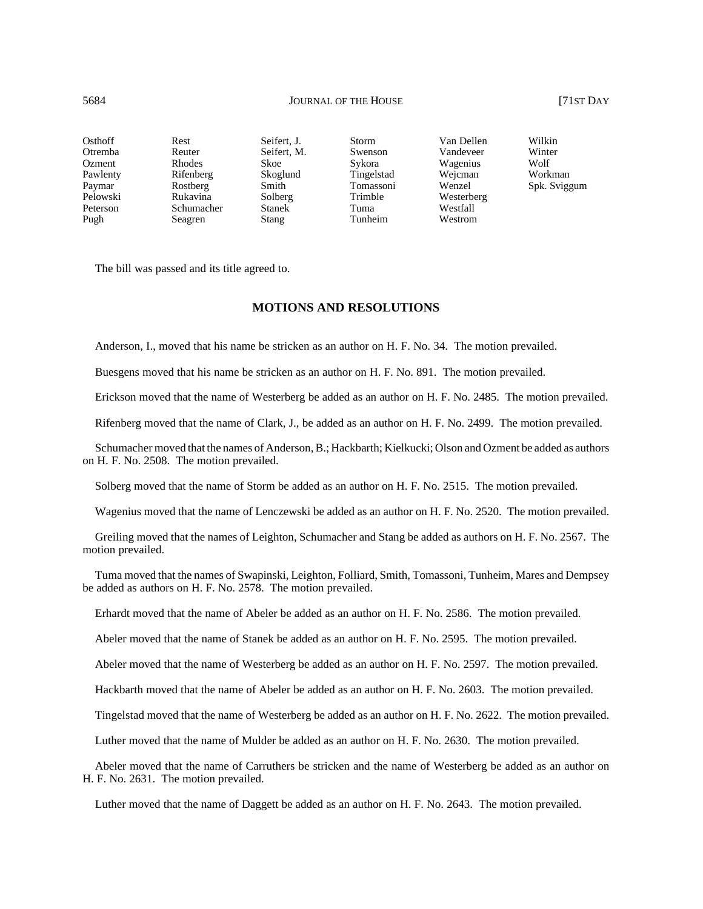| | | | | | |
|---|---|---|---|---|---|
| Osthoff | Rest | Seifert, J. | Storm | Van Dellen | Wilkin |
| Otremba | Reuter | Seifert, M. | Swenson | Vandeveer | Winter |
| Ozment | Rhodes | Skoe | Sykora | Wagenius | Wolf |
| Pawlenty | Rifenberg | Skoglund | Tingelstad | Wejcman | Workman |
| Paymar | Rostberg | Smith | Tomassoni | Wenzel | Spk. Sviggum |
| Pelowski | Rukavina | Solberg | Trimble | Westerberg | |
| Peterson | Schumacher | Stanek | Tuma | Westfall | |
| Pugh | Seagren | Stang | Tunheim | Westrom | |

The bill was passed and its title agreed to.

## MOTIONS AND RESOLUTIONS

Anderson, I., moved that his name be stricken as an author on H. F. No. 34. The motion prevailed.

Buesgens moved that his name be stricken as an author on H. F. No. 891. The motion prevailed.

Erickson moved that the name of Westerberg be added as an author on H. F. No. 2485. The motion prevailed.

Rifenberg moved that the name of Clark, J., be added as an author on H. F. No. 2499. The motion prevailed.

Schumacher moved that the names of Anderson, B.; Hackbarth; Kielkucki; Olson and Ozment be added as authors on H. F. No. 2508. The motion prevailed.

Solberg moved that the name of Storm be added as an author on H. F. No. 2515. The motion prevailed.

Wagenius moved that the name of Lenczewski be added as an author on H. F. No. 2520. The motion prevailed.

Greiling moved that the names of Leighton, Schumacher and Stang be added as authors on H. F. No. 2567. The motion prevailed.

Tuma moved that the names of Swapinski, Leighton, Folliard, Smith, Tomassoni, Tunheim, Mares and Dempsey be added as authors on H. F. No. 2578. The motion prevailed.

Erhardt moved that the name of Abeler be added as an author on H. F. No. 2586. The motion prevailed.

Abeler moved that the name of Stanek be added as an author on H. F. No. 2595. The motion prevailed.

Abeler moved that the name of Westerberg be added as an author on H. F. No. 2597. The motion prevailed.

Hackbarth moved that the name of Abeler be added as an author on H. F. No. 2603. The motion prevailed.

Tingelstad moved that the name of Westerberg be added as an author on H. F. No. 2622. The motion prevailed.

Luther moved that the name of Mulder be added as an author on H. F. No. 2630. The motion prevailed.

Abeler moved that the name of Carruthers be stricken and the name of Westerberg be added as an author on H. F. No. 2631. The motion prevailed.

Luther moved that the name of Daggett be added as an author on H. F. No. 2643. The motion prevailed.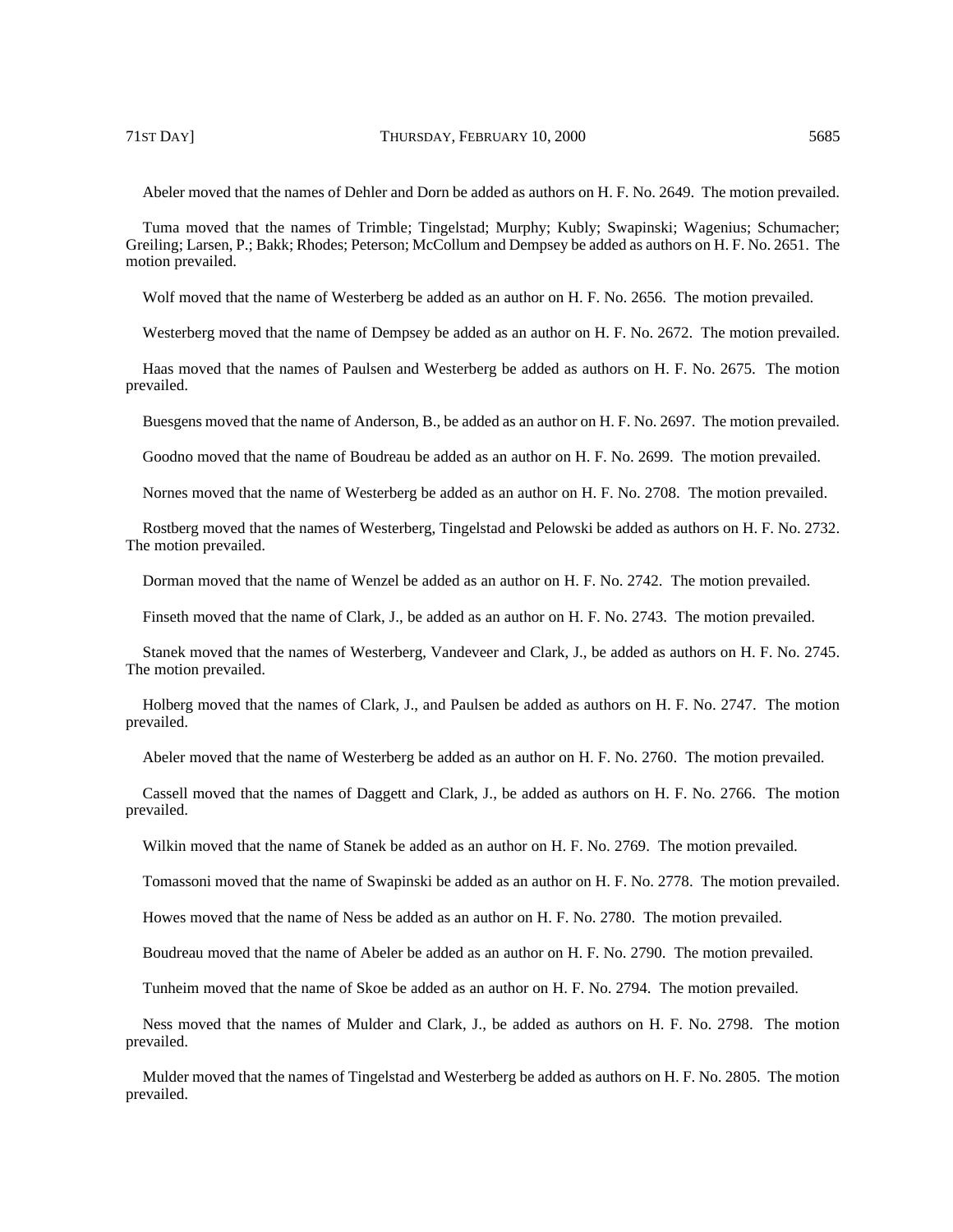Abeler moved that the names of Dehler and Dorn be added as authors on H. F. No. 2649. The motion prevailed.

Tuma moved that the names of Trimble; Tingelstad; Murphy; Kubly; Swapinski; Wagenius; Schumacher; Greiling; Larsen, P.; Bakk; Rhodes; Peterson; McCollum and Dempsey be added as authors on H. F. No. 2651. The motion prevailed.

Wolf moved that the name of Westerberg be added as an author on H. F. No. 2656. The motion prevailed.

Westerberg moved that the name of Dempsey be added as an author on H. F. No. 2672. The motion prevailed.

Haas moved that the names of Paulsen and Westerberg be added as authors on H. F. No. 2675. The motion prevailed.

Buesgens moved that the name of Anderson, B., be added as an author on H. F. No. 2697. The motion prevailed.

Goodno moved that the name of Boudreau be added as an author on H. F. No. 2699. The motion prevailed.

Nornes moved that the name of Westerberg be added as an author on H. F. No. 2708. The motion prevailed.

Rostberg moved that the names of Westerberg, Tingelstad and Pelowski be added as authors on H. F. No. 2732. The motion prevailed.

Dorman moved that the name of Wenzel be added as an author on H. F. No. 2742. The motion prevailed.

Finseth moved that the name of Clark, J., be added as an author on H. F. No. 2743. The motion prevailed.

Stanek moved that the names of Westerberg, Vandeveer and Clark, J., be added as authors on H. F. No. 2745. The motion prevailed.

Holberg moved that the names of Clark, J., and Paulsen be added as authors on H. F. No. 2747. The motion prevailed.

Abeler moved that the name of Westerberg be added as an author on H. F. No. 2760. The motion prevailed.

Cassell moved that the names of Daggett and Clark, J., be added as authors on H. F. No. 2766. The motion prevailed.

Wilkin moved that the name of Stanek be added as an author on H. F. No. 2769. The motion prevailed.

Tomassoni moved that the name of Swapinski be added as an author on H. F. No. 2778. The motion prevailed.

Howes moved that the name of Ness be added as an author on H. F. No. 2780. The motion prevailed.

Boudreau moved that the name of Abeler be added as an author on H. F. No. 2790. The motion prevailed.

Tunheim moved that the name of Skoe be added as an author on H. F. No. 2794. The motion prevailed.

Ness moved that the names of Mulder and Clark, J., be added as authors on H. F. No. 2798. The motion prevailed.

Mulder moved that the names of Tingelstad and Westerberg be added as authors on H. F. No. 2805. The motion prevailed.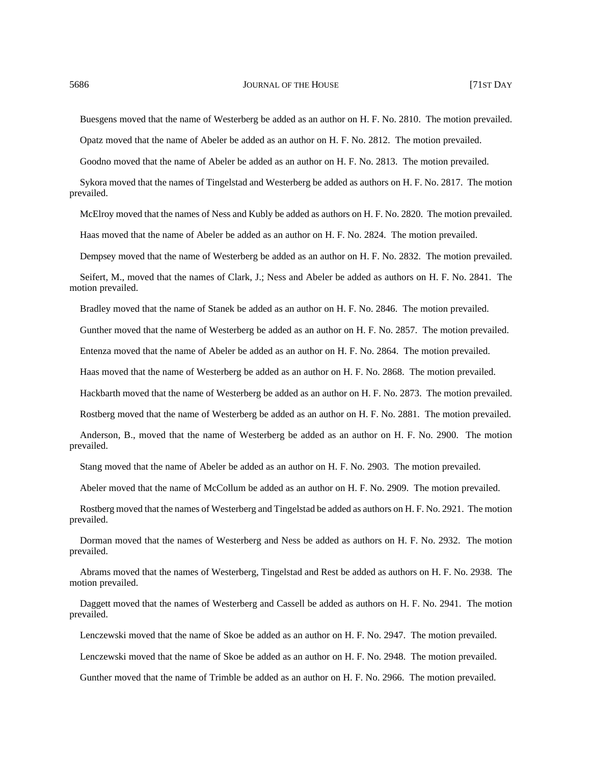Buesgens moved that the name of Westerberg be added as an author on H. F. No. 2810. The motion prevailed.

Opatz moved that the name of Abeler be added as an author on H. F. No. 2812. The motion prevailed.

Goodno moved that the name of Abeler be added as an author on H. F. No. 2813. The motion prevailed.

Sykora moved that the names of Tingelstad and Westerberg be added as authors on H. F. No. 2817. The motion prevailed.

McElroy moved that the names of Ness and Kubly be added as authors on H. F. No. 2820. The motion prevailed.

Haas moved that the name of Abeler be added as an author on H. F. No. 2824. The motion prevailed.

Dempsey moved that the name of Westerberg be added as an author on H. F. No. 2832. The motion prevailed.

Seifert, M., moved that the names of Clark, J.; Ness and Abeler be added as authors on H. F. No. 2841. The motion prevailed.

Bradley moved that the name of Stanek be added as an author on H. F. No. 2846. The motion prevailed.

Gunther moved that the name of Westerberg be added as an author on H. F. No. 2857. The motion prevailed.

Entenza moved that the name of Abeler be added as an author on H. F. No. 2864. The motion prevailed.

Haas moved that the name of Westerberg be added as an author on H. F. No. 2868. The motion prevailed.

Hackbarth moved that the name of Westerberg be added as an author on H. F. No. 2873. The motion prevailed.

Rostberg moved that the name of Westerberg be added as an author on H. F. No. 2881. The motion prevailed.

Anderson, B., moved that the name of Westerberg be added as an author on H. F. No. 2900. The motion prevailed.

Stang moved that the name of Abeler be added as an author on H. F. No. 2903. The motion prevailed.

Abeler moved that the name of McCollum be added as an author on H. F. No. 2909. The motion prevailed.

Rostberg moved that the names of Westerberg and Tingelstad be added as authors on H. F. No. 2921. The motion prevailed.

Dorman moved that the names of Westerberg and Ness be added as authors on H. F. No. 2932. The motion prevailed.

Abrams moved that the names of Westerberg, Tingelstad and Rest be added as authors on H. F. No. 2938. The motion prevailed.

Daggett moved that the names of Westerberg and Cassell be added as authors on H. F. No. 2941. The motion prevailed.

Lenczewski moved that the name of Skoe be added as an author on H. F. No. 2947. The motion prevailed.

Lenczewski moved that the name of Skoe be added as an author on H. F. No. 2948. The motion prevailed.

Gunther moved that the name of Trimble be added as an author on H. F. No. 2966. The motion prevailed.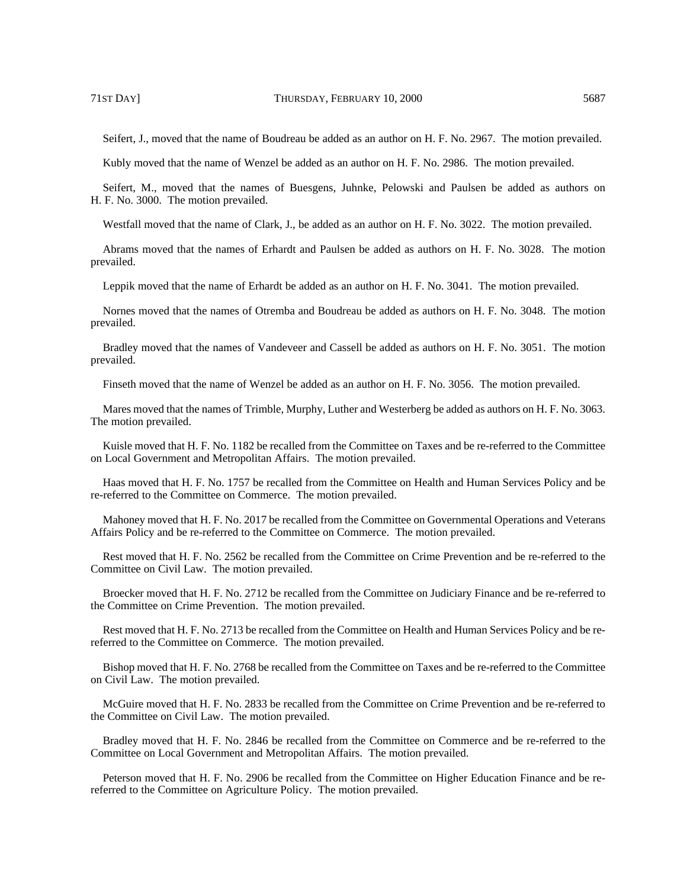Seifert, J., moved that the name of Boudreau be added as an author on H. F. No. 2967. The motion prevailed.

Kubly moved that the name of Wenzel be added as an author on H. F. No. 2986. The motion prevailed.

Seifert, M., moved that the names of Buesgens, Juhnke, Pelowski and Paulsen be added as authors on H. F. No. 3000. The motion prevailed.

Westfall moved that the name of Clark, J., be added as an author on H. F. No. 3022. The motion prevailed.

Abrams moved that the names of Erhardt and Paulsen be added as authors on H. F. No. 3028. The motion prevailed.

Leppik moved that the name of Erhardt be added as an author on H. F. No. 3041. The motion prevailed.

Nornes moved that the names of Otremba and Boudreau be added as authors on H. F. No. 3048. The motion prevailed.

Bradley moved that the names of Vandeveer and Cassell be added as authors on H. F. No. 3051. The motion prevailed.

Finseth moved that the name of Wenzel be added as an author on H. F. No. 3056. The motion prevailed.

Mares moved that the names of Trimble, Murphy, Luther and Westerberg be added as authors on H. F. No. 3063. The motion prevailed.

Kuisle moved that H. F. No. 1182 be recalled from the Committee on Taxes and be re-referred to the Committee on Local Government and Metropolitan Affairs. The motion prevailed.

Haas moved that H. F. No. 1757 be recalled from the Committee on Health and Human Services Policy and be re-referred to the Committee on Commerce. The motion prevailed.

Mahoney moved that H. F. No. 2017 be recalled from the Committee on Governmental Operations and Veterans Affairs Policy and be re-referred to the Committee on Commerce. The motion prevailed.

Rest moved that H. F. No. 2562 be recalled from the Committee on Crime Prevention and be re-referred to the Committee on Civil Law. The motion prevailed.

Broecker moved that H. F. No. 2712 be recalled from the Committee on Judiciary Finance and be re-referred to the Committee on Crime Prevention. The motion prevailed.

Rest moved that H. F. No. 2713 be recalled from the Committee on Health and Human Services Policy and be re-referred to the Committee on Commerce. The motion prevailed.

Bishop moved that H. F. No. 2768 be recalled from the Committee on Taxes and be re-referred to the Committee on Civil Law. The motion prevailed.

McGuire moved that H. F. No. 2833 be recalled from the Committee on Crime Prevention and be re-referred to the Committee on Civil Law. The motion prevailed.

Bradley moved that H. F. No. 2846 be recalled from the Committee on Commerce and be re-referred to the Committee on Local Government and Metropolitan Affairs. The motion prevailed.

Peterson moved that H. F. No. 2906 be recalled from the Committee on Higher Education Finance and be re-referred to the Committee on Agriculture Policy. The motion prevailed.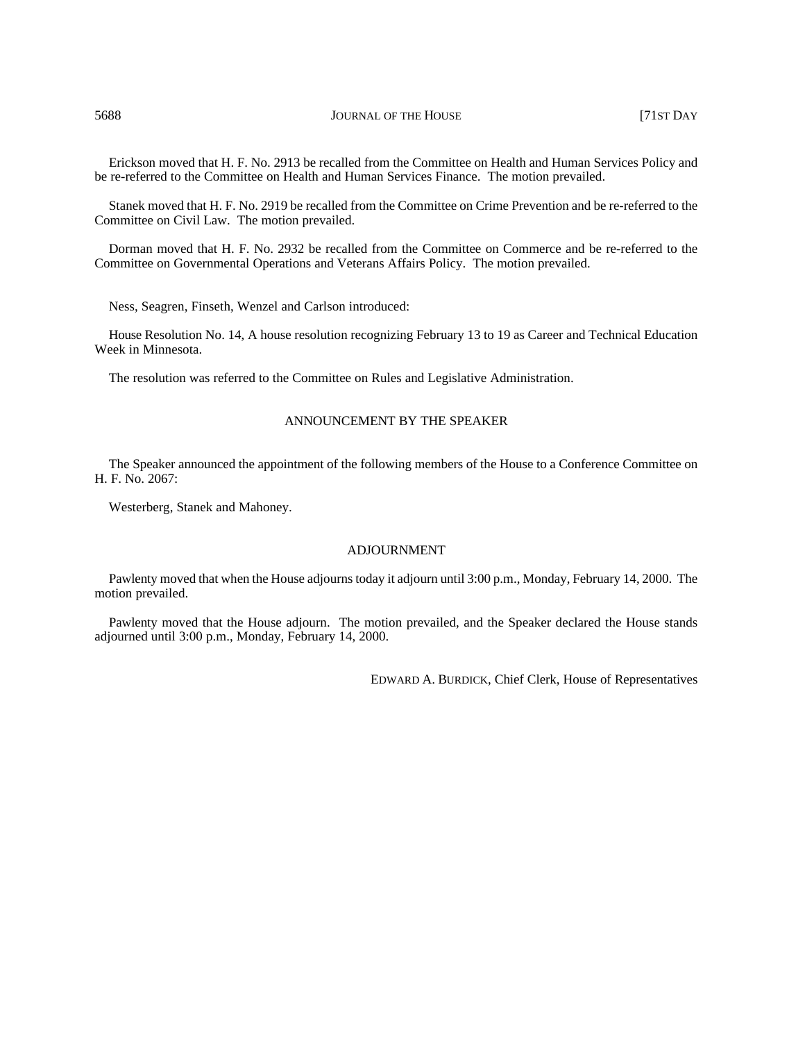Erickson moved that H. F. No. 2913 be recalled from the Committee on Health and Human Services Policy and be re-referred to the Committee on Health and Human Services Finance. The motion prevailed.

Stanek moved that H. F. No. 2919 be recalled from the Committee on Crime Prevention and be re-referred to the Committee on Civil Law. The motion prevailed.

Dorman moved that H. F. No. 2932 be recalled from the Committee on Commerce and be re-referred to the Committee on Governmental Operations and Veterans Affairs Policy. The motion prevailed.

Ness, Seagren, Finseth, Wenzel and Carlson introduced:

House Resolution No. 14, A house resolution recognizing February 13 to 19 as Career and Technical Education Week in Minnesota.

The resolution was referred to the Committee on Rules and Legislative Administration.

## ANNOUNCEMENT BY THE SPEAKER

The Speaker announced the appointment of the following members of the House to a Conference Committee on H. F. No. 2067:

Westerberg, Stanek and Mahoney.

## ADJOURNMENT

Pawlenty moved that when the House adjourns today it adjourn until 3:00 p.m., Monday, February 14, 2000. The motion prevailed.

Pawlenty moved that the House adjourn. The motion prevailed, and the Speaker declared the House stands adjourned until 3:00 p.m., Monday, February 14, 2000.

EDWARD A. BURDICK, Chief Clerk, House of Representatives